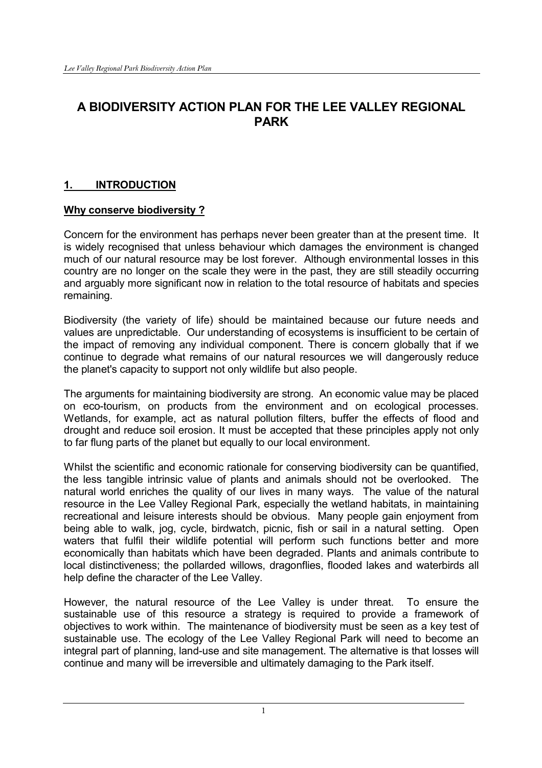# A BIODIVERSITY ACTION PLAN FOR THE LEE VALLEY REGIONAL PARK

## 1. INTRODUCTION

### Why conserve biodiversity ?

Concern for the environment has perhaps never been greater than at the present time. It is widely recognised that unless behaviour which damages the environment is changed much of our natural resource may be lost forever. Although environmental losses in this country are no longer on the scale they were in the past, they are still steadily occurring and arguably more significant now in relation to the total resource of habitats and species remaining.

Biodiversity (the variety of life) should be maintained because our future needs and values are unpredictable. Our understanding of ecosystems is insufficient to be certain of the impact of removing any individual component. There is concern globally that if we continue to degrade what remains of our natural resources we will dangerously reduce the planet's capacity to support not only wildlife but also people.

The arguments for maintaining biodiversity are strong. An economic value may be placed on eco-tourism, on products from the environment and on ecological processes. Wetlands, for example, act as natural pollution filters, buffer the effects of flood and drought and reduce soil erosion. It must be accepted that these principles apply not only to far flung parts of the planet but equally to our local environment.

Whilst the scientific and economic rationale for conserving biodiversity can be quantified, the less tangible intrinsic value of plants and animals should not be overlooked. The natural world enriches the quality of our lives in many ways. The value of the natural resource in the Lee Valley Regional Park, especially the wetland habitats, in maintaining recreational and leisure interests should be obvious. Many people gain enjoyment from being able to walk, jog, cycle, birdwatch, picnic, fish or sail in a natural setting. Open waters that fulfil their wildlife potential will perform such functions better and more economically than habitats which have been degraded. Plants and animals contribute to local distinctiveness; the pollarded willows, dragonflies, flooded lakes and waterbirds all help define the character of the Lee Valley.

However, the natural resource of the Lee Valley is under threat. To ensure the sustainable use of this resource a strategy is required to provide a framework of objectives to work within. The maintenance of biodiversity must be seen as a key test of sustainable use. The ecology of the Lee Valley Regional Park will need to become an integral part of planning, land-use and site management. The alternative is that losses will continue and many will be irreversible and ultimately damaging to the Park itself.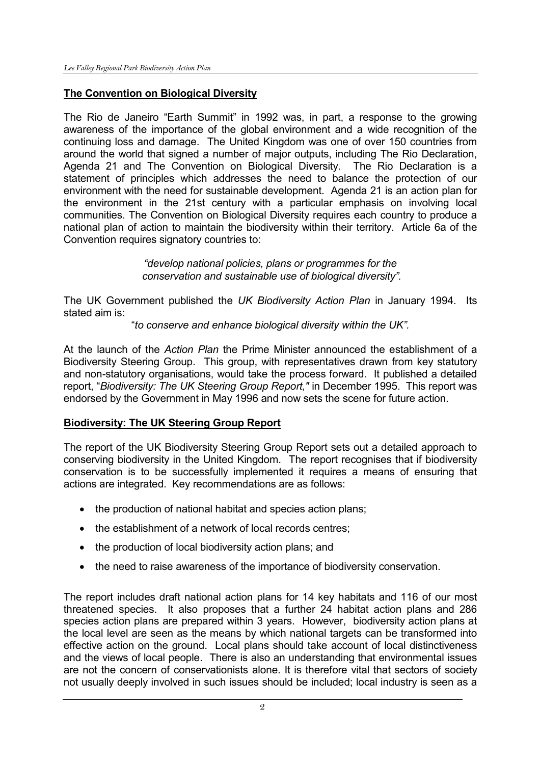## The Convention on Biological Diversity

The Rio de Janeiro "Earth Summit" in 1992 was, in part, a response to the growing awareness of the importance of the global environment and a wide recognition of the continuing loss and damage. The United Kingdom was one of over 150 countries from around the world that signed a number of major outputs, including The Rio Declaration, Agenda 21 and The Convention on Biological Diversity. The Rio Declaration is a statement of principles which addresses the need to balance the protection of our environment with the need for sustainable development. Agenda 21 is an action plan for the environment in the 21st century with a particular emphasis on involving local communities. The Convention on Biological Diversity requires each country to produce a national plan of action to maintain the biodiversity within their territory. Article 6a of the Convention requires signatory countries to:

> *"develop national policies, plans or programmes for the conservation and sustainable use of biological diversity".*

The UK Government published the *UK Biodiversity Action Plan* in January 1994. Its stated aim is:

> "*to conserve and enhance biological diversity within the UK".*

At the launch of the *Action Plan* the Prime Minister announced the establishment of a Biodiversity Steering Group. This group, with representatives drawn from key statutory and non-statutory organisations, would take the process forward. It published a detailed report, "*Biodiversity: The UK Steering Group Report,"* in December 1995. This report was endorsed by the Government in May 1996 and now sets the scene for future action.

## Biodiversity: The UK Steering Group Report

The report of the UK Biodiversity Steering Group Report sets out a detailed approach to conserving biodiversity in the United Kingdom. The report recognises that if biodiversity conservation is to be successfully implemented it requires a means of ensuring that actions are integrated. Key recommendations are as follows:

- the production of national habitat and species action plans;
- the establishment of a network of local records centres;
- the production of local biodiversity action plans; and
- the need to raise awareness of the importance of biodiversity conservation.

The report includes draft national action plans for 14 key habitats and 116 of our most threatened species. It also proposes that a further 24 habitat action plans and 286 species action plans are prepared within 3 years. However, biodiversity action plans at the local level are seen as the means by which national targets can be transformed into effective action on the ground. Local plans should take account of local distinctiveness and the views of local people. There is also an understanding that environmental issues are not the concern of conservationists alone. It is therefore vital that sectors of society not usually deeply involved in such issues should be included; local industry is seen as a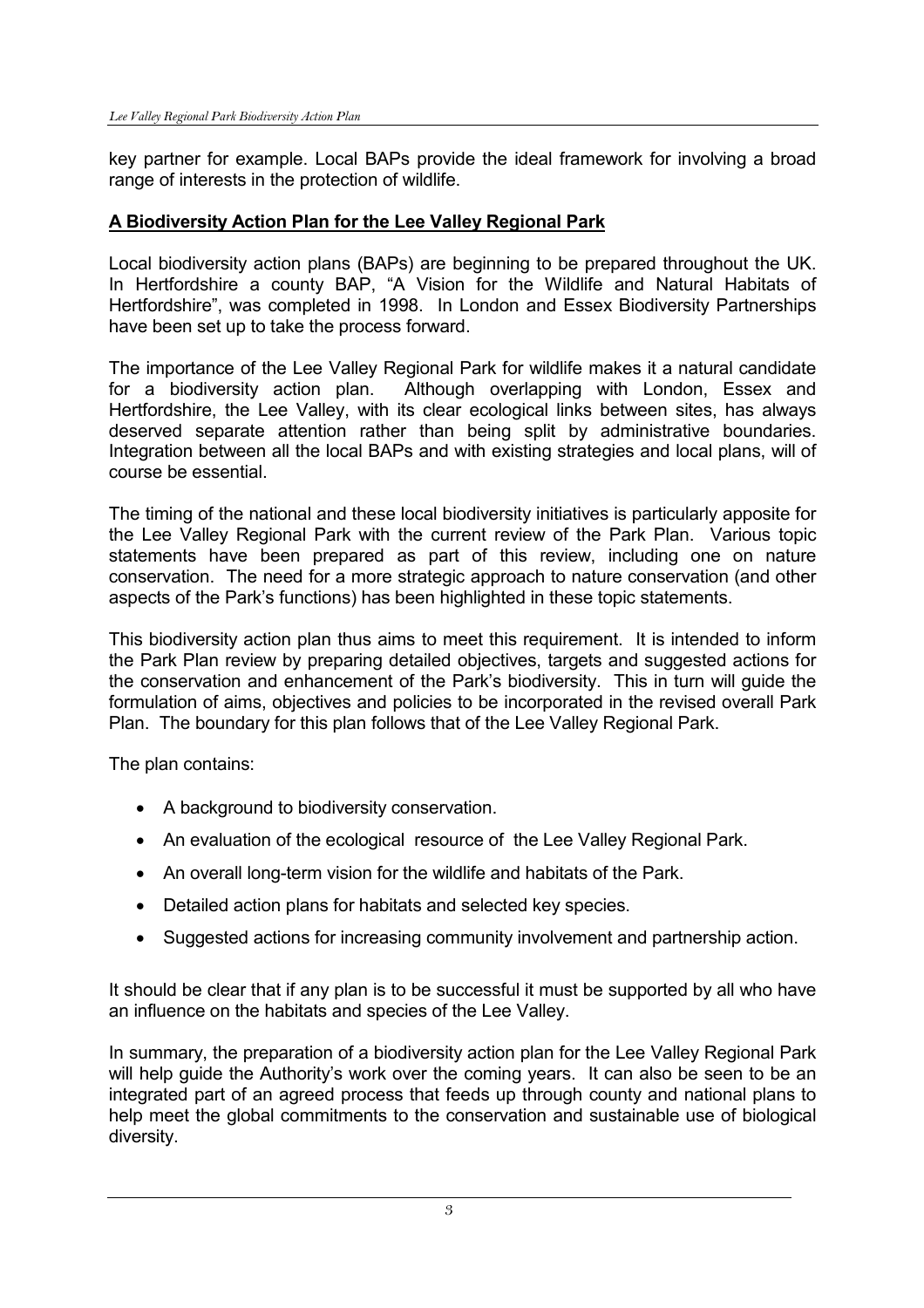key partner for example. Local BAPs provide the ideal framework for involving a broad range of interests in the protection of wildlife.

## A Biodiversity Action Plan for the Lee Valley Regional Park

Local biodiversity action plans (BAPs) are beginning to be prepared throughout the UK. In Hertfordshire a county BAP, "A Vision for the Wildlife and Natural Habitats of Hertfordshire", was completed in 1998. In London and Essex Biodiversity Partnerships have been set up to take the process forward.

The importance of the Lee Valley Regional Park for wildlife makes it a natural candidate for a biodiversity action plan. Although overlapping with London, Essex and Hertfordshire, the Lee Valley, with its clear ecological links between sites, has always deserved separate attention rather than being split by administrative boundaries. Integration between all the local BAPs and with existing strategies and local plans, will of course be essential.

The timing of the national and these local biodiversity initiatives is particularly apposite for the Lee Valley Regional Park with the current review of the Park Plan. Various topic statements have been prepared as part of this review, including one on nature conservation. The need for a more strategic approach to nature conservation (and other aspects of the Park's functions) has been highlighted in these topic statements.

This biodiversity action plan thus aims to meet this requirement. It is intended to inform the Park Plan review by preparing detailed objectives, targets and suggested actions for the conservation and enhancement of the Park's biodiversity. This in turn will guide the formulation of aims, objectives and policies to be incorporated in the revised overall Park Plan. The boundary for this plan follows that of the Lee Valley Regional Park.

The plan contains:

- A background to biodiversity conservation.
- An evaluation of the ecological resource of the Lee Valley Regional Park.
- An overall long-term vision for the wildlife and habitats of the Park.
- Detailed action plans for habitats and selected key species.
- Suggested actions for increasing community involvement and partnership action.

It should be clear that if any plan is to be successful it must be supported by all who have an influence on the habitats and species of the Lee Valley.

In summary, the preparation of a biodiversity action plan for the Lee Valley Regional Park will help guide the Authority's work over the coming years. It can also be seen to be an integrated part of an agreed process that feeds up through county and national plans to help meet the global commitments to the conservation and sustainable use of biological diversity.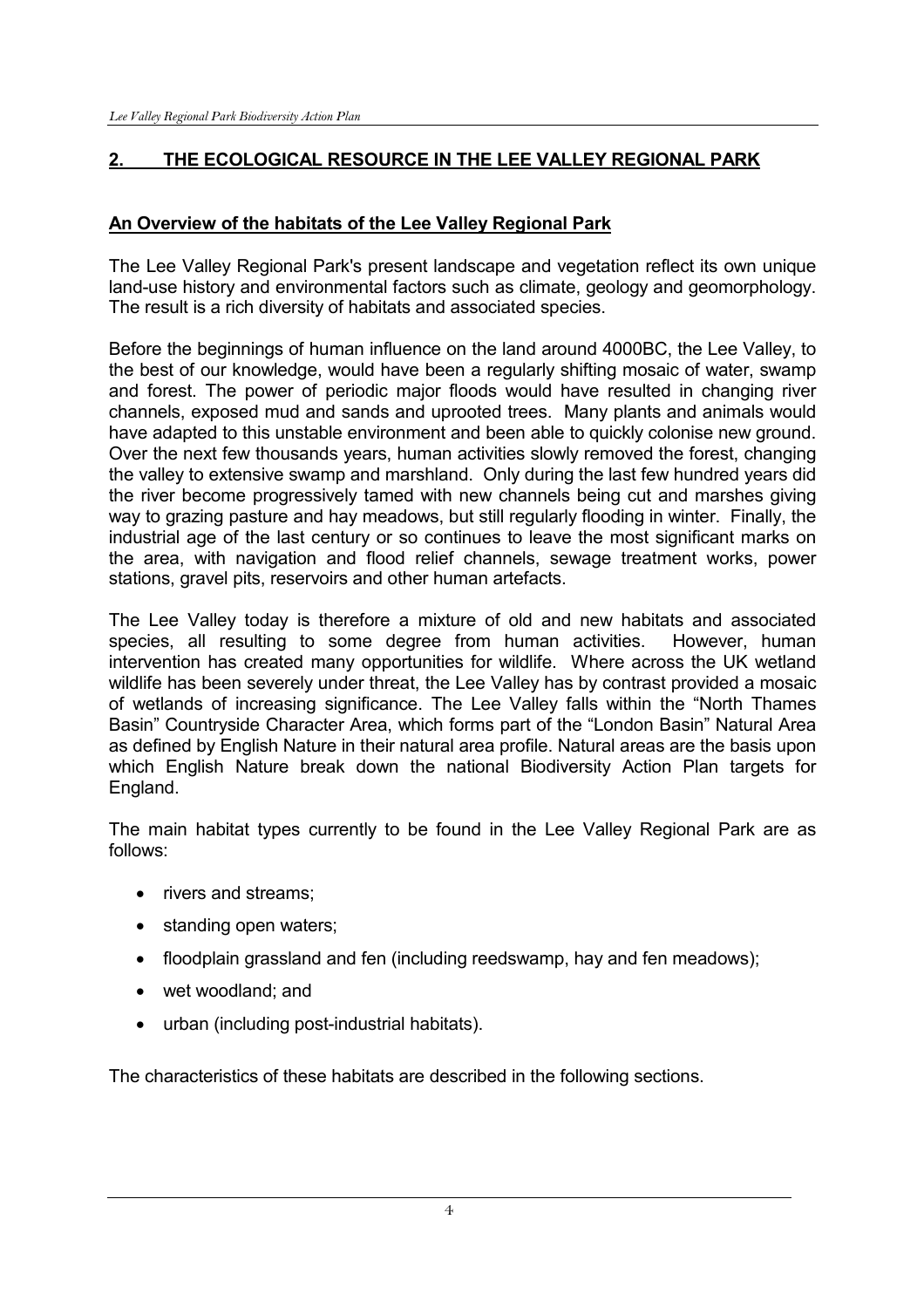## 2. THE ECOLOGICAL RESOURCE IN THE LEE VALLEY REGIONAL PARK

### An Overview of the habitats of the Lee Valley Regional Park

The Lee Valley Regional Park's present landscape and vegetation reflect its own unique land-use history and environmental factors such as climate, geology and geomorphology. The result is a rich diversity of habitats and associated species.

Before the beginnings of human influence on the land around 4000BC, the Lee Valley, to the best of our knowledge, would have been a regularly shifting mosaic of water, swamp and forest. The power of periodic major floods would have resulted in changing river channels, exposed mud and sands and uprooted trees. Many plants and animals would have adapted to this unstable environment and been able to quickly colonise new ground. Over the next few thousands years, human activities slowly removed the forest, changing the valley to extensive swamp and marshland. Only during the last few hundred years did the river become progressively tamed with new channels being cut and marshes giving way to grazing pasture and hay meadows, but still regularly flooding in winter. Finally, the industrial age of the last century or so continues to leave the most significant marks on the area, with navigation and flood relief channels, sewage treatment works, power stations, gravel pits, reservoirs and other human artefacts.

The Lee Valley today is therefore a mixture of old and new habitats and associated species, all resulting to some degree from human activities. However, human intervention has created many opportunities for wildlife. Where across the UK wetland wildlife has been severely under threat, the Lee Valley has by contrast provided a mosaic of wetlands of increasing significance. The Lee Valley falls within the "North Thames Basin" Countryside Character Area, which forms part of the "London Basin" Natural Area as defined by English Nature in their natural area profile. Natural areas are the basis upon which English Nature break down the national Biodiversity Action Plan targets for England.

The main habitat types currently to be found in the Lee Valley Regional Park are as follows:

- rivers and streams;
- standing open waters;
- floodplain grassland and fen (including reedswamp, hay and fen meadows);
- wet woodland; and
- urban (including post-industrial habitats).

The characteristics of these habitats are described in the following sections.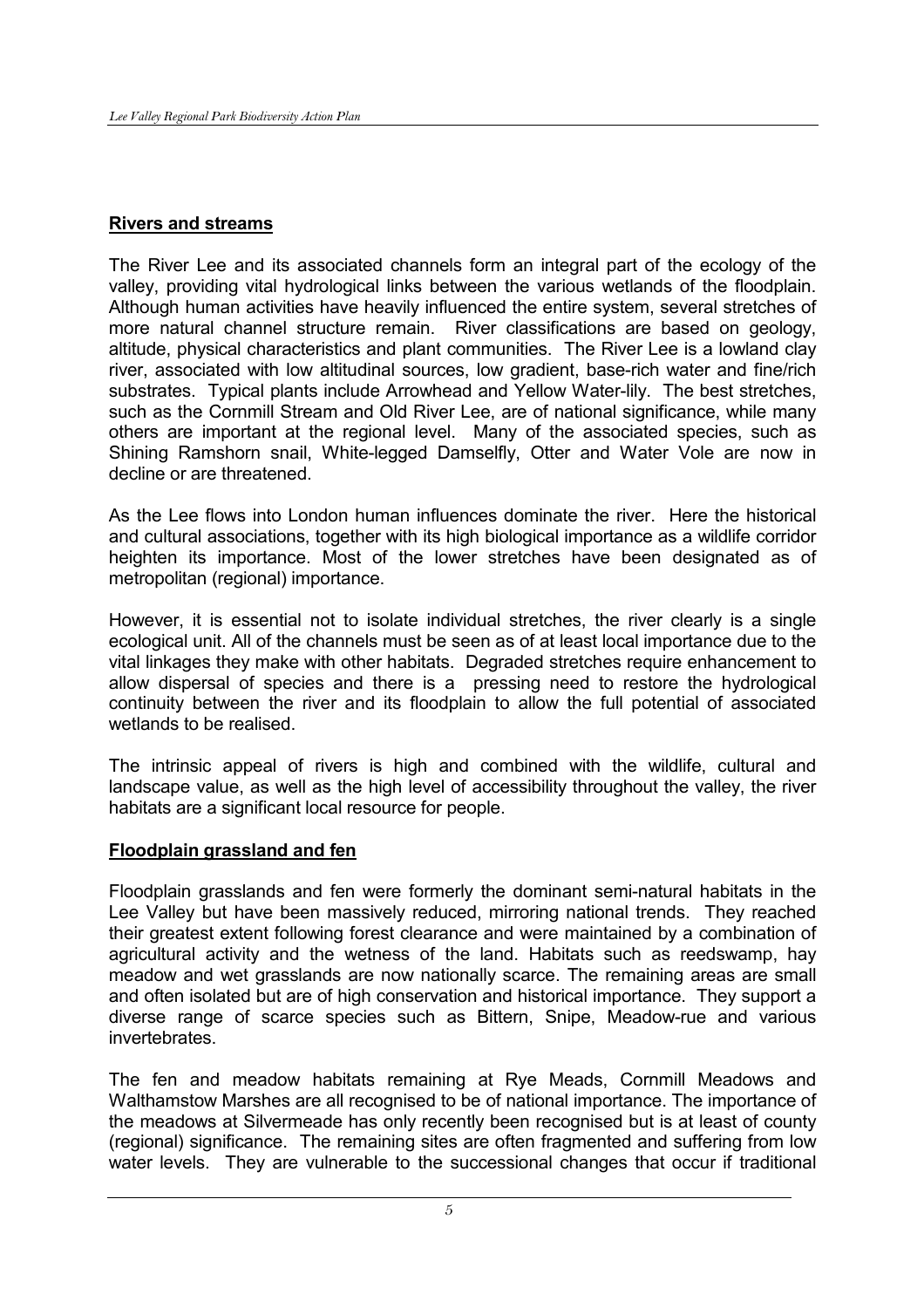## Rivers and streams

The River Lee and its associated channels form an integral part of the ecology of the valley, providing vital hydrological links between the various wetlands of the floodplain. Although human activities have heavily influenced the entire system, several stretches of more natural channel structure remain. River classifications are based on geology, altitude, physical characteristics and plant communities. The River Lee is a lowland clay river, associated with low altitudinal sources, low gradient, base-rich water and fine/rich substrates. Typical plants include Arrowhead and Yellow Water-lily. The best stretches, such as the Cornmill Stream and Old River Lee, are of national significance, while many others are important at the regional level. Many of the associated species, such as Shining Ramshorn snail, White-legged Damselfly, Otter and Water Vole are now in decline or are threatened.

As the Lee flows into London human influences dominate the river. Here the historical and cultural associations, together with its high biological importance as a wildlife corridor heighten its importance. Most of the lower stretches have been designated as of metropolitan (regional) importance.

However, it is essential not to isolate individual stretches, the river clearly is a single ecological unit. All of the channels must be seen as of at least local importance due to the vital linkages they make with other habitats. Degraded stretches require enhancement to allow dispersal of species and there is a pressing need to restore the hydrological continuity between the river and its floodplain to allow the full potential of associated wetlands to be realised.

The intrinsic appeal of rivers is high and combined with the wildlife, cultural and landscape value, as well as the high level of accessibility throughout the valley, the river habitats are a significant local resource for people.

## Floodplain grassland and fen

Floodplain grasslands and fen were formerly the dominant semi-natural habitats in the Lee Valley but have been massively reduced, mirroring national trends. They reached their greatest extent following forest clearance and were maintained by a combination of agricultural activity and the wetness of the land. Habitats such as reedswamp, hay meadow and wet grasslands are now nationally scarce. The remaining areas are small and often isolated but are of high conservation and historical importance. They support a diverse range of scarce species such as Bittern, Snipe, Meadow-rue and various invertebrates.

The fen and meadow habitats remaining at Rye Meads, Cornmill Meadows and Walthamstow Marshes are all recognised to be of national importance. The importance of the meadows at Silvermeade has only recently been recognised but is at least of county (regional) significance. The remaining sites are often fragmented and suffering from low water levels. They are vulnerable to the successional changes that occur if traditional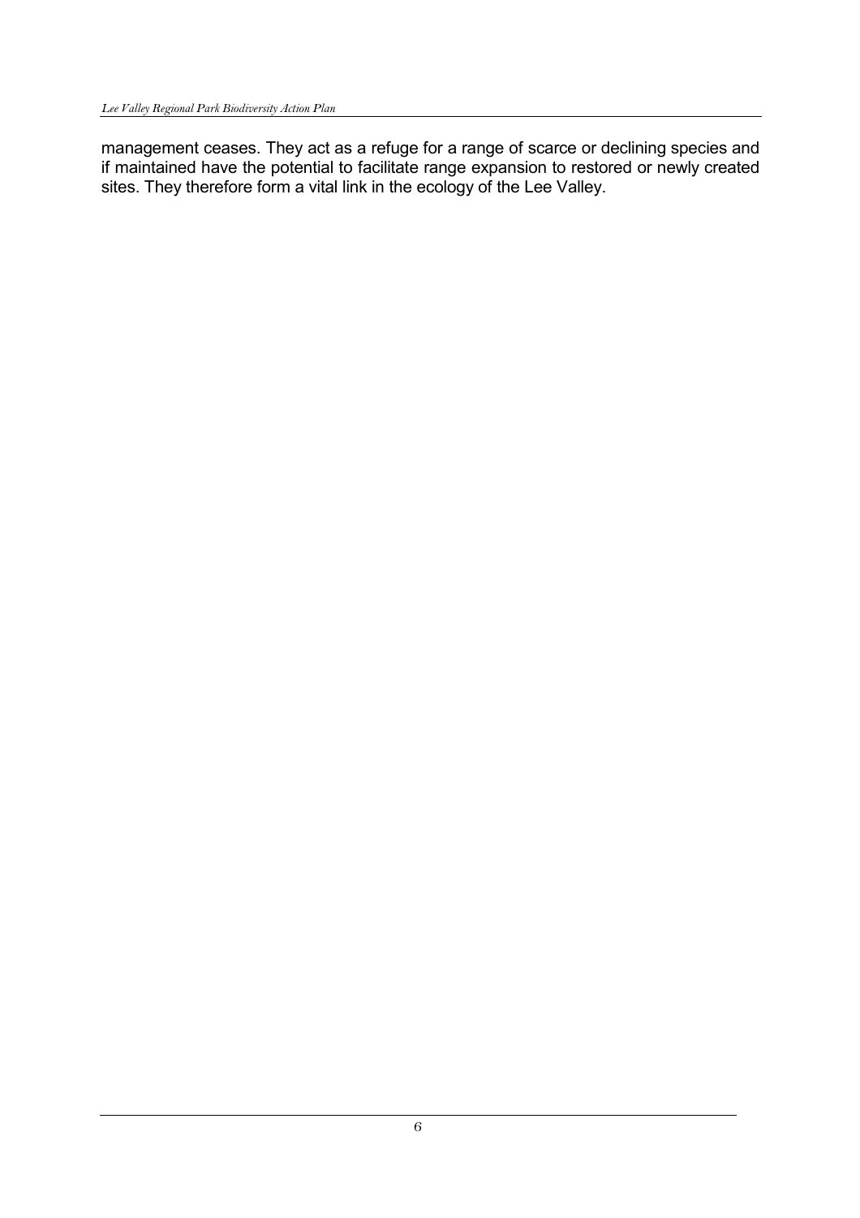management ceases. They act as a refuge for a range of scarce or declining species and if maintained have the potential to facilitate range expansion to restored or newly created sites. They therefore form a vital link in the ecology of the Lee Valley.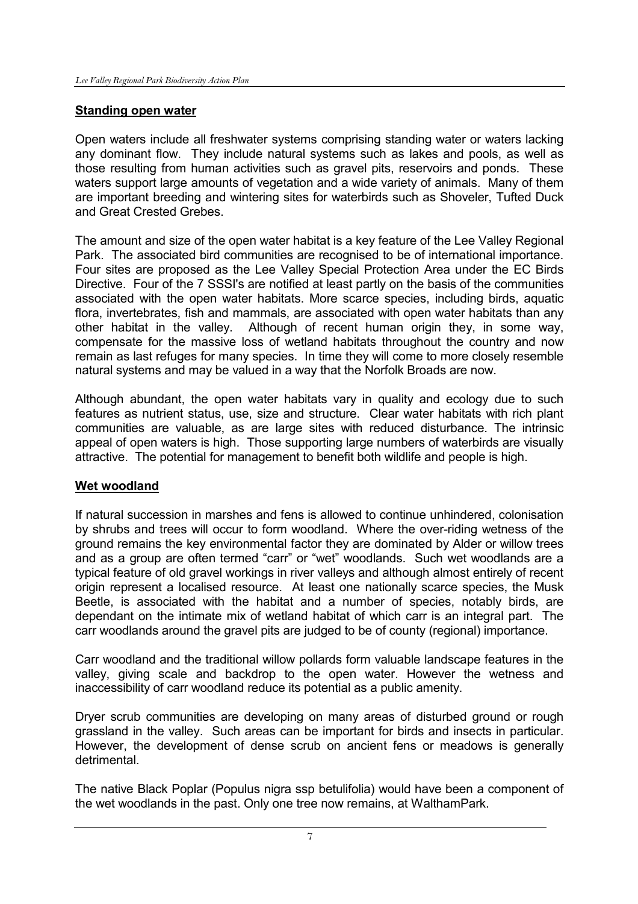## Standing open water

Open waters include all freshwater systems comprising standing water or waters lacking any dominant flow. They include natural systems such as lakes and pools, as well as those resulting from human activities such as gravel pits, reservoirs and ponds. These waters support large amounts of vegetation and a wide variety of animals. Many of them are important breeding and wintering sites for waterbirds such as Shoveler, Tufted Duck and Great Crested Grebes.

The amount and size of the open water habitat is a key feature of the Lee Valley Regional Park. The associated bird communities are recognised to be of international importance. Four sites are proposed as the Lee Valley Special Protection Area under the EC Birds Directive. Four of the 7 SSSI's are notified at least partly on the basis of the communities associated with the open water habitats. More scarce species, including birds, aquatic flora, invertebrates, fish and mammals, are associated with open water habitats than any other habitat in the valley. Although of recent human origin they, in some way, compensate for the massive loss of wetland habitats throughout the country and now remain as last refuges for many species. In time they will come to more closely resemble natural systems and may be valued in a way that the Norfolk Broads are now.

Although abundant, the open water habitats vary in quality and ecology due to such features as nutrient status, use, size and structure. Clear water habitats with rich plant communities are valuable, as are large sites with reduced disturbance. The intrinsic appeal of open waters is high. Those supporting large numbers of waterbirds are visually attractive. The potential for management to benefit both wildlife and people is high.

## Wet woodland

If natural succession in marshes and fens is allowed to continue unhindered, colonisation by shrubs and trees will occur to form woodland. Where the over-riding wetness of the ground remains the key environmental factor they are dominated by Alder or willow trees and as a group are often termed "carr" or "wet" woodlands. Such wet woodlands are a typical feature of old gravel workings in river valleys and although almost entirely of recent origin represent a localised resource. At least one nationally scarce species, the Musk Beetle, is associated with the habitat and a number of species, notably birds, are dependant on the intimate mix of wetland habitat of which carr is an integral part. The carr woodlands around the gravel pits are judged to be of county (regional) importance.

Carr woodland and the traditional willow pollards form valuable landscape features in the valley, giving scale and backdrop to the open water. However the wetness and inaccessibility of carr woodland reduce its potential as a public amenity.

Dryer scrub communities are developing on many areas of disturbed ground or rough grassland in the valley. Such areas can be important for birds and insects in particular. However, the development of dense scrub on ancient fens or meadows is generally detrimental.

The native Black Poplar (Populus nigra ssp betulifolia) would have been a component of the wet woodlands in the past. Only one tree now remains, at WalthamPark.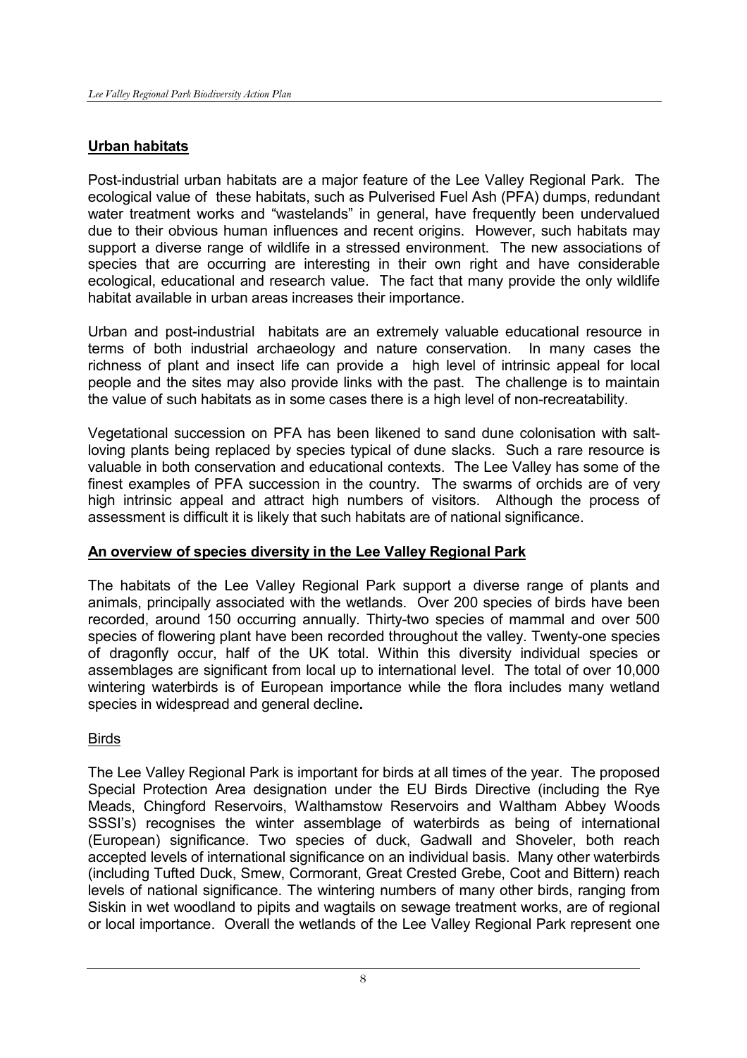## Urban habitats

Post-industrial urban habitats are a major feature of the Lee Valley Regional Park. The ecological value of these habitats, such as Pulverised Fuel Ash (PFA) dumps, redundant water treatment works and "wastelands" in general, have frequently been undervalued due to their obvious human influences and recent origins. However, such habitats may support a diverse range of wildlife in a stressed environment. The new associations of species that are occurring are interesting in their own right and have considerable ecological, educational and research value. The fact that many provide the only wildlife habitat available in urban areas increases their importance.

Urban and post-industrial habitats are an extremely valuable educational resource in terms of both industrial archaeology and nature conservation. In many cases the richness of plant and insect life can provide a high level of intrinsic appeal for local people and the sites may also provide links with the past. The challenge is to maintain the value of such habitats as in some cases there is a high level of non-recreatability.

Vegetational succession on PFA has been likened to sand dune colonisation with salt-loving plants being replaced by species typical of dune slacks. Such a rare resource is valuable in both conservation and educational contexts. The Lee Valley has some of the finest examples of PFA succession in the country. The swarms of orchids are of very high intrinsic appeal and attract high numbers of visitors. Although the process of assessment is difficult it is likely that such habitats are of national significance.

## An overview of species diversity in the Lee Valley Regional Park

The habitats of the Lee Valley Regional Park support a diverse range of plants and animals, principally associated with the wetlands. Over 200 species of birds have been recorded, around 150 occurring annually. Thirty-two species of mammal and over 500 species of flowering plant have been recorded throughout the valley. Twenty-one species of dragonfly occur, half of the UK total. Within this diversity individual species or assemblages are significant from local up to international level. The total of over 10,000 wintering waterbirds is of European importance while the flora includes many wetland species in widespread and general decline**.**

### Birds

The Lee Valley Regional Park is important for birds at all times of the year. The proposed Special Protection Area designation under the EU Birds Directive (including the Rye Meads, Chingford Reservoirs, Walthamstow Reservoirs and Waltham Abbey Woods SSSI's) recognises the winter assemblage of waterbirds as being of international (European) significance. Two species of duck, Gadwall and Shoveler, both reach accepted levels of international significance on an individual basis. Many other waterbirds (including Tufted Duck, Smew, Cormorant, Great Crested Grebe, Coot and Bittern) reach levels of national significance. The wintering numbers of many other birds, ranging from Siskin in wet woodland to pipits and wagtails on sewage treatment works, are of regional or local importance. Overall the wetlands of the Lee Valley Regional Park represent one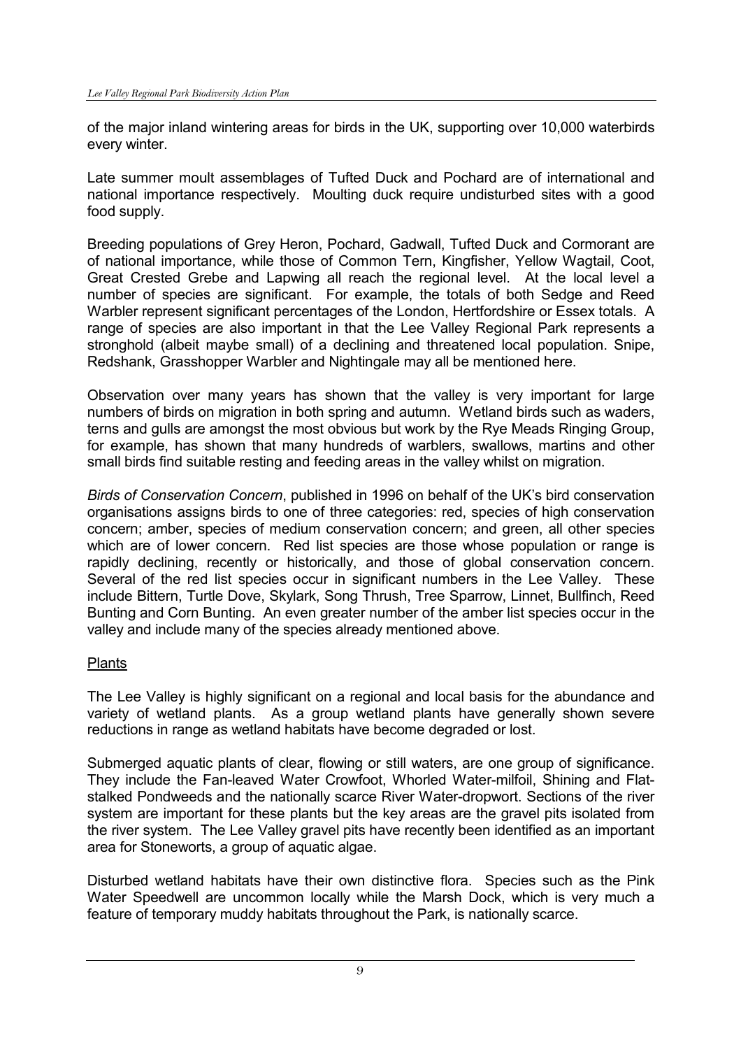of the major inland wintering areas for birds in the UK, supporting over 10,000 waterbirds every winter.

Late summer moult assemblages of Tufted Duck and Pochard are of international and national importance respectively. Moulting duck require undisturbed sites with a good food supply.

Breeding populations of Grey Heron, Pochard, Gadwall, Tufted Duck and Cormorant are of national importance, while those of Common Tern, Kingfisher, Yellow Wagtail, Coot, Great Crested Grebe and Lapwing all reach the regional level. At the local level a number of species are significant. For example, the totals of both Sedge and Reed Warbler represent significant percentages of the London, Hertfordshire or Essex totals. A range of species are also important in that the Lee Valley Regional Park represents a stronghold (albeit maybe small) of a declining and threatened local population. Snipe, Redshank, Grasshopper Warbler and Nightingale may all be mentioned here.

Observation over many years has shown that the valley is very important for large numbers of birds on migration in both spring and autumn. Wetland birds such as waders, terns and gulls are amongst the most obvious but work by the Rye Meads Ringing Group, for example, has shown that many hundreds of warblers, swallows, martins and other small birds find suitable resting and feeding areas in the valley whilst on migration.

*Birds of Conservation Concern*, published in 1996 on behalf of the UK's bird conservation organisations assigns birds to one of three categories: red, species of high conservation concern; amber, species of medium conservation concern; and green, all other species which are of lower concern. Red list species are those whose population or range is rapidly declining, recently or historically, and those of global conservation concern. Several of the red list species occur in significant numbers in the Lee Valley. These include Bittern, Turtle Dove, Skylark, Song Thrush, Tree Sparrow, Linnet, Bullfinch, Reed Bunting and Corn Bunting. An even greater number of the amber list species occur in the valley and include many of the species already mentioned above.

## Plants

The Lee Valley is highly significant on a regional and local basis for the abundance and variety of wetland plants. As a group wetland plants have generally shown severe reductions in range as wetland habitats have become degraded or lost.

Submerged aquatic plants of clear, flowing or still waters, are one group of significance. They include the Fan-leaved Water Crowfoot, Whorled Water-milfoil, Shining and Flat-stalked Pondweeds and the nationally scarce River Water-dropwort. Sections of the river system are important for these plants but the key areas are the gravel pits isolated from the river system. The Lee Valley gravel pits have recently been identified as an important area for Stoneworts, a group of aquatic algae.

Disturbed wetland habitats have their own distinctive flora. Species such as the Pink Water Speedwell are uncommon locally while the Marsh Dock, which is very much a feature of temporary muddy habitats throughout the Park, is nationally scarce.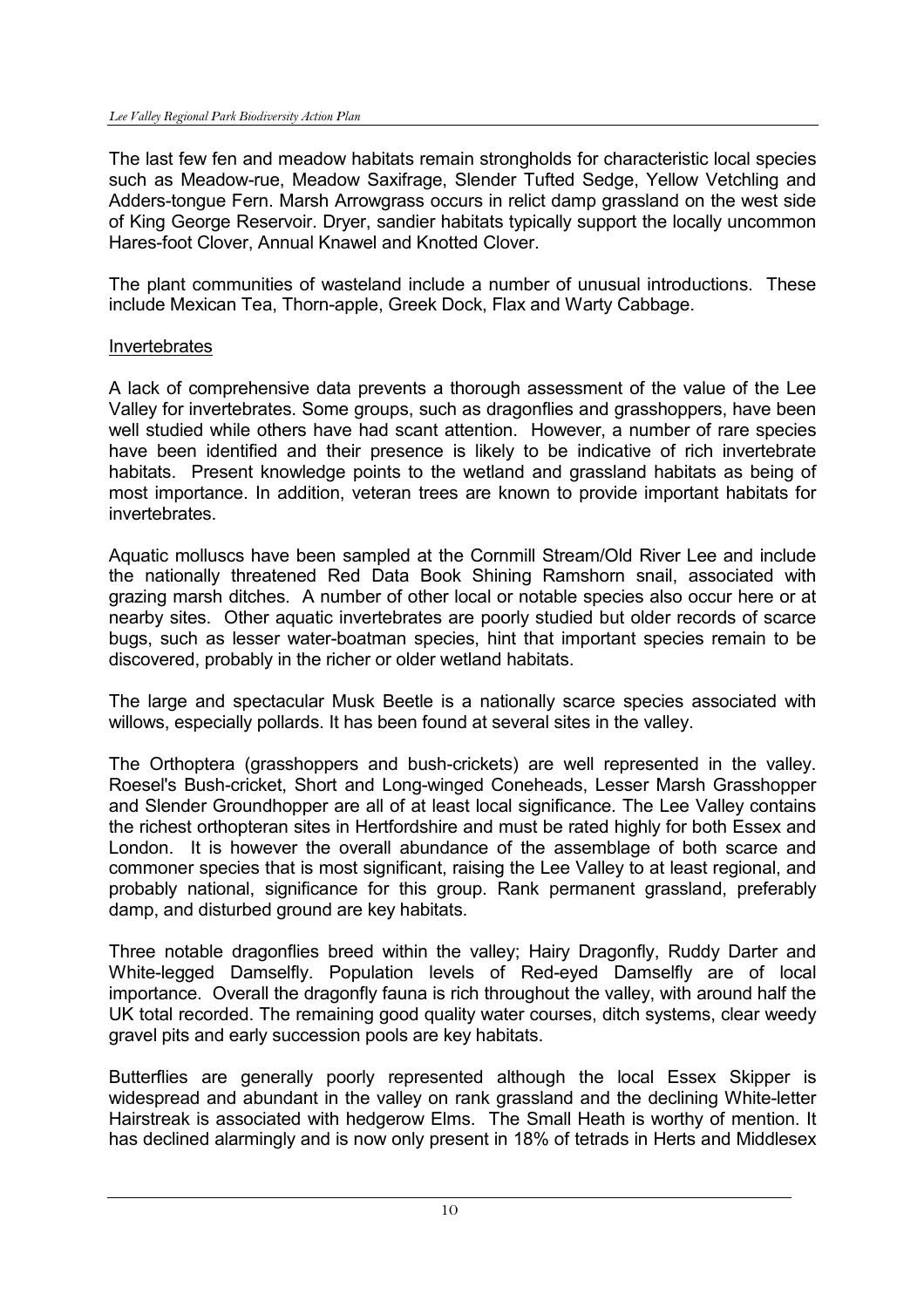The last few fen and meadow habitats remain strongholds for characteristic local species such as Meadow-rue, Meadow Saxifrage, Slender Tufted Sedge, Yellow Vetchling and Adders-tongue Fern. Marsh Arrowgrass occurs in relict damp grassland on the west side of King George Reservoir. Dryer, sandier habitats typically support the locally uncommon Hares-foot Clover, Annual Knawel and Knotted Clover.

The plant communities of wasteland include a number of unusual introductions. These include Mexican Tea, Thorn-apple, Greek Dock, Flax and Warty Cabbage.

<u>Invertebrates</u>

A lack of comprehensive data prevents a thorough assessment of the value of the Lee Valley for invertebrates. Some groups, such as dragonflies and grasshoppers, have been well studied while others have had scant attention. However, a number of rare species have been identified and their presence is likely to be indicative of rich invertebrate habitats. Present knowledge points to the wetland and grassland habitats as being of most importance. In addition, veteran trees are known to provide important habitats for invertebrates.

Aquatic molluscs have been sampled at the Cornmill Stream/Old River Lee and include the nationally threatened Red Data Book Shining Ramshorn snail, associated with grazing marsh ditches. A number of other local or notable species also occur here or at nearby sites. Other aquatic invertebrates are poorly studied but older records of scarce bugs, such as lesser water-boatman species, hint that important species remain to be discovered, probably in the richer or older wetland habitats.

The large and spectacular Musk Beetle is a nationally scarce species associated with willows, especially pollards. It has been found at several sites in the valley.

The Orthoptera (grasshoppers and bush-crickets) are well represented in the valley. Roesel's Bush-cricket, Short and Long-winged Coneheads, Lesser Marsh Grasshopper and Slender Groundhopper are all of at least local significance. The Lee Valley contains the richest orthopteran sites in Hertfordshire and must be rated highly for both Essex and London. It is however the overall abundance of the assemblage of both scarce and commoner species that is most significant, raising the Lee Valley to at least regional, and probably national, significance for this group. Rank permanent grassland, preferably damp, and disturbed ground are key habitats.

Three notable dragonflies breed within the valley; Hairy Dragonfly, Ruddy Darter and White-legged Damselfly. Population levels of Red-eyed Damselfly are of local importance. Overall the dragonfly fauna is rich throughout the valley, with around half the UK total recorded. The remaining good quality water courses, ditch systems, clear weedy gravel pits and early succession pools are key habitats.

Butterflies are generally poorly represented although the local Essex Skipper is widespread and abundant in the valley on rank grassland and the declining White-letter Hairstreak is associated with hedgerow Elms. The Small Heath is worthy of mention. It has declined alarmingly and is now only present in 18% of tetrads in Herts and Middlesex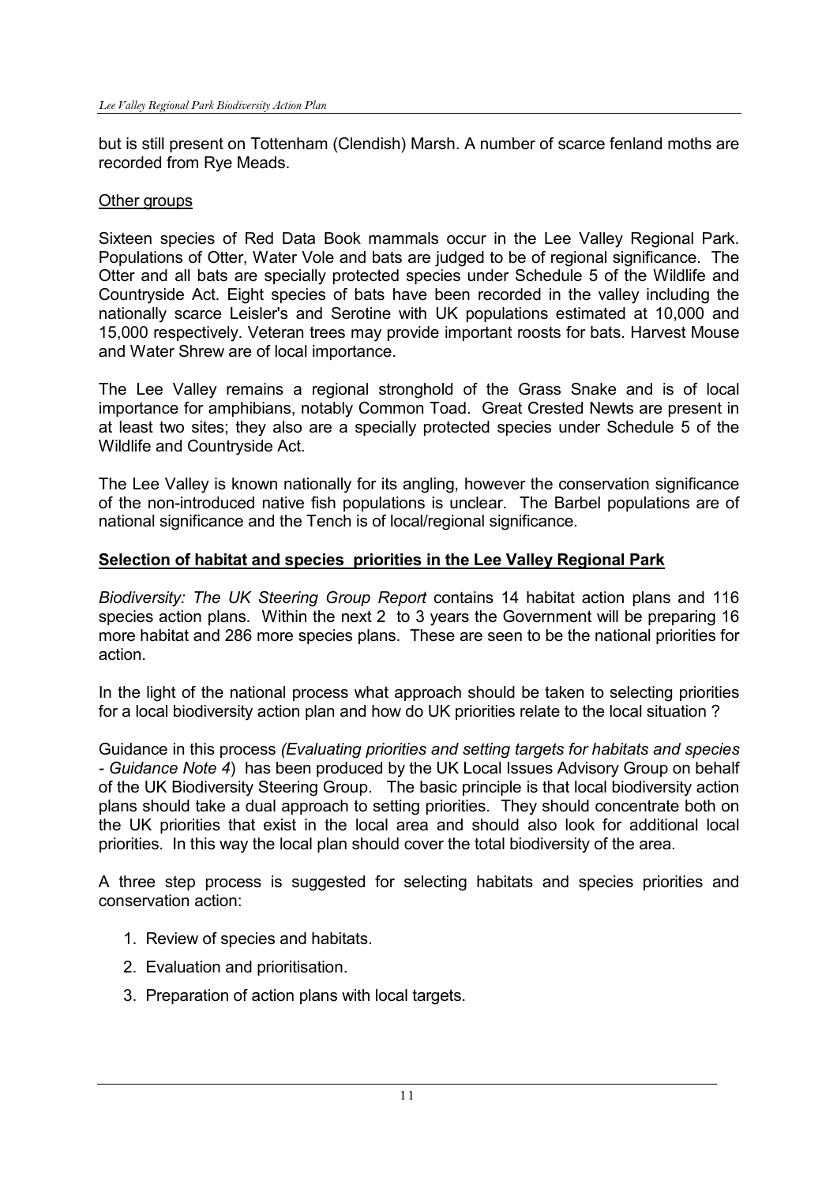but is still present on Tottenham (Clendish) Marsh. A number of scarce fenland moths are recorded from Rye Meads.

Other groups

Sixteen species of Red Data Book mammals occur in the Lee Valley Regional Park. Populations of Otter, Water Vole and bats are judged to be of regional significance. The Otter and all bats are specially protected species under Schedule 5 of the Wildlife and Countryside Act. Eight species of bats have been recorded in the valley including the nationally scarce Leisler's and Serotine with UK populations estimated at 10,000 and 15,000 respectively. Veteran trees may provide important roosts for bats. Harvest Mouse and Water Shrew are of local importance.

The Lee Valley remains a regional stronghold of the Grass Snake and is of local importance for amphibians, notably Common Toad. Great Crested Newts are present in at least two sites; they also are a specially protected species under Schedule 5 of the Wildlife and Countryside Act.

The Lee Valley is known nationally for its angling, however the conservation significance of the non-introduced native fish populations is unclear. The Barbel populations are of national significance and the Tench is of local/regional significance.

## Selection of habitat and species priorities in the Lee Valley Regional Park

*Biodiversity: The UK Steering Group Report* contains 14 habitat action plans and 116 species action plans. Within the next 2 to 3 years the Government will be preparing 16 more habitat and 286 more species plans. These are seen to be the national priorities for action.

In the light of the national process what approach should be taken to selecting priorities for a local biodiversity action plan and how do UK priorities relate to the local situation ?

Guidance in this process *(Evaluating priorities and setting targets for habitats and species - Guidance Note 4*) has been produced by the UK Local Issues Advisory Group on behalf of the UK Biodiversity Steering Group. The basic principle is that local biodiversity action plans should take a dual approach to setting priorities. They should concentrate both on the UK priorities that exist in the local area and should also look for additional local priorities. In this way the local plan should cover the total biodiversity of the area.

A three step process is suggested for selecting habitats and species priorities and conservation action:

1. Review of species and habitats.
2. Evaluation and prioritisation.
3. Preparation of action plans with local targets.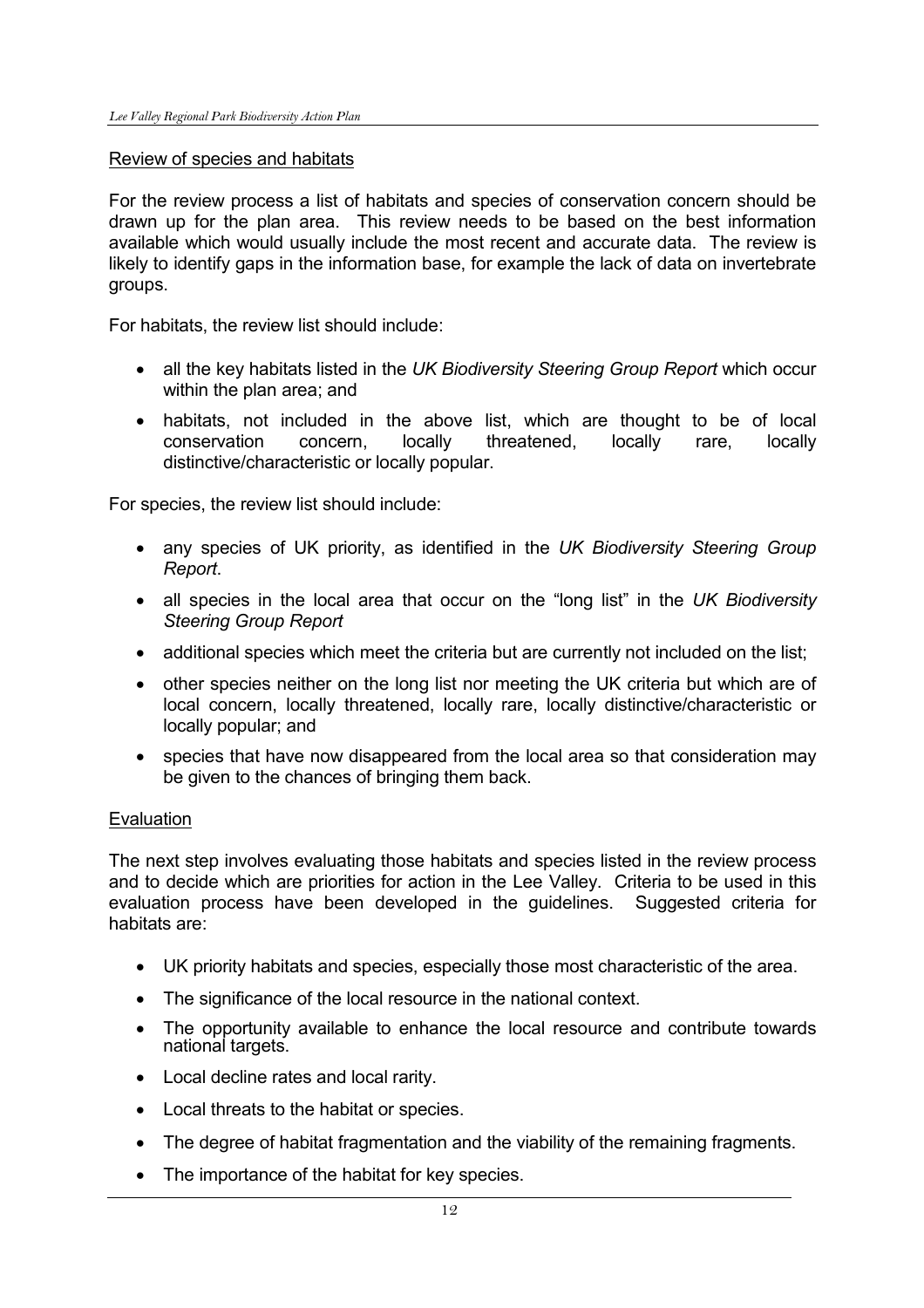## Review of species and habitats

For the review process a list of habitats and species of conservation concern should be drawn up for the plan area. This review needs to be based on the best information available which would usually include the most recent and accurate data. The review is likely to identify gaps in the information base, for example the lack of data on invertebrate groups.

For habitats, the review list should include:

- all the key habitats listed in the *UK Biodiversity Steering Group Report* which occur within the plan area; and
- habitats, not included in the above list, which are thought to be of local conservation concern, locally threatened, locally rare, locally distinctive/characteristic or locally popular.

For species, the review list should include:

- any species of UK priority, as identified in the *UK Biodiversity Steering Group Report*.
- all species in the local area that occur on the "long list" in the *UK Biodiversity Steering Group Report*
- additional species which meet the criteria but are currently not included on the list;
- other species neither on the long list nor meeting the UK criteria but which are of local concern, locally threatened, locally rare, locally distinctive/characteristic or locally popular; and
- species that have now disappeared from the local area so that consideration may be given to the chances of bringing them back.

## Evaluation

The next step involves evaluating those habitats and species listed in the review process and to decide which are priorities for action in the Lee Valley. Criteria to be used in this evaluation process have been developed in the guidelines. Suggested criteria for habitats are:

- UK priority habitats and species, especially those most characteristic of the area.
- The significance of the local resource in the national context.
- The opportunity available to enhance the local resource and contribute towards national targets.
- Local decline rates and local rarity.
- Local threats to the habitat or species.
- The degree of habitat fragmentation and the viability of the remaining fragments.
- The importance of the habitat for key species.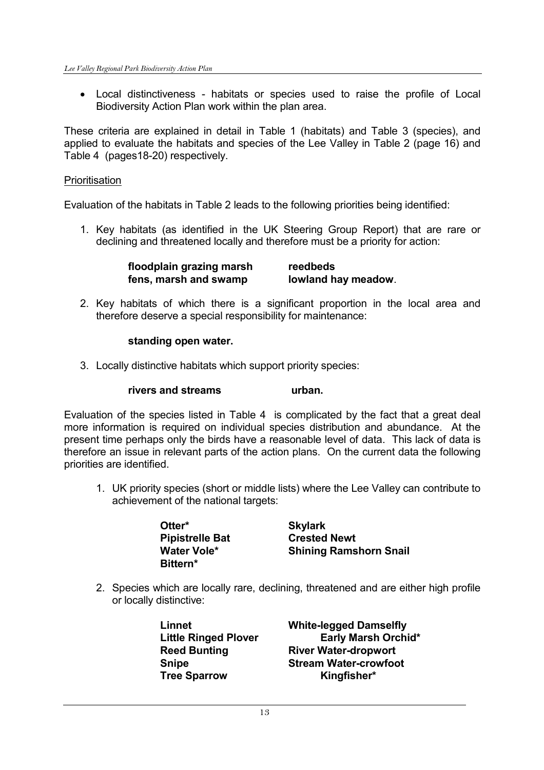- Local distinctiveness - habitats or species used to raise the profile of Local Biodiversity Action Plan work within the plan area.

These criteria are explained in detail in Table 1 (habitats) and Table 3 (species), and applied to evaluate the habitats and species of the Lee Valley in Table 2 (page 16) and Table 4 (pages18-20) respectively.

<u>Prioritisation</u>

Evaluation of the habitats in Table 2 leads to the following priorities being identified:

1. Key habitats (as identified in the UK Steering Group Report) that are rare or declining and threatened locally and therefore must be a priority for action:

   **floodplain grazing marsh**
   **fens, marsh and swamp**
   **reedbeds**
   **lowland hay meadow**.

2. Key habitats of which there is a significant proportion in the local area and therefore deserve a special responsibility for maintenance:

   **standing open water.**

3. Locally distinctive habitats which support priority species:

   **rivers and streams**
   **urban.**

Evaluation of the species listed in Table 4 is complicated by the fact that a great deal more information is required on individual species distribution and abundance. At the present time perhaps only the birds have a reasonable level of data. This lack of data is therefore an issue in relevant parts of the action plans. On the current data the following priorities are identified.

1. UK priority species (short or middle lists) where the Lee Valley can contribute to achievement of the national targets:

   **Otter***
   **Pipistrelle Bat**
   **Water Vole***
   **Bittern***
   **Skylark**
   **Crested Newt**
   **Shining Ramshorn Snail**

2. Species which are locally rare, declining, threatened and are either high profile or locally distinctive:

   **Linnet**
   **Little Ringed Plover**
   **Reed Bunting**
   **Snipe**
   **Tree Sparrow**
   **White-legged Damselfly**
   **Early Marsh Orchid***
   **River Water-dropwort**
   **Stream Water-crowfoot**
   **Kingfisher***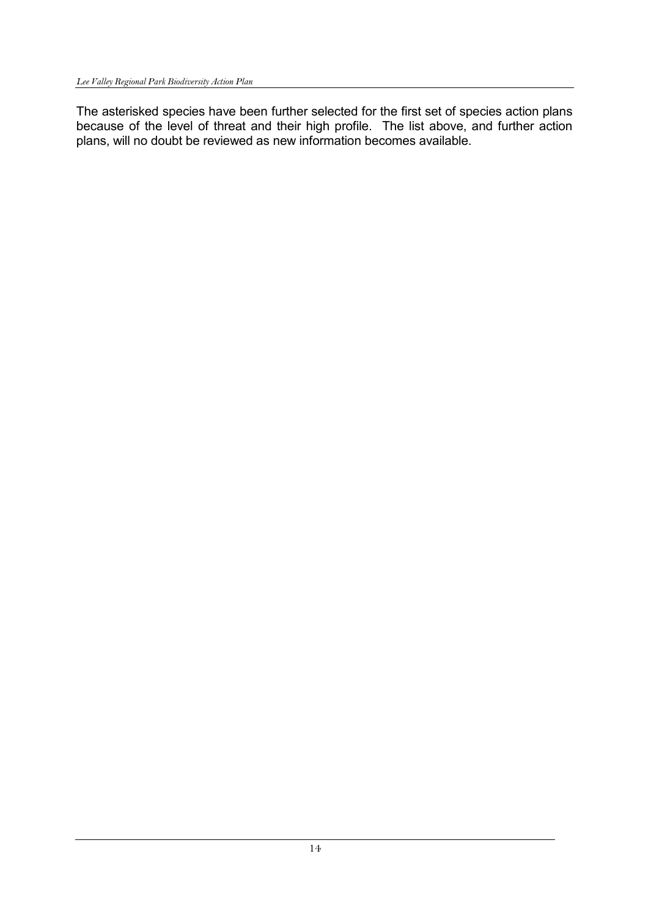The asterisked species have been further selected for the first set of species action plans because of the level of threat and their high profile. The list above, and further action plans, will no doubt be reviewed as new information becomes available.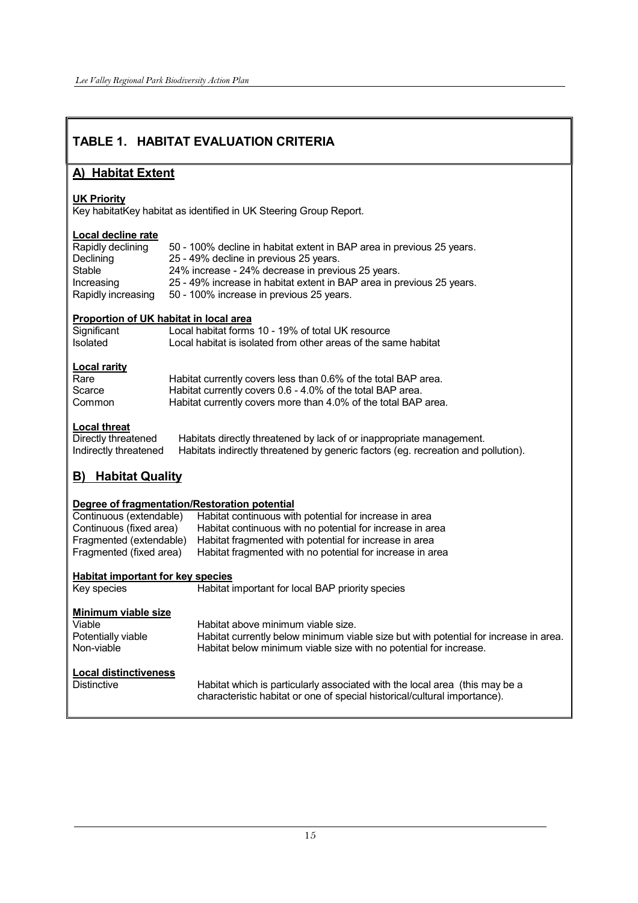## TABLE 1. HABITAT EVALUATION CRITERIA

### A) Habitat Extent

**UK Priority**

Key habitatKey habitat as identified in UK Steering Group Report.

**Local decline rate**

| | |
|---|---|
| Rapidly declining | 50 - 100% decline in habitat extent in BAP area in previous 25 years. |
| Declining | 25 - 49% decline in previous 25 years. |
| Stable | 24% increase - 24% decrease in previous 25 years. |
| Increasing | 25 - 49% increase in habitat extent in BAP area in previous 25 years. |
| Rapidly increasing | 50 - 100% increase in previous 25 years. |

**Proportion of UK habitat in local area**

| | |
|---|---|
| Significant | Local habitat forms 10 - 19% of total UK resource |
| Isolated | Local habitat is isolated from other areas of the same habitat |

**Local rarity**

| | |
|---|---|
| Rare | Habitat currently covers less than 0.6% of the total BAP area. |
| Scarce | Habitat currently covers 0.6 - 4.0% of the total BAP area. |
| Common | Habitat currently covers more than 4.0% of the total BAP area. |

**Local threat**

| | |
|---|---|
| Directly threatened | Habitats directly threatened by lack of or inappropriate management. |
| Indirectly threatened | Habitats indirectly threatened by generic factors (eg. recreation and pollution). |

### B) Habitat Quality

**Degree of fragmentation/Restoration potential**

| | |
|---|---|
| Continuous (extendable) | Habitat continuous with potential for increase in area |
| Continuous (fixed area) | Habitat continuous with no potential for increase in area |
| Fragmented (extendable) | Habitat fragmented with potential for increase in area |
| Fragmented (fixed area) | Habitat fragmented with no potential for increase in area |

**Habitat important for key species**

| | |
|---|---|
| Key species | Habitat important for local BAP priority species |

**Minimum viable size**

| | |
|---|---|
| Viable | Habitat above minimum viable size. |
| Potentially viable | Habitat currently below minimum viable size but with potential for increase in area. |
| Non-viable | Habitat below minimum viable size with no potential for increase. |

**Local distinctiveness**

| | |
|---|---|
| Distinctive | Habitat which is particularly associated with the local area (this may be a characteristic habitat or one of special historical/cultural importance). |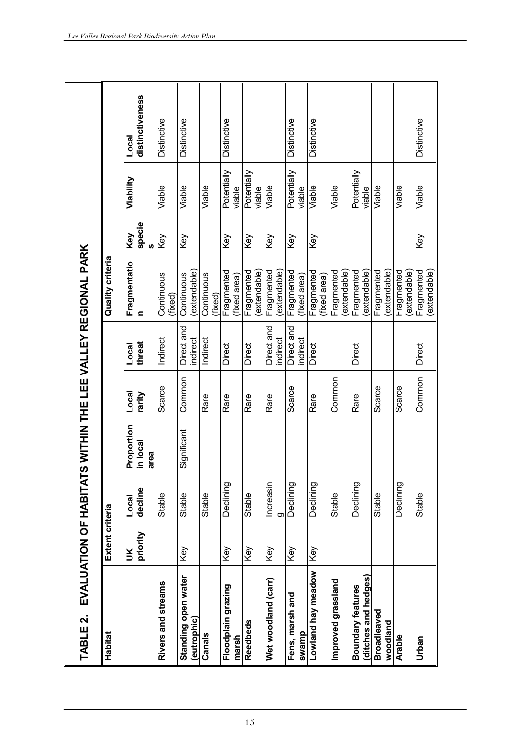## TABLE 2. EVALUATION OF HABITATS WITHIN THE LEE VALLEY REGIONAL PARK

| Habitat | Extent criteria | | | | Quality criteria | | | | |
|---|---|---|---|---|---|---|---|---|---|
| | UK priority | Local decline | Proportion in local area | Local rarity | Local threat | Fragmentation | Key species | Viability | Local distinctiveness |
| **Rivers and streams** | | Stable | | Scarce | Indirect | Continuous (fixed) | Key | Viable | Distinctive |
| **Standing open water (eutrophic)** | Key | Stable | Significant | Common | Direct and indirect | Continuous (extendable) | Key | Viable | Distinctive |
| **Canals** | | Stable | | Rare | Indirect | Continuous (fixed) | | Viable | |
| **Floodplain grazing marsh** | Key | Declining | | Rare | Direct | Fragmented (fixed area) | Key | Potentially viable | Distinctive |
| **Reedbeds** | Key | Stable | | Rare | Direct | Fragmented (extendable) | Key | Potentially viable | |
| **Wet woodland (carr)** | Key | Increasing | | Rare | Direct and indirect | Fragmented (extendable) | Key | Viable | |
| **Fens, marsh and swamp** | Key | Declining | | Scarce | Direct and indirect | Fragmented (fixed area) | Key | Potentially viable | Distinctive |
| **Lowland hay meadow** | Key | Declining | | Rare | Direct | Fragmented (fixed area) | Key | Viable | Distinctive |
| **Improved grassland** | | Stable | | Common | | Fragmented (extendable) | | Viable | |
| **Boundary features (ditches and hedges)** | | Declining | | Rare | Direct | Fragmented (extendable) | | Potentially viable | |
| **Broadleaved woodland** | | Stable | | Scarce | | Fragmented (extendable) | | Viable | |
| **Arable** | | Declining | | Scarce | | Fragmented (extendable) | | Viable | |
| **Urban** | | Stable | | Common | Direct | Fragmented (extendable) | Key | Viable | Distinctive |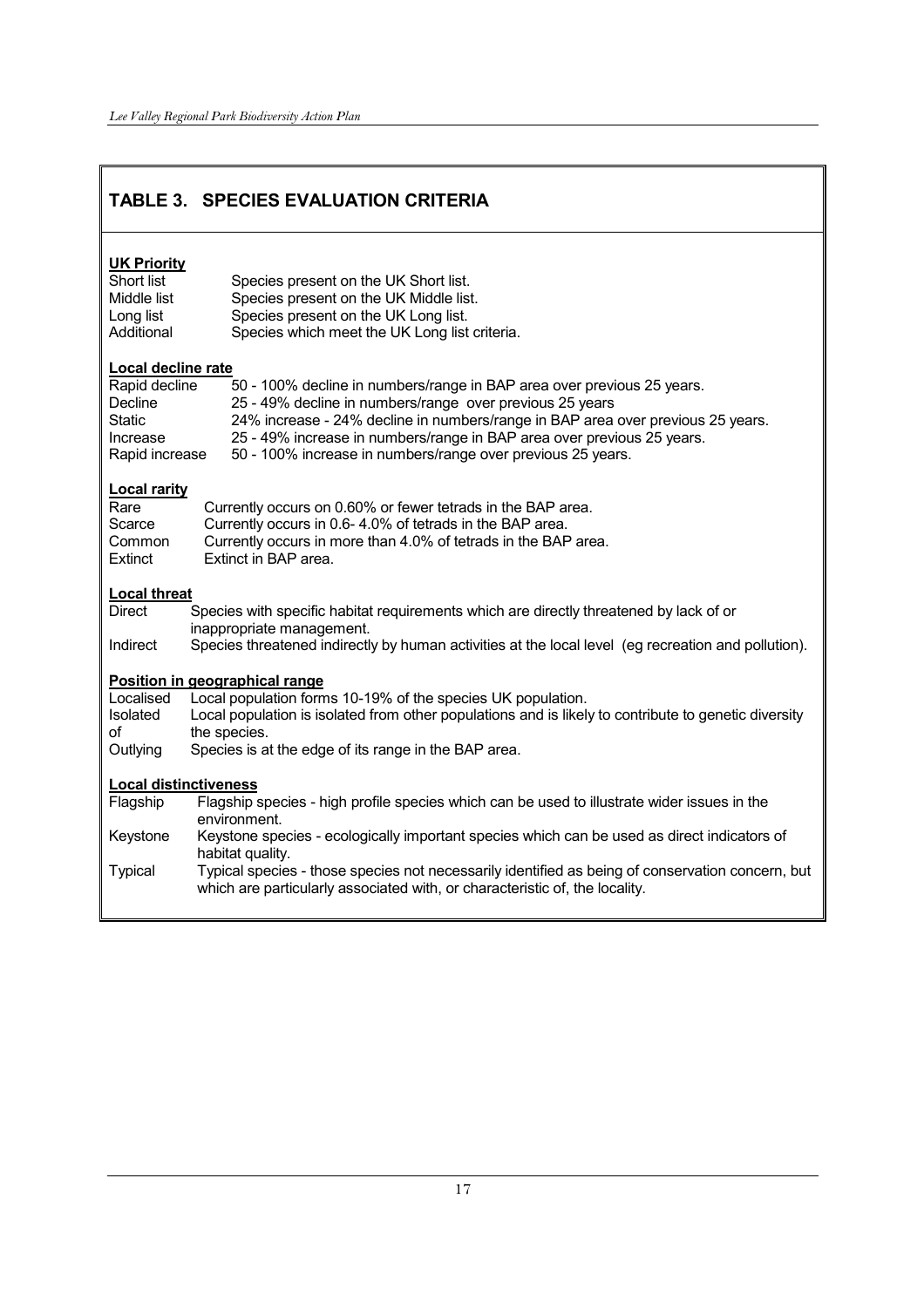## TABLE 3. SPECIES EVALUATION CRITERIA

**UK Priority**

| | |
|---|---|
| Short list | Species present on the UK Short list. |
| Middle list | Species present on the UK Middle list. |
| Long list | Species present on the UK Long list. |
| Additional | Species which meet the UK Long list criteria. |

**Local decline rate**

| | |
|---|---|
| Rapid decline | 50 - 100% decline in numbers/range in BAP area over previous 25 years. |
| Decline | 25 - 49% decline in numbers/range over previous 25 years |
| Static | 24% increase - 24% decline in numbers/range in BAP area over previous 25 years. |
| Increase | 25 - 49% increase in numbers/range in BAP area over previous 25 years. |
| Rapid increase | 50 - 100% increase in numbers/range over previous 25 years. |

**Local rarity**

| | |
|---|---|
| Rare | Currently occurs on 0.60% or fewer tetrads in the BAP area. |
| Scarce | Currently occurs in 0.6- 4.0% of tetrads in the BAP area. |
| Common | Currently occurs in more than 4.0% of tetrads in the BAP area. |
| Extinct | Extinct in BAP area. |

**Local threat**

| | |
|---|---|
| Direct | Species with specific habitat requirements which are directly threatened by lack of or inappropriate management. |
| Indirect | Species threatened indirectly by human activities at the local level (eg recreation and pollution). |

**Position in geographical range**

| | |
|---|---|
| Localised | Local population forms 10-19% of the species UK population. |
| Isolated of | Local population is isolated from other populations and is likely to contribute to genetic diversity the species. |
| Outlying | Species is at the edge of its range in the BAP area. |

**Local distinctiveness**

| | |
|---|---|
| Flagship | Flagship species - high profile species which can be used to illustrate wider issues in the environment. |
| Keystone | Keystone species - ecologically important species which can be used as direct indicators of habitat quality. |
| Typical | Typical species - those species not necessarily identified as being of conservation concern, but which are particularly associated with, or characteristic of, the locality. |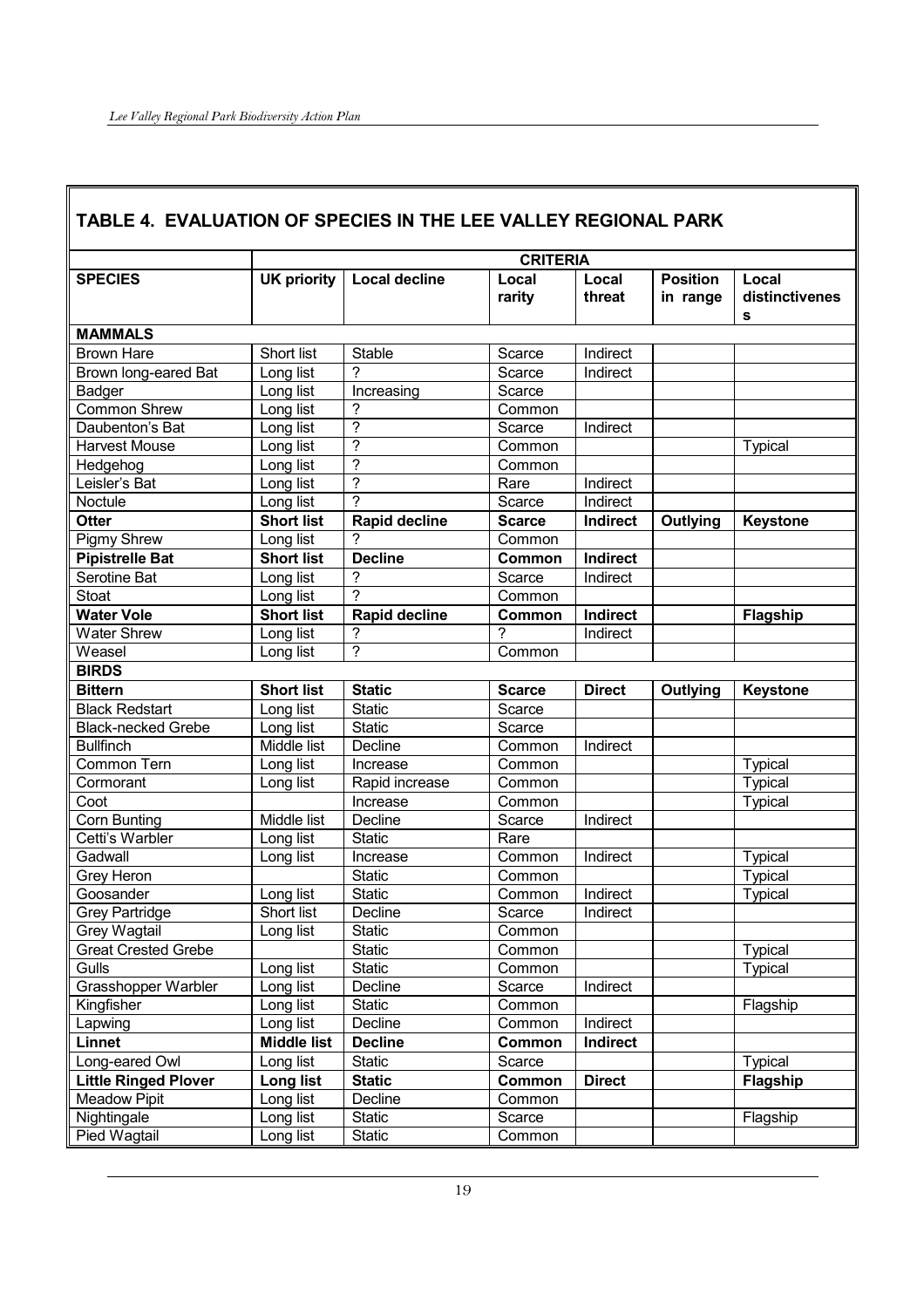## TABLE 4. EVALUATION OF SPECIES IN THE LEE VALLEY REGIONAL PARK

| | CRITERIA | | | | | |
|---|---|---|---|---|---|---|
| **SPECIES** | **UK priority** | **Local decline** | **Local rarity** | **Local threat** | **Position in range** | **Local distinctiveness** |
| **MAMMALS** | | | | | | |
| Brown Hare | Short list | Stable | Scarce | Indirect | | |
| Brown long-eared Bat | Long list | ? | Scarce | Indirect | | |
| Badger | Long list | Increasing | Scarce | | | |
| Common Shrew | Long list | ? | Common | | | |
| Daubenton's Bat | Long list | ? | Scarce | Indirect | | |
| Harvest Mouse | Long list | ? | Common | | | Typical |
| Hedgehog | Long list | ? | Common | | | |
| Leisler's Bat | Long list | ? | Rare | Indirect | | |
| Noctule | Long list | ? | Scarce | Indirect | | |
| **Otter** | **Short list** | **Rapid decline** | **Scarce** | **Indirect** | **Outlying** | **Keystone** |
| Pigmy Shrew | Long list | ? | Common | | | |
| **Pipistrelle Bat** | **Short list** | **Decline** | **Common** | **Indirect** | | |
| Serotine Bat | Long list | ? | Scarce | Indirect | | |
| Stoat | Long list | ? | Common | | | |
| **Water Vole** | **Short list** | **Rapid decline** | **Common** | **Indirect** | | **Flagship** |
| Water Shrew | Long list | ? | ? | Indirect | | |
| Weasel | Long list | ? | Common | | | |
| **BIRDS** | | | | | | |
| **Bittern** | **Short list** | **Static** | **Scarce** | **Direct** | **Outlying** | **Keystone** |
| Black Redstart | Long list | Static | Scarce | | | |
| Black-necked Grebe | Long list | Static | Scarce | | | |
| Bullfinch | Middle list | Decline | Common | Indirect | | |
| Common Tern | Long list | Increase | Common | | | Typical |
| Cormorant | Long list | Rapid increase | Common | | | Typical |
| Coot | | Increase | Common | | | Typical |
| Corn Bunting | Middle list | Decline | Scarce | Indirect | | |
| Cetti's Warbler | Long list | Static | Rare | | | |
| Gadwall | Long list | Increase | Common | Indirect | | Typical |
| Grey Heron | | Static | Common | | | Typical |
| Goosander | Long list | Static | Common | Indirect | | Typical |
| Grey Partridge | Short list | Decline | Scarce | Indirect | | |
| Grey Wagtail | Long list | Static | Common | | | |
| Great Crested Grebe | | Static | Common | | | Typical |
| Gulls | Long list | Static | Common | | | Typical |
| Grasshopper Warbler | Long list | Decline | Scarce | Indirect | | |
| Kingfisher | Long list | Static | Common | | | Flagship |
| Lapwing | Long list | Decline | Common | Indirect | | |
| **Linnet** | **Middle list** | **Decline** | **Common** | **Indirect** | | |
| Long-eared Owl | Long list | Static | Scarce | | | Typical |
| **Little Ringed Plover** | **Long list** | **Static** | **Common** | **Direct** | | **Flagship** |
| Meadow Pipit | Long list | Decline | Common | | | |
| Nightingale | Long list | Static | Scarce | | | Flagship |
| Pied Wagtail | Long list | Static | Common | | | |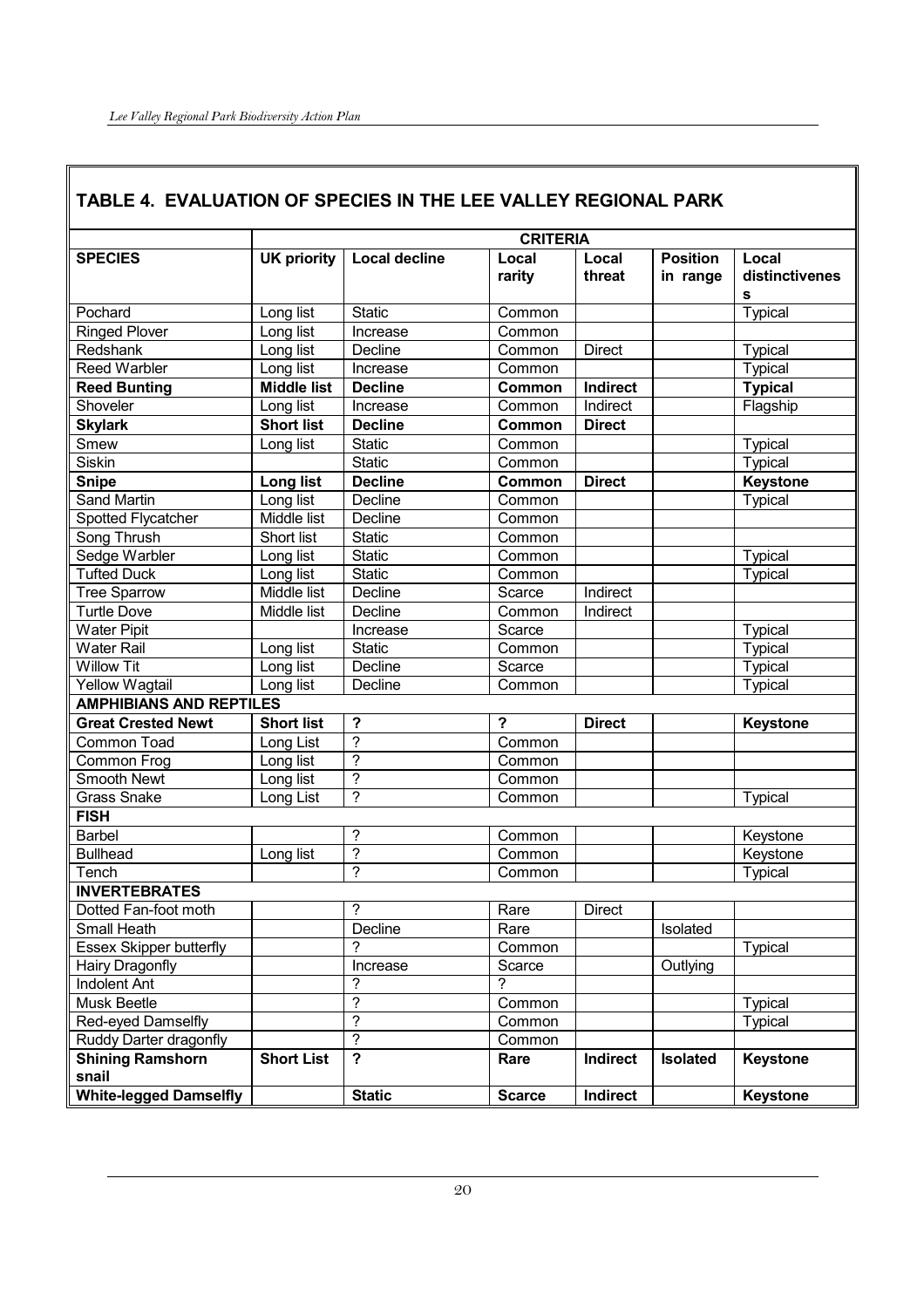## TABLE 4. EVALUATION OF SPECIES IN THE LEE VALLEY REGIONAL PARK

| | CRITERIA | | | | | |
|---|---|---|---|---|---|---|
| **SPECIES** | **UK priority** | **Local decline** | **Local rarity** | **Local threat** | **Position in range** | **Local distinctiveness** |
| Pochard | Long list | Static | Common | | | Typical |
| Ringed Plover | Long list | Increase | Common | | | |
| Redshank | Long list | Decline | Common | Direct | | Typical |
| Reed Warbler | Long list | Increase | Common | | | Typical |
| **Reed Bunting** | **Middle list** | **Decline** | **Common** | **Indirect** | | **Typical** |
| Shoveler | Long list | Increase | Common | Indirect | | Flagship |
| **Skylark** | **Short list** | **Decline** | **Common** | **Direct** | | |
| Smew | Long list | Static | Common | | | Typical |
| Siskin | | Static | Common | | | Typical |
| **Snipe** | **Long list** | **Decline** | **Common** | **Direct** | | **Keystone** |
| Sand Martin | Long list | Decline | Common | | | Typical |
| Spotted Flycatcher | Middle list | Decline | Common | | | |
| Song Thrush | Short list | Static | Common | | | |
| Sedge Warbler | Long list | Static | Common | | | Typical |
| Tufted Duck | Long list | Static | Common | | | Typical |
| Tree Sparrow | Middle list | Decline | Scarce | Indirect | | |
| Turtle Dove | Middle list | Decline | Common | Indirect | | |
| Water Pipit | | Increase | Scarce | | | Typical |
| Water Rail | Long list | Static | Common | | | Typical |
| Willow Tit | Long list | Decline | Scarce | | | Typical |
| Yellow Wagtail | Long list | Decline | Common | | | Typical |
| **AMPHIBIANS AND REPTILES** | | | | | | |
| **Great Crested Newt** | **Short list** | **?** | **?** | **Direct** | | **Keystone** |
| Common Toad | Long List | ? | Common | | | |
| Common Frog | Long list | ? | Common | | | |
| Smooth Newt | Long list | ? | Common | | | |
| Grass Snake | Long List | ? | Common | | | Typical |
| **FISH** | | | | | | |
| Barbel | | ? | Common | | | Keystone |
| Bullhead | Long list | ? | Common | | | Keystone |
| Tench | | ? | Common | | | Typical |
| **INVERTEBRATES** | | | | | | |
| Dotted Fan-foot moth | | ? | Rare | Direct | | |
| Small Heath | | Decline | Rare | | Isolated | |
| Essex Skipper butterfly | | ? | Common | | | Typical |
| Hairy Dragonfly | | Increase | Scarce | | Outlying | |
| Indolent Ant | | ? | ? | | | |
| Musk Beetle | | ? | Common | | | Typical |
| Red-eyed Damselfly | | ? | Common | | | Typical |
| Ruddy Darter dragonfly | | ? | Common | | | |
| **Shining Ramshorn snail** | **Short List** | **?** | **Rare** | **Indirect** | **Isolated** | **Keystone** |
| **White-legged Damselfly** | | **Static** | **Scarce** | **Indirect** | | **Keystone** |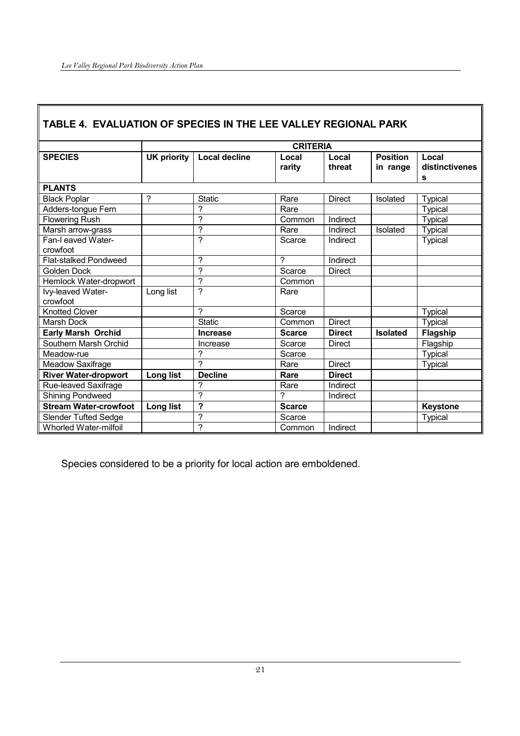## TABLE 4. EVALUATION OF SPECIES IN THE LEE VALLEY REGIONAL PARK

| | CRITERIA | | | | | |
|---|---|---|---|---|---|---|
| **SPECIES** | **UK priority** | **Local decline** | **Local rarity** | **Local threat** | **Position in range** | **Local distinctiveness** |
| **PLANTS** | | | | | | |
| Black Poplar | ? | Static | Rare | Direct | Isolated | Typical |
| Adders-tongue Fern | | ? | Rare | | | Typical |
| Flowering Rush | | ? | Common | Indirect | | Typical |
| Marsh arrow-grass | | ? | Rare | Indirect | Isolated | Typical |
| Fan-l eaved Water-crowfoot | | ? | Scarce | Indirect | | Typical |
| Flat-stalked Pondweed | | ? | ? | Indirect | | |
| Golden Dock | | ? | Scarce | Direct | | |
| Hemlock Water-dropwort | | ? | Common | | | |
| Ivy-leaved Water-crowfoot | Long list | ? | Rare | | | |
| Knotted Clover | | ? | Scarce | | | Typical |
| Marsh Dock | | Static | Common | Direct | | Typical |
| **Early Marsh Orchid** | | **Increase** | **Scarce** | **Direct** | **Isolated** | **Flagship** |
| Southern Marsh Orchid | | Increase | Scarce | Direct | | Flagship |
| Meadow-rue | | ? | Scarce | | | Typical |
| Meadow Saxifrage | | ? | Rare | Direct | | Typical |
| **River Water-dropwort** | **Long list** | **Decline** | **Rare** | **Direct** | | |
| Rue-leaved Saxifrage | | ? | Rare | Indirect | | |
| Shining Pondweed | | ? | ? | Indirect | | |
| **Stream Water-crowfoot** | **Long list** | **?** | **Scarce** | | | **Keystone** |
| Slender Tufted Sedge | | ? | Scarce | | | Typical |
| Whorled Water-milfoil | | ? | Common | Indirect | | |

Species considered to be a priority for local action are emboldened.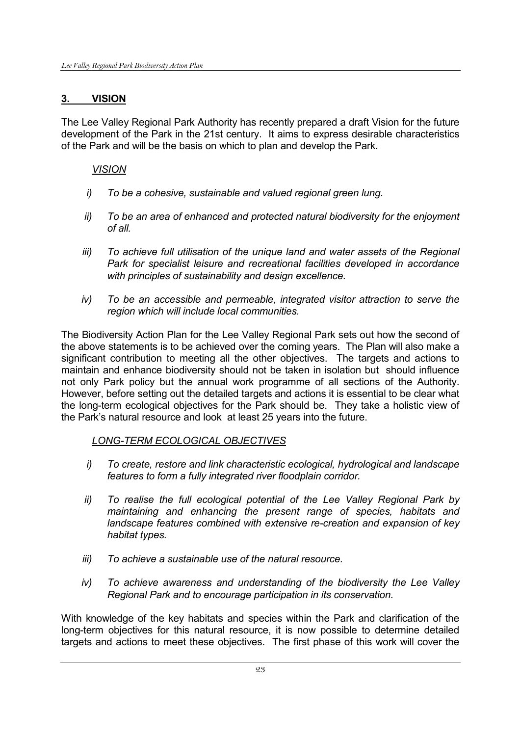## 3. VISION

The Lee Valley Regional Park Authority has recently prepared a draft Vision for the future development of the Park in the 21st century. It aims to express desirable characteristics of the Park and will be the basis on which to plan and develop the Park.

*VISION*

- *i) To be a cohesive, sustainable and valued regional green lung.*
- *ii) To be an area of enhanced and protected natural biodiversity for the enjoyment of all.*
- *iii) To achieve full utilisation of the unique land and water assets of the Regional Park for specialist leisure and recreational facilities developed in accordance with principles of sustainability and design excellence.*
- *iv) To be an accessible and permeable, integrated visitor attraction to serve the region which will include local communities.*

The Biodiversity Action Plan for the Lee Valley Regional Park sets out how the second of the above statements is to be achieved over the coming years. The Plan will also make a significant contribution to meeting all the other objectives. The targets and actions to maintain and enhance biodiversity should not be taken in isolation but should influence not only Park policy but the annual work programme of all sections of the Authority. However, before setting out the detailed targets and actions it is essential to be clear what the long-term ecological objectives for the Park should be. They take a holistic view of the Park's natural resource and look at least 25 years into the future.

*LONG-TERM ECOLOGICAL OBJECTIVES*

- *i) To create, restore and link characteristic ecological, hydrological and landscape features to form a fully integrated river floodplain corridor.*
- *ii) To realise the full ecological potential of the Lee Valley Regional Park by maintaining and enhancing the present range of species, habitats and landscape features combined with extensive re-creation and expansion of key habitat types.*
- *iii) To achieve a sustainable use of the natural resource.*
- *iv) To achieve awareness and understanding of the biodiversity the Lee Valley Regional Park and to encourage participation in its conservation.*

With knowledge of the key habitats and species within the Park and clarification of the long-term objectives for this natural resource, it is now possible to determine detailed targets and actions to meet these objectives. The first phase of this work will cover the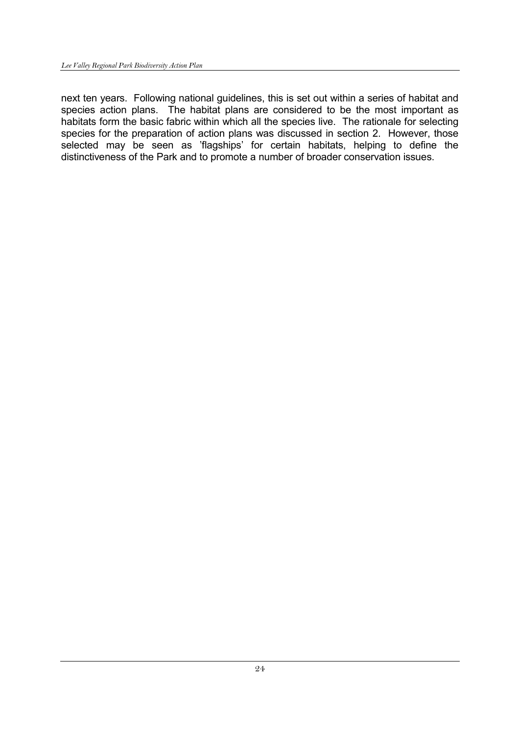next ten years. Following national guidelines, this is set out within a series of habitat and species action plans. The habitat plans are considered to be the most important as habitats form the basic fabric within which all the species live. The rationale for selecting species for the preparation of action plans was discussed in section 2. However, those selected may be seen as 'flagships' for certain habitats, helping to define the distinctiveness of the Park and to promote a number of broader conservation issues.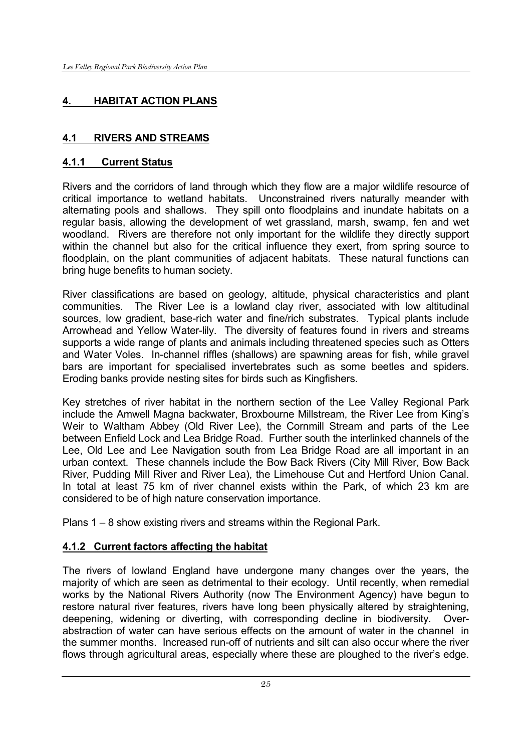# 4. HABITAT ACTION PLANS

## 4.1 RIVERS AND STREAMS

### 4.1.1 Current Status

Rivers and the corridors of land through which they flow are a major wildlife resource of critical importance to wetland habitats. Unconstrained rivers naturally meander with alternating pools and shallows. They spill onto floodplains and inundate habitats on a regular basis, allowing the development of wet grassland, marsh, swamp, fen and wet woodland. Rivers are therefore not only important for the wildlife they directly support within the channel but also for the critical influence they exert, from spring source to floodplain, on the plant communities of adjacent habitats. These natural functions can bring huge benefits to human society.

River classifications are based on geology, altitude, physical characteristics and plant communities. The River Lee is a lowland clay river, associated with low altitudinal sources, low gradient, base-rich water and fine/rich substrates. Typical plants include Arrowhead and Yellow Water-lily. The diversity of features found in rivers and streams supports a wide range of plants and animals including threatened species such as Otters and Water Voles. In-channel riffles (shallows) are spawning areas for fish, while gravel bars are important for specialised invertebrates such as some beetles and spiders. Eroding banks provide nesting sites for birds such as Kingfishers.

Key stretches of river habitat in the northern section of the Lee Valley Regional Park include the Amwell Magna backwater, Broxbourne Millstream, the River Lee from King's Weir to Waltham Abbey (Old River Lee), the Cornmill Stream and parts of the Lee between Enfield Lock and Lea Bridge Road. Further south the interlinked channels of the Lee, Old Lee and Lee Navigation south from Lea Bridge Road are all important in an urban context. These channels include the Bow Back Rivers (City Mill River, Bow Back River, Pudding Mill River and River Lea), the Limehouse Cut and Hertford Union Canal. In total at least 75 km of river channel exists within the Park, of which 23 km are considered to be of high nature conservation importance.

Plans 1 – 8 show existing rivers and streams within the Regional Park.

### 4.1.2 Current factors affecting the habitat

The rivers of lowland England have undergone many changes over the years, the majority of which are seen as detrimental to their ecology. Until recently, when remedial works by the National Rivers Authority (now The Environment Agency) have begun to restore natural river features, rivers have long been physically altered by straightening, deepening, widening or diverting, with corresponding decline in biodiversity. Over-abstraction of water can have serious effects on the amount of water in the channel in the summer months. Increased run-off of nutrients and silt can also occur where the river flows through agricultural areas, especially where these are ploughed to the river's edge.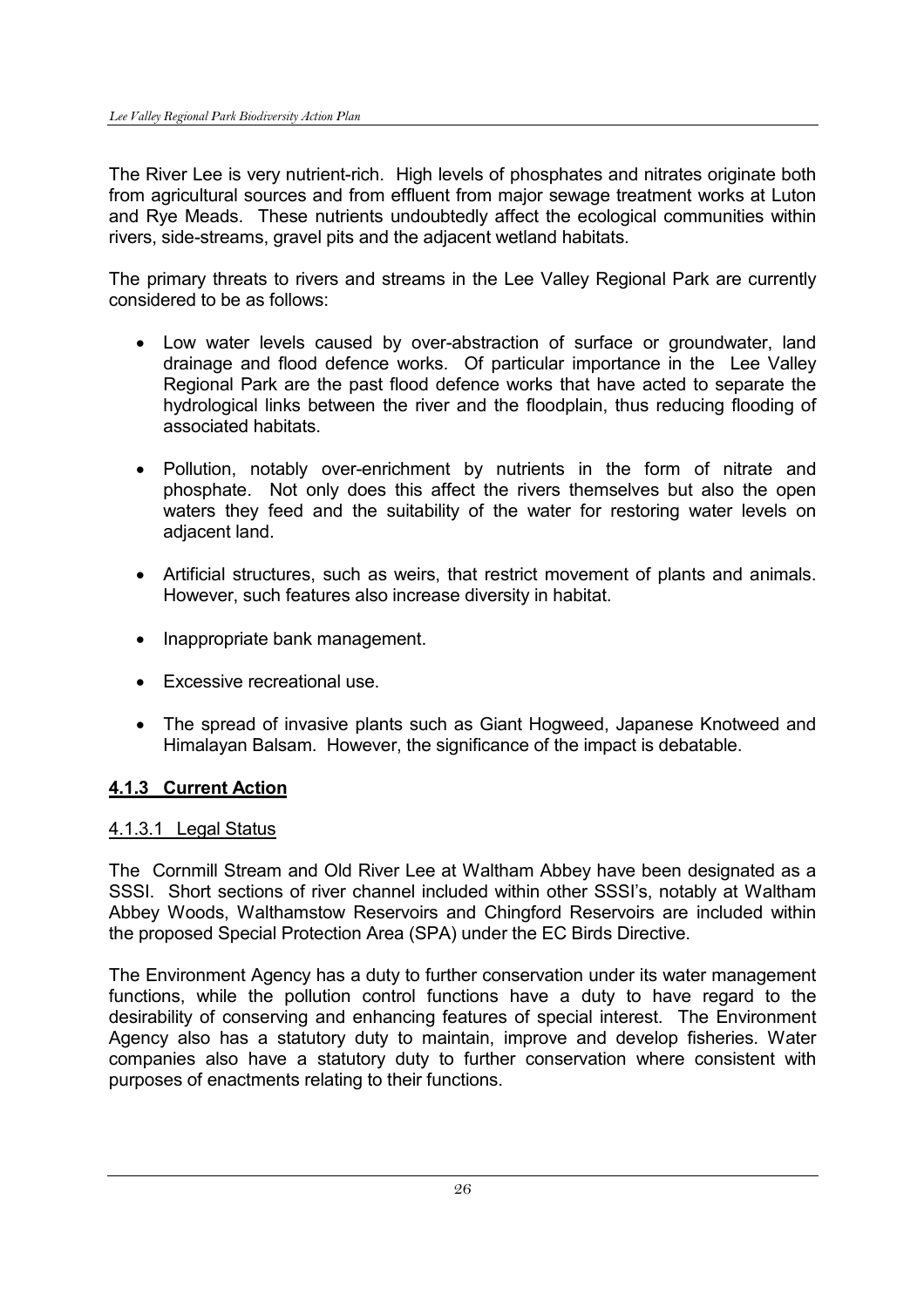The River Lee is very nutrient-rich. High levels of phosphates and nitrates originate both from agricultural sources and from effluent from major sewage treatment works at Luton and Rye Meads. These nutrients undoubtedly affect the ecological communities within rivers, side-streams, gravel pits and the adjacent wetland habitats.

The primary threats to rivers and streams in the Lee Valley Regional Park are currently considered to be as follows:

- Low water levels caused by over-abstraction of surface or groundwater, land drainage and flood defence works. Of particular importance in the Lee Valley Regional Park are the past flood defence works that have acted to separate the hydrological links between the river and the floodplain, thus reducing flooding of associated habitats.
- Pollution, notably over-enrichment by nutrients in the form of nitrate and phosphate. Not only does this affect the rivers themselves but also the open waters they feed and the suitability of the water for restoring water levels on adjacent land.
- Artificial structures, such as weirs, that restrict movement of plants and animals. However, such features also increase diversity in habitat.
- Inappropriate bank management.
- Excessive recreational use.
- The spread of invasive plants such as Giant Hogweed, Japanese Knotweed and Himalayan Balsam. However, the significance of the impact is debatable.

### 4.1.3 Current Action

#### 4.1.3.1 Legal Status

The Cornmill Stream and Old River Lee at Waltham Abbey have been designated as a SSSI. Short sections of river channel included within other SSSI's, notably at Waltham Abbey Woods, Walthamstow Reservoirs and Chingford Reservoirs are included within the proposed Special Protection Area (SPA) under the EC Birds Directive.

The Environment Agency has a duty to further conservation under its water management functions, while the pollution control functions have a duty to have regard to the desirability of conserving and enhancing features of special interest. The Environment Agency also has a statutory duty to maintain, improve and develop fisheries. Water companies also have a statutory duty to further conservation where consistent with purposes of enactments relating to their functions.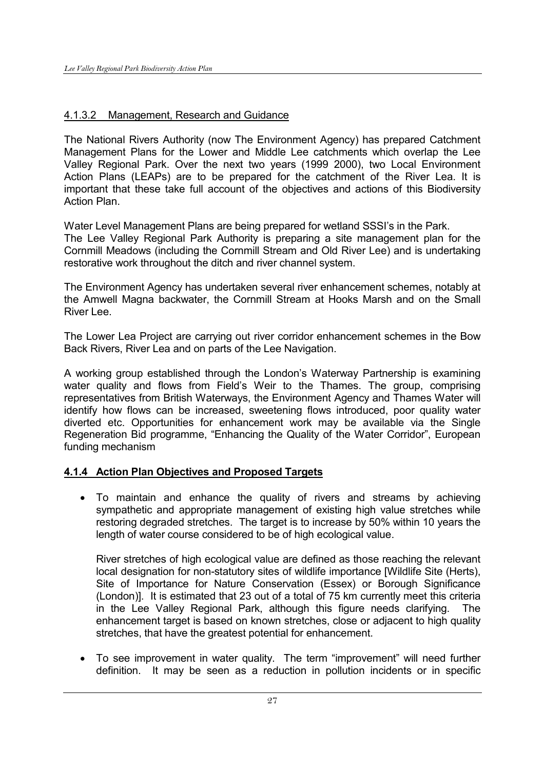#### 4.1.3.2 Management, Research and Guidance

The National Rivers Authority (now The Environment Agency) has prepared Catchment Management Plans for the Lower and Middle Lee catchments which overlap the Lee Valley Regional Park. Over the next two years (1999 2000), two Local Environment Action Plans (LEAPs) are to be prepared for the catchment of the River Lea. It is important that these take full account of the objectives and actions of this Biodiversity Action Plan.

Water Level Management Plans are being prepared for wetland SSSI's in the Park.
The Lee Valley Regional Park Authority is preparing a site management plan for the Cornmill Meadows (including the Cornmill Stream and Old River Lee) and is undertaking restorative work throughout the ditch and river channel system.

The Environment Agency has undertaken several river enhancement schemes, notably at the Amwell Magna backwater, the Cornmill Stream at Hooks Marsh and on the Small River Lee.

The Lower Lea Project are carrying out river corridor enhancement schemes in the Bow Back Rivers, River Lea and on parts of the Lee Navigation.

A working group established through the London's Waterway Partnership is examining water quality and flows from Field's Weir to the Thames. The group, comprising representatives from British Waterways, the Environment Agency and Thames Water will identify how flows can be increased, sweetening flows introduced, poor quality water diverted etc. Opportunities for enhancement work may be available via the Single Regeneration Bid programme, "Enhancing the Quality of the Water Corridor", European funding mechanism

### 4.1.4 Action Plan Objectives and Proposed Targets

- To maintain and enhance the quality of rivers and streams by achieving sympathetic and appropriate management of existing high value stretches while restoring degraded stretches. The target is to increase by 50% within 10 years the length of water course considered to be of high ecological value.

  River stretches of high ecological value are defined as those reaching the relevant local designation for non-statutory sites of wildlife importance [Wildlife Site (Herts), Site of Importance for Nature Conservation (Essex) or Borough Significance (London)]. It is estimated that 23 out of a total of 75 km currently meet this criteria in the Lee Valley Regional Park, although this figure needs clarifying. The enhancement target is based on known stretches, close or adjacent to high quality stretches, that have the greatest potential for enhancement.

- To see improvement in water quality. The term "improvement" will need further definition. It may be seen as a reduction in pollution incidents or in specific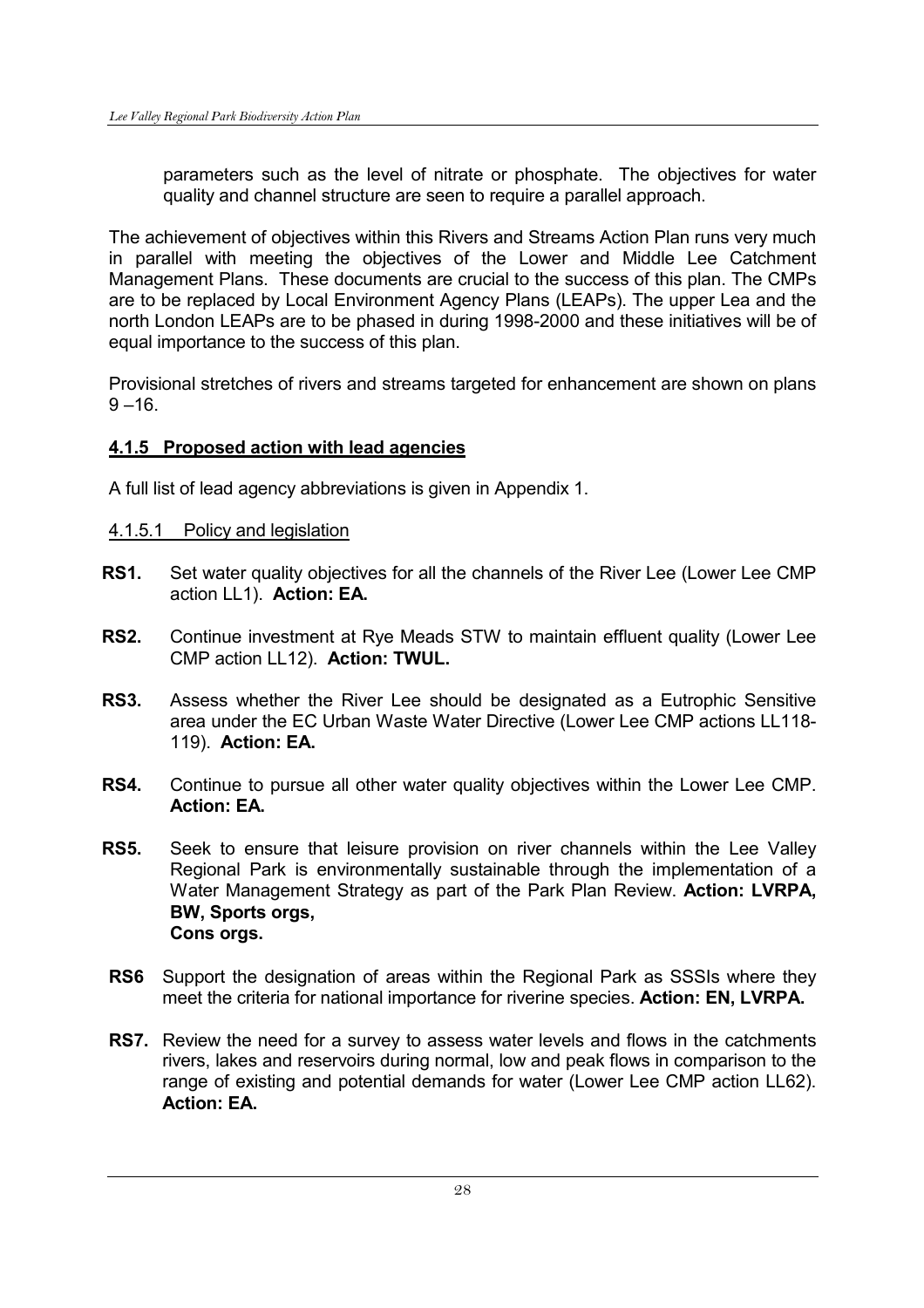parameters such as the level of nitrate or phosphate. The objectives for water quality and channel structure are seen to require a parallel approach.

The achievement of objectives within this Rivers and Streams Action Plan runs very much in parallel with meeting the objectives of the Lower and Middle Lee Catchment Management Plans. These documents are crucial to the success of this plan. The CMPs are to be replaced by Local Environment Agency Plans (LEAPs). The upper Lea and the north London LEAPs are to be phased in during 1998-2000 and these initiatives will be of equal importance to the success of this plan.

Provisional stretches of rivers and streams targeted for enhancement are shown on plans 9 –16.

### 4.1.5 Proposed action with lead agencies

A full list of lead agency abbreviations is given in Appendix 1.

#### 4.1.5.1 Policy and legislation

**RS1.** Set water quality objectives for all the channels of the River Lee (Lower Lee CMP action LL1). **Action: EA.**

**RS2.** Continue investment at Rye Meads STW to maintain effluent quality (Lower Lee CMP action LL12). **Action: TWUL.**

**RS3.** Assess whether the River Lee should be designated as a Eutrophic Sensitive area under the EC Urban Waste Water Directive (Lower Lee CMP actions LL118-119). **Action: EA.**

**RS4.** Continue to pursue all other water quality objectives within the Lower Lee CMP. **Action: EA.**

**RS5.** Seek to ensure that leisure provision on river channels within the Lee Valley Regional Park is environmentally sustainable through the implementation of a Water Management Strategy as part of the Park Plan Review. **Action: LVRPA, BW, Sports orgs, Cons orgs.**

**RS6** Support the designation of areas within the Regional Park as SSSIs where they meet the criteria for national importance for riverine species. **Action: EN, LVRPA.**

**RS7.** Review the need for a survey to assess water levels and flows in the catchments rivers, lakes and reservoirs during normal, low and peak flows in comparison to the range of existing and potential demands for water (Lower Lee CMP action LL62). **Action: EA.**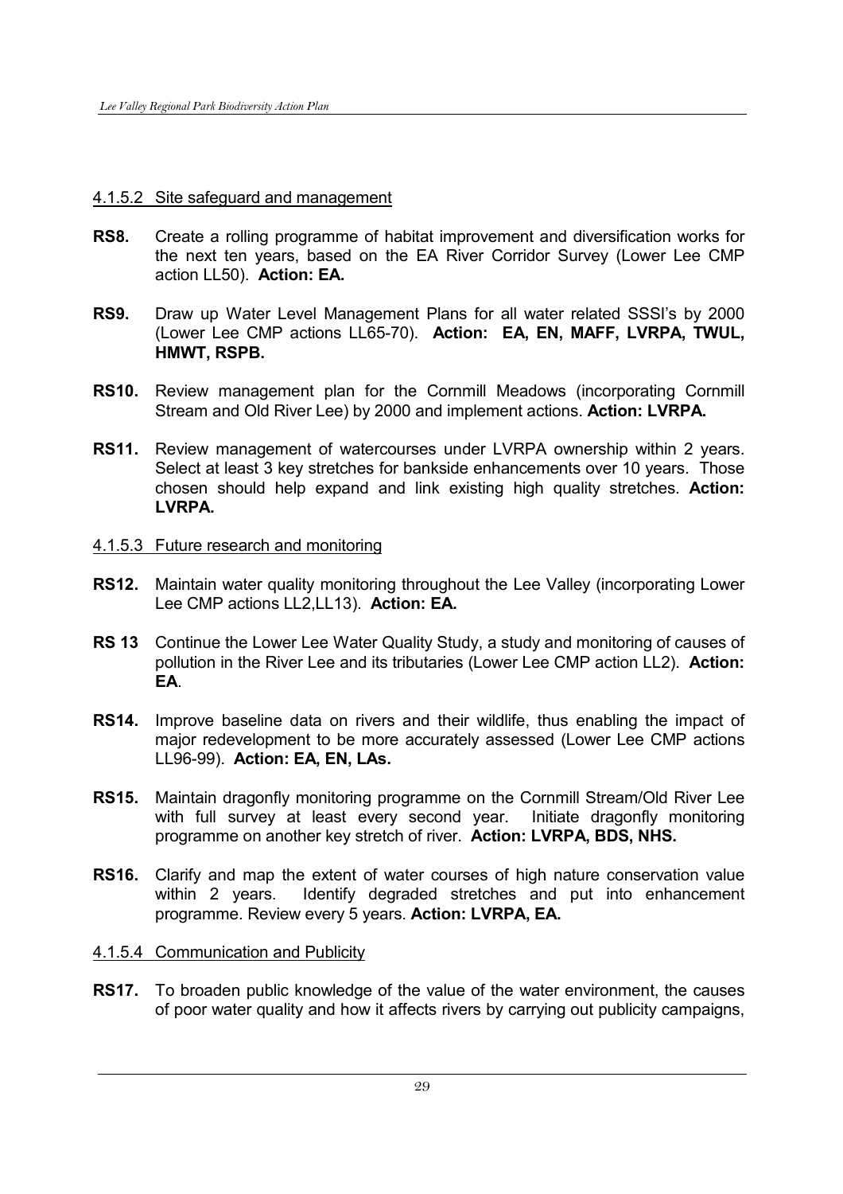#### 4.1.5.2 Site safeguard and management

**RS8.** Create a rolling programme of habitat improvement and diversification works for the next ten years, based on the EA River Corridor Survey (Lower Lee CMP action LL50). **Action: EA.**

**RS9.** Draw up Water Level Management Plans for all water related SSSI's by 2000 (Lower Lee CMP actions LL65-70). **Action: EA, EN, MAFF, LVRPA, TWUL, HMWT, RSPB.**

**RS10.** Review management plan for the Cornmill Meadows (incorporating Cornmill Stream and Old River Lee) by 2000 and implement actions. **Action: LVRPA.**

**RS11.** Review management of watercourses under LVRPA ownership within 2 years. Select at least 3 key stretches for bankside enhancements over 10 years. Those chosen should help expand and link existing high quality stretches. **Action: LVRPA.**

#### 4.1.5.3 Future research and monitoring

**RS12.** Maintain water quality monitoring throughout the Lee Valley (incorporating Lower Lee CMP actions LL2,LL13). **Action: EA.**

**RS 13** Continue the Lower Lee Water Quality Study, a study and monitoring of causes of pollution in the River Lee and its tributaries (Lower Lee CMP action LL2). **Action: EA**.

**RS14.** Improve baseline data on rivers and their wildlife, thus enabling the impact of major redevelopment to be more accurately assessed (Lower Lee CMP actions LL96-99). **Action: EA, EN, LAs.**

**RS15.** Maintain dragonfly monitoring programme on the Cornmill Stream/Old River Lee with full survey at least every second year. Initiate dragonfly monitoring programme on another key stretch of river. **Action: LVRPA, BDS, NHS.**

**RS16.** Clarify and map the extent of water courses of high nature conservation value within 2 years. Identify degraded stretches and put into enhancement programme. Review every 5 years. **Action: LVRPA, EA.**

#### 4.1.5.4 Communication and Publicity

**RS17.** To broaden public knowledge of the value of the water environment, the causes of poor water quality and how it affects rivers by carrying out publicity campaigns,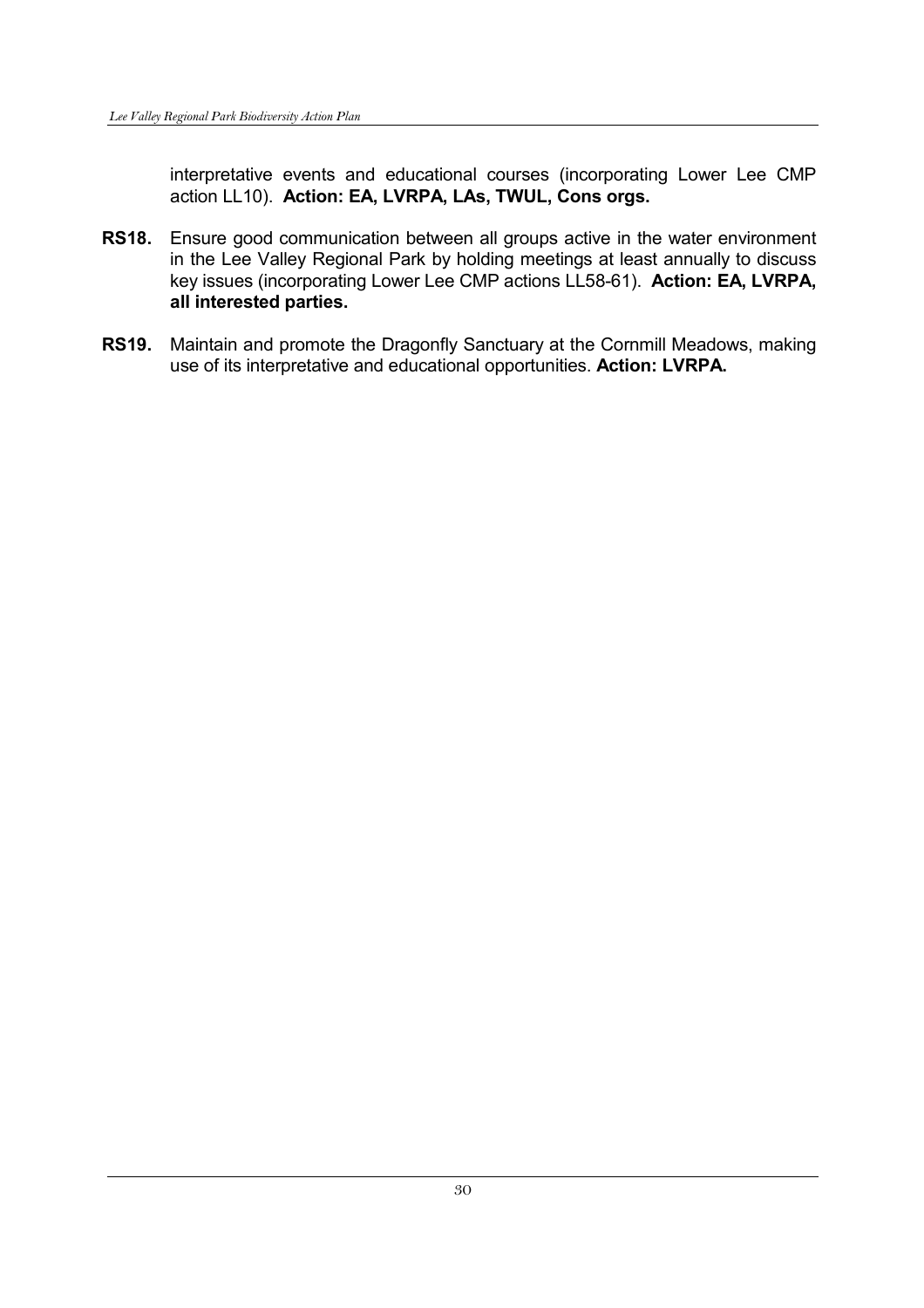interpretative events and educational courses (incorporating Lower Lee CMP action LL10). **Action: EA, LVRPA, LAs, TWUL, Cons orgs.**

**RS18.** Ensure good communication between all groups active in the water environment in the Lee Valley Regional Park by holding meetings at least annually to discuss key issues (incorporating Lower Lee CMP actions LL58-61). **Action: EA, LVRPA, all interested parties.**

**RS19.** Maintain and promote the Dragonfly Sanctuary at the Cornmill Meadows, making use of its interpretative and educational opportunities. **Action: LVRPA.**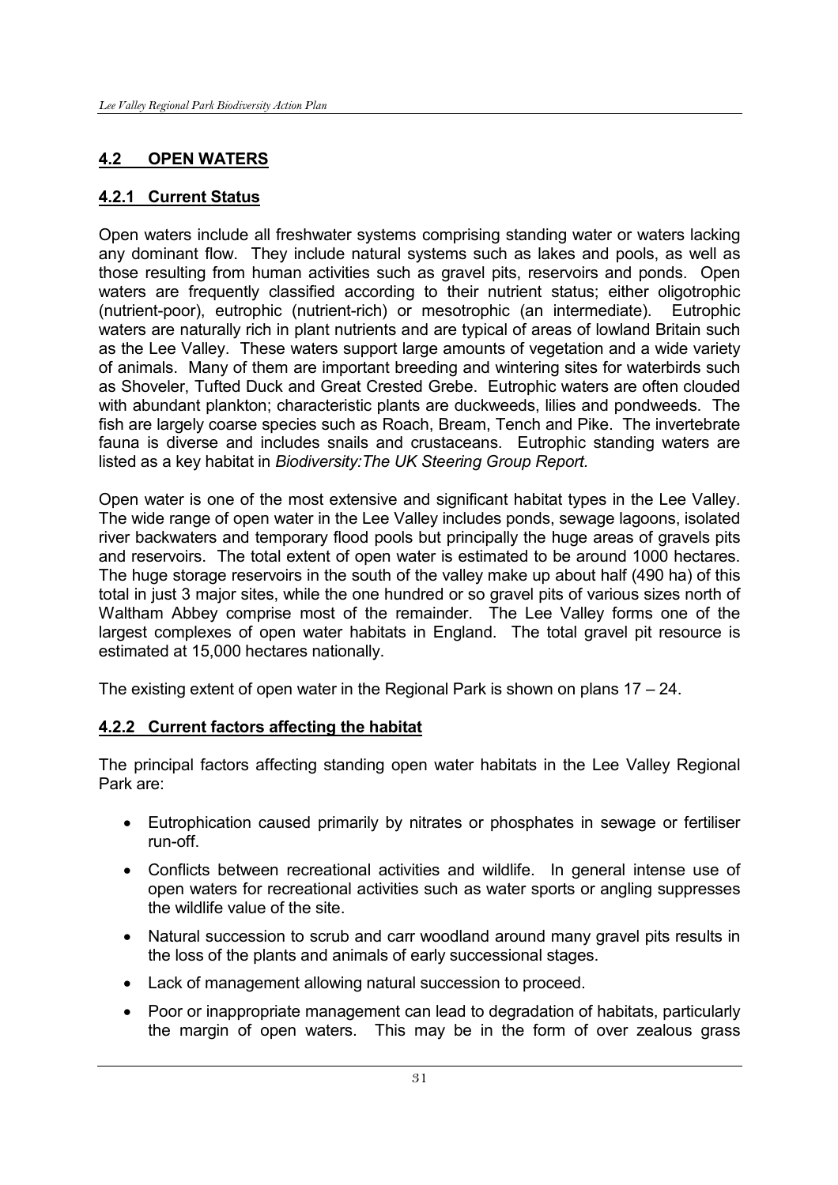## 4.2 OPEN WATERS

### 4.2.1 Current Status

Open waters include all freshwater systems comprising standing water or waters lacking any dominant flow. They include natural systems such as lakes and pools, as well as those resulting from human activities such as gravel pits, reservoirs and ponds. Open waters are frequently classified according to their nutrient status; either oligotrophic (nutrient-poor), eutrophic (nutrient-rich) or mesotrophic (an intermediate). Eutrophic waters are naturally rich in plant nutrients and are typical of areas of lowland Britain such as the Lee Valley. These waters support large amounts of vegetation and a wide variety of animals. Many of them are important breeding and wintering sites for waterbirds such as Shoveler, Tufted Duck and Great Crested Grebe. Eutrophic waters are often clouded with abundant plankton; characteristic plants are duckweeds, lilies and pondweeds. The fish are largely coarse species such as Roach, Bream, Tench and Pike. The invertebrate fauna is diverse and includes snails and crustaceans. Eutrophic standing waters are listed as a key habitat in *Biodiversity:The UK Steering Group Report.*

Open water is one of the most extensive and significant habitat types in the Lee Valley. The wide range of open water in the Lee Valley includes ponds, sewage lagoons, isolated river backwaters and temporary flood pools but principally the huge areas of gravels pits and reservoirs. The total extent of open water is estimated to be around 1000 hectares. The huge storage reservoirs in the south of the valley make up about half (490 ha) of this total in just 3 major sites, while the one hundred or so gravel pits of various sizes north of Waltham Abbey comprise most of the remainder. The Lee Valley forms one of the largest complexes of open water habitats in England. The total gravel pit resource is estimated at 15,000 hectares nationally.

The existing extent of open water in the Regional Park is shown on plans 17 – 24.

### 4.2.2 Current factors affecting the habitat

The principal factors affecting standing open water habitats in the Lee Valley Regional Park are:

- Eutrophication caused primarily by nitrates or phosphates in sewage or fertiliser run-off.
- Conflicts between recreational activities and wildlife. In general intense use of open waters for recreational activities such as water sports or angling suppresses the wildlife value of the site.
- Natural succession to scrub and carr woodland around many gravel pits results in the loss of the plants and animals of early successional stages.
- Lack of management allowing natural succession to proceed.
- Poor or inappropriate management can lead to degradation of habitats, particularly the margin of open waters. This may be in the form of over zealous grass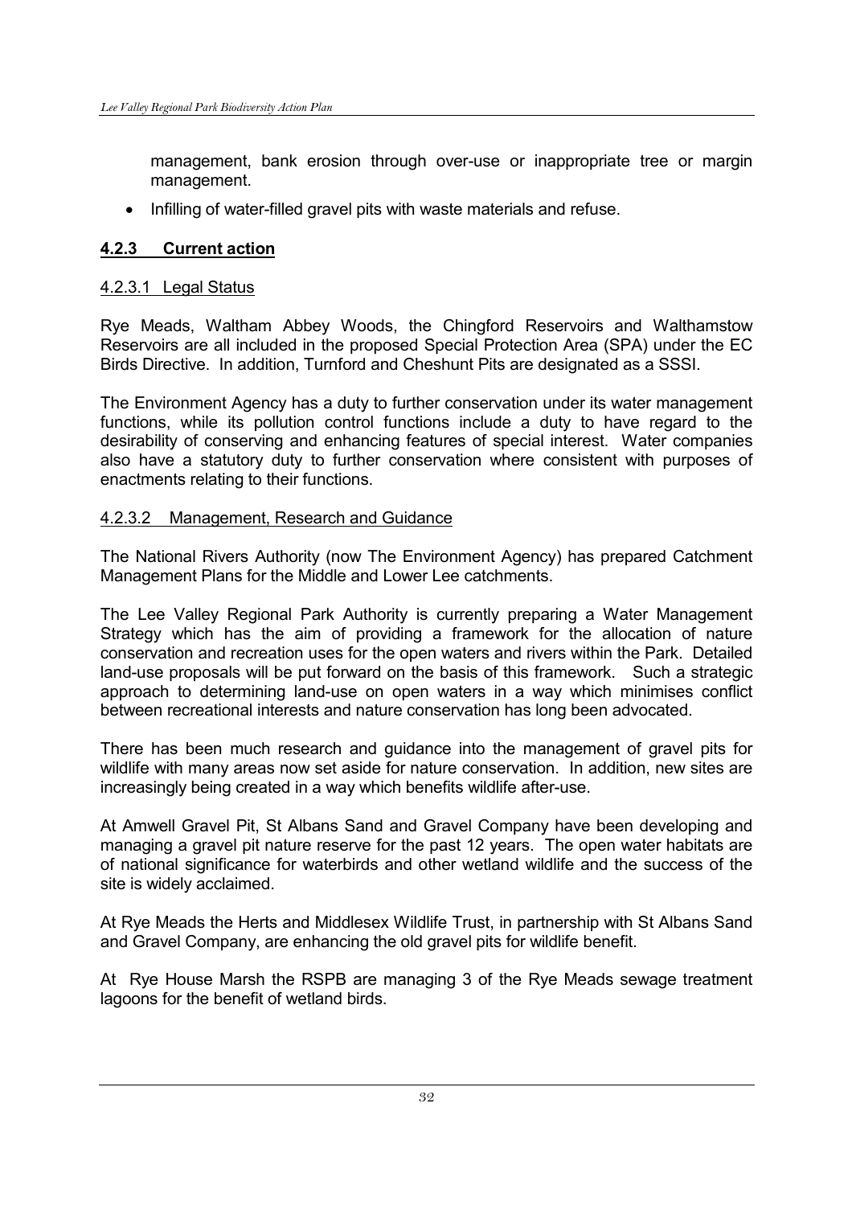management, bank erosion through over-use or inappropriate tree or margin management.

- Infilling of water-filled gravel pits with waste materials and refuse.

### 4.2.3 Current action

#### 4.2.3.1 Legal Status

Rye Meads, Waltham Abbey Woods, the Chingford Reservoirs and Walthamstow Reservoirs are all included in the proposed Special Protection Area (SPA) under the EC Birds Directive. In addition, Turnford and Cheshunt Pits are designated as a SSSI.

The Environment Agency has a duty to further conservation under its water management functions, while its pollution control functions include a duty to have regard to the desirability of conserving and enhancing features of special interest. Water companies also have a statutory duty to further conservation where consistent with purposes of enactments relating to their functions.

#### 4.2.3.2 Management, Research and Guidance

The National Rivers Authority (now The Environment Agency) has prepared Catchment Management Plans for the Middle and Lower Lee catchments.

The Lee Valley Regional Park Authority is currently preparing a Water Management Strategy which has the aim of providing a framework for the allocation of nature conservation and recreation uses for the open waters and rivers within the Park. Detailed land-use proposals will be put forward on the basis of this framework. Such a strategic approach to determining land-use on open waters in a way which minimises conflict between recreational interests and nature conservation has long been advocated.

There has been much research and guidance into the management of gravel pits for wildlife with many areas now set aside for nature conservation. In addition, new sites are increasingly being created in a way which benefits wildlife after-use.

At Amwell Gravel Pit, St Albans Sand and Gravel Company have been developing and managing a gravel pit nature reserve for the past 12 years. The open water habitats are of national significance for waterbirds and other wetland wildlife and the success of the site is widely acclaimed.

At Rye Meads the Herts and Middlesex Wildlife Trust, in partnership with St Albans Sand and Gravel Company, are enhancing the old gravel pits for wildlife benefit.

At Rye House Marsh the RSPB are managing 3 of the Rye Meads sewage treatment lagoons for the benefit of wetland birds.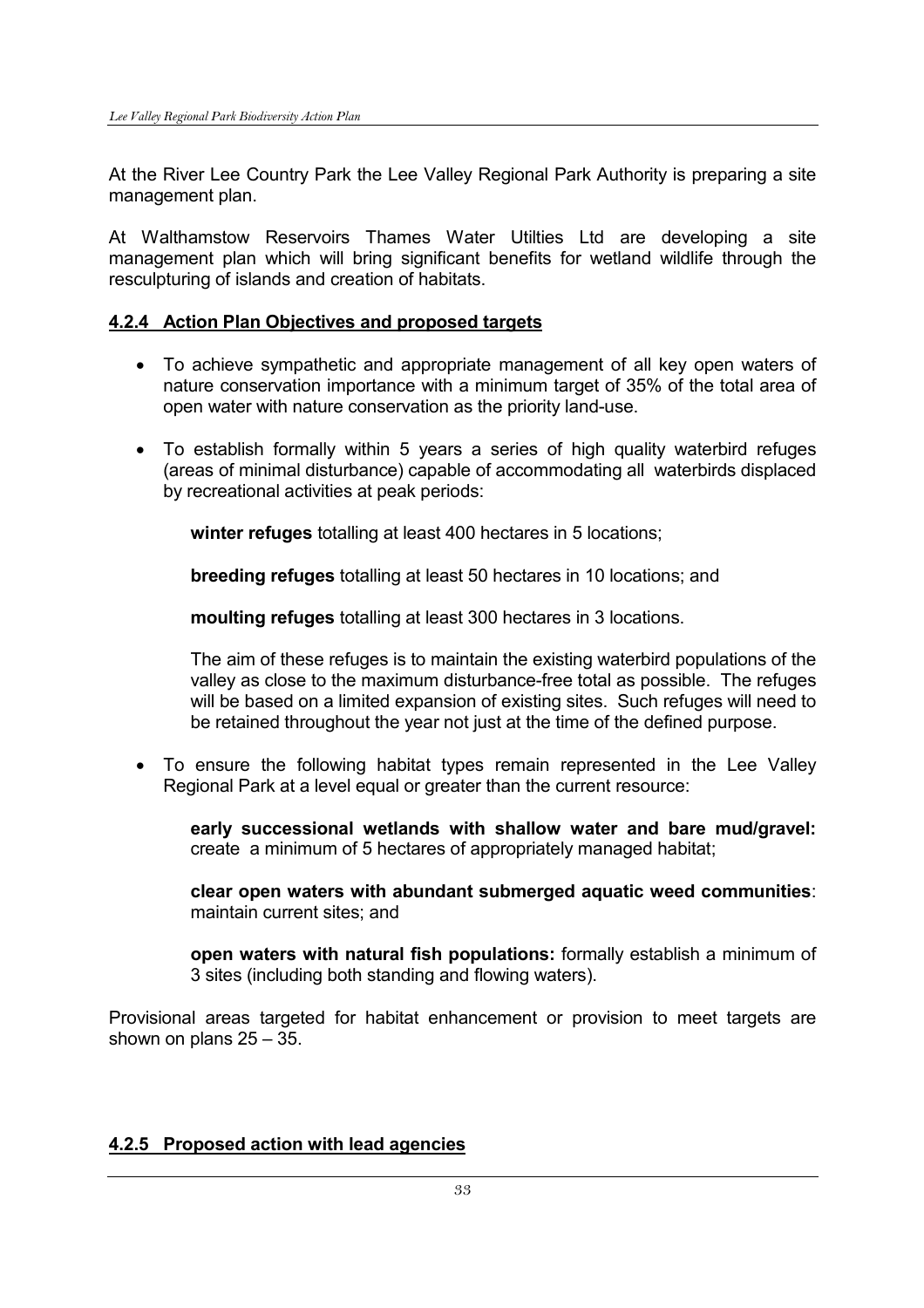At the River Lee Country Park the Lee Valley Regional Park Authority is preparing a site management plan.

At Walthamstow Reservoirs Thames Water Utilties Ltd are developing a site management plan which will bring significant benefits for wetland wildlife through the resculpturing of islands and creation of habitats.

### 4.2.4 Action Plan Objectives and proposed targets

- To achieve sympathetic and appropriate management of all key open waters of nature conservation importance with a minimum target of 35% of the total area of open water with nature conservation as the priority land-use.

- To establish formally within 5 years a series of high quality waterbird refuges (areas of minimal disturbance) capable of accommodating all waterbirds displaced by recreational activities at peak periods:

  **winter refuges** totalling at least 400 hectares in 5 locations;

  **breeding refuges** totalling at least 50 hectares in 10 locations; and

  **moulting refuges** totalling at least 300 hectares in 3 locations.

  The aim of these refuges is to maintain the existing waterbird populations of the valley as close to the maximum disturbance-free total as possible. The refuges will be based on a limited expansion of existing sites. Such refuges will need to be retained throughout the year not just at the time of the defined purpose.

- To ensure the following habitat types remain represented in the Lee Valley Regional Park at a level equal or greater than the current resource:

  **early successional wetlands with shallow water and bare mud/gravel:** create a minimum of 5 hectares of appropriately managed habitat;

  **clear open waters with abundant submerged aquatic weed communities**: maintain current sites; and

  **open waters with natural fish populations:** formally establish a minimum of 3 sites (including both standing and flowing waters).

Provisional areas targeted for habitat enhancement or provision to meet targets are shown on plans 25 – 35.

### 4.2.5 Proposed action with lead agencies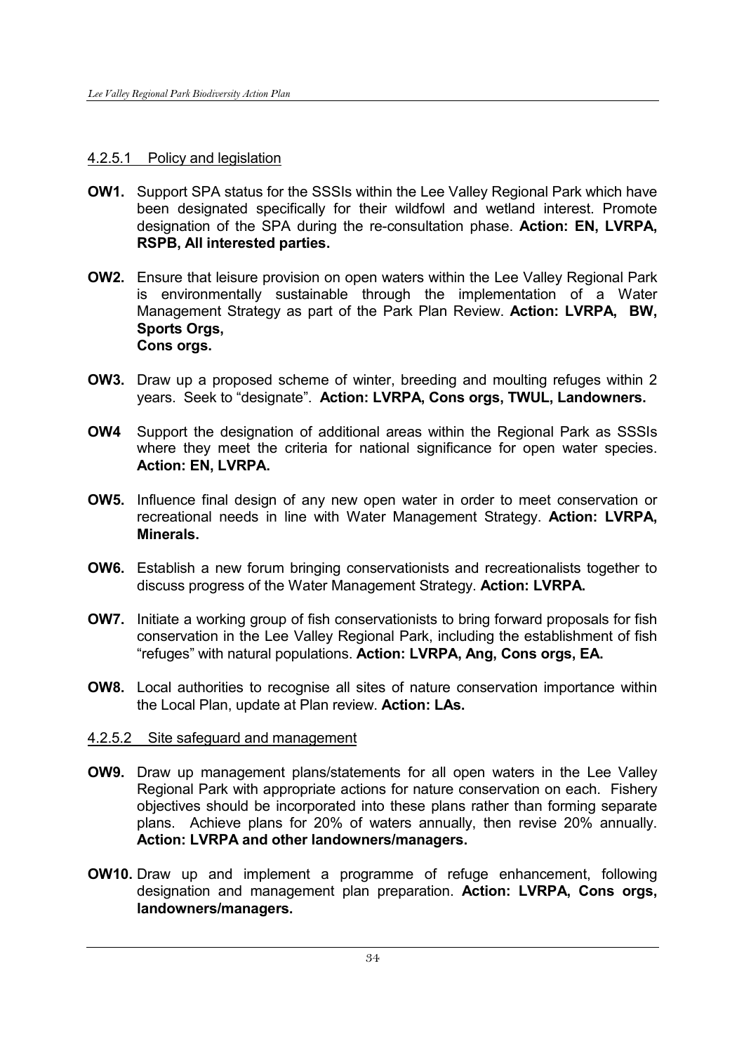#### 4.2.5.1 Policy and legislation

**OW1.** Support SPA status for the SSSIs within the Lee Valley Regional Park which have been designated specifically for their wildfowl and wetland interest. Promote designation of the SPA during the re-consultation phase. **Action: EN, LVRPA, RSPB, All interested parties.**

**OW2.** Ensure that leisure provision on open waters within the Lee Valley Regional Park is environmentally sustainable through the implementation of a Water Management Strategy as part of the Park Plan Review. **Action: LVRPA, BW, Sports Orgs, Cons orgs.**

**OW3.** Draw up a proposed scheme of winter, breeding and moulting refuges within 2 years. Seek to "designate". **Action: LVRPA, Cons orgs, TWUL, Landowners.**

**OW4** Support the designation of additional areas within the Regional Park as SSSIs where they meet the criteria for national significance for open water species. **Action: EN, LVRPA.**

**OW5.** Influence final design of any new open water in order to meet conservation or recreational needs in line with Water Management Strategy. **Action: LVRPA, Minerals.**

**OW6.** Establish a new forum bringing conservationists and recreationalists together to discuss progress of the Water Management Strategy. **Action: LVRPA.**

**OW7.** Initiate a working group of fish conservationists to bring forward proposals for fish conservation in the Lee Valley Regional Park, including the establishment of fish "refuges" with natural populations. **Action: LVRPA, Ang, Cons orgs, EA.**

**OW8.** Local authorities to recognise all sites of nature conservation importance within the Local Plan, update at Plan review. **Action: LAs.**

#### 4.2.5.2 Site safeguard and management

**OW9.** Draw up management plans/statements for all open waters in the Lee Valley Regional Park with appropriate actions for nature conservation on each. Fishery objectives should be incorporated into these plans rather than forming separate plans. Achieve plans for 20% of waters annually, then revise 20% annually. **Action: LVRPA and other landowners/managers.**

**OW10.** Draw up and implement a programme of refuge enhancement, following designation and management plan preparation. **Action: LVRPA, Cons orgs, landowners/managers.**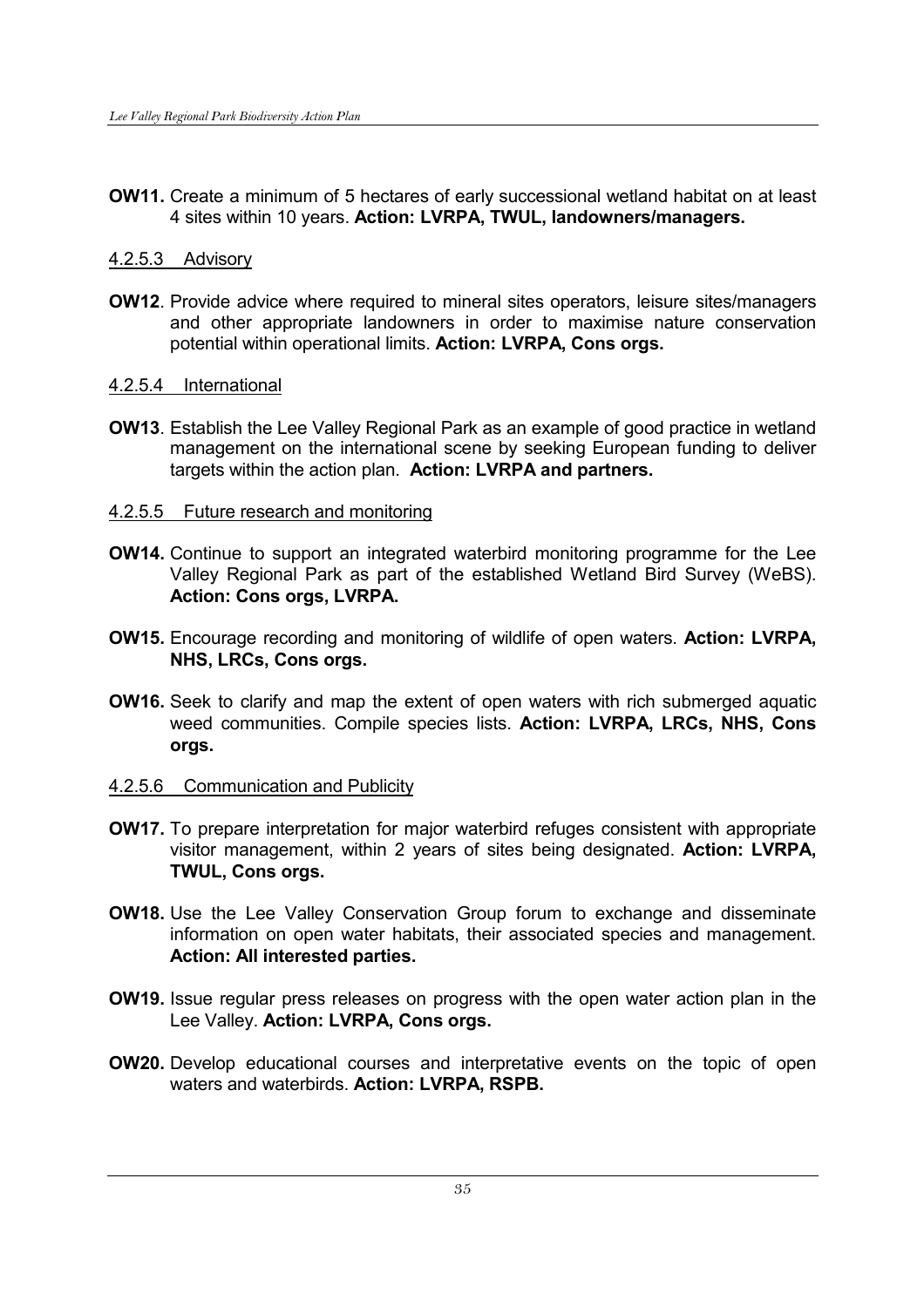**OW11.** Create a minimum of 5 hectares of early successional wetland habitat on at least 4 sites within 10 years. **Action: LVRPA, TWUL, landowners/managers.**

#### 4.2.5.3 Advisory

**OW12**. Provide advice where required to mineral sites operators, leisure sites/managers and other appropriate landowners in order to maximise nature conservation potential within operational limits. **Action: LVRPA, Cons orgs.**

#### 4.2.5.4 International

**OW13**. Establish the Lee Valley Regional Park as an example of good practice in wetland management on the international scene by seeking European funding to deliver targets within the action plan. **Action: LVRPA and partners.**

#### 4.2.5.5 Future research and monitoring

**OW14.** Continue to support an integrated waterbird monitoring programme for the Lee Valley Regional Park as part of the established Wetland Bird Survey (WeBS). **Action: Cons orgs, LVRPA.**

**OW15.** Encourage recording and monitoring of wildlife of open waters. **Action: LVRPA, NHS, LRCs, Cons orgs.**

**OW16.** Seek to clarify and map the extent of open waters with rich submerged aquatic weed communities. Compile species lists. **Action: LVRPA, LRCs, NHS, Cons orgs.**

#### 4.2.5.6 Communication and Publicity

**OW17.** To prepare interpretation for major waterbird refuges consistent with appropriate visitor management, within 2 years of sites being designated. **Action: LVRPA, TWUL, Cons orgs.**

**OW18.** Use the Lee Valley Conservation Group forum to exchange and disseminate information on open water habitats, their associated species and management. **Action: All interested parties.**

**OW19.** Issue regular press releases on progress with the open water action plan in the Lee Valley. **Action: LVRPA, Cons orgs.**

**OW20.** Develop educational courses and interpretative events on the topic of open waters and waterbirds. **Action: LVRPA, RSPB.**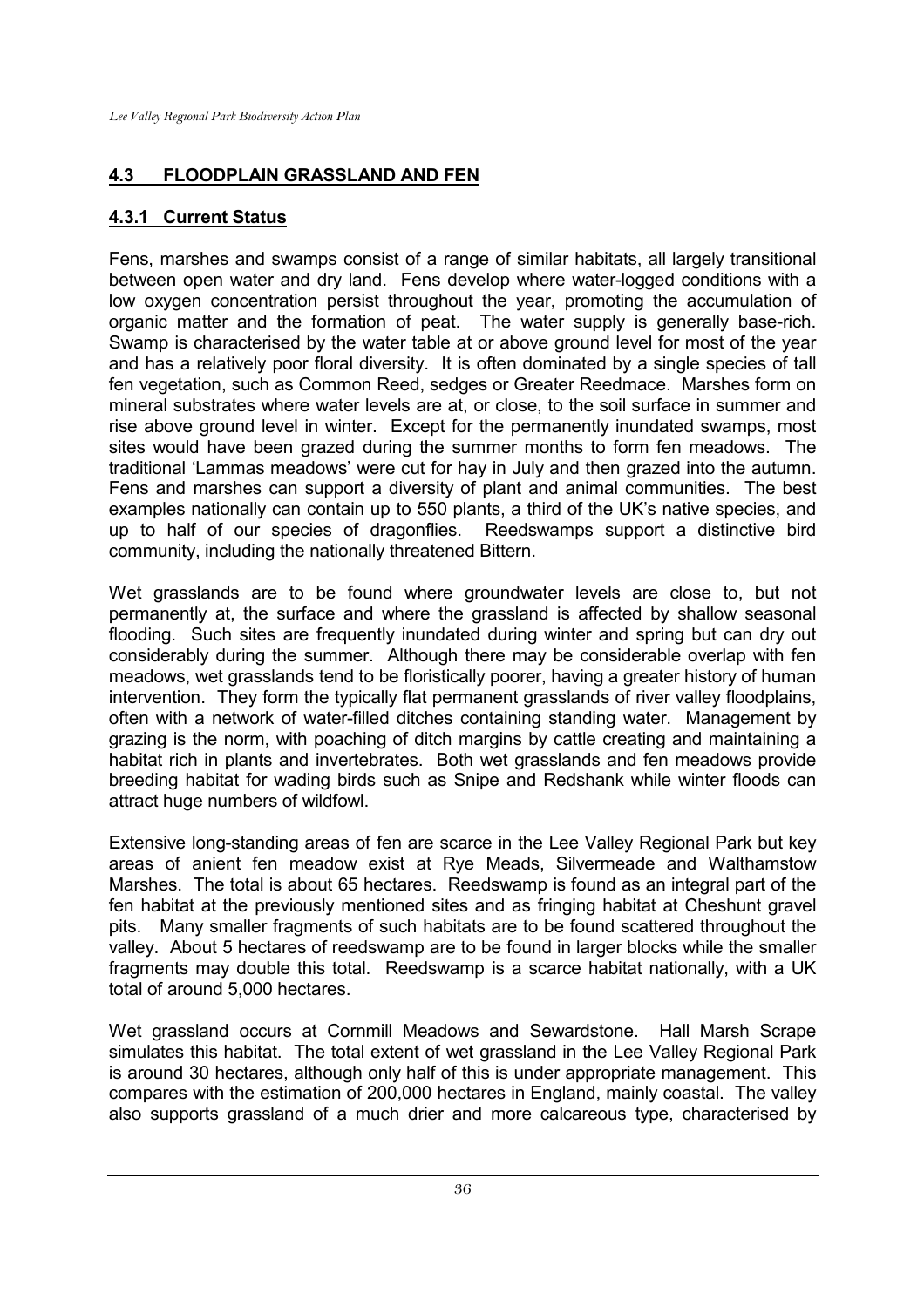## 4.3 FLOODPLAIN GRASSLAND AND FEN

### 4.3.1 Current Status

Fens, marshes and swamps consist of a range of similar habitats, all largely transitional between open water and dry land. Fens develop where water-logged conditions with a low oxygen concentration persist throughout the year, promoting the accumulation of organic matter and the formation of peat. The water supply is generally base-rich. Swamp is characterised by the water table at or above ground level for most of the year and has a relatively poor floral diversity. It is often dominated by a single species of tall fen vegetation, such as Common Reed, sedges or Greater Reedmace. Marshes form on mineral substrates where water levels are at, or close, to the soil surface in summer and rise above ground level in winter. Except for the permanently inundated swamps, most sites would have been grazed during the summer months to form fen meadows. The traditional 'Lammas meadows' were cut for hay in July and then grazed into the autumn. Fens and marshes can support a diversity of plant and animal communities. The best examples nationally can contain up to 550 plants, a third of the UK's native species, and up to half of our species of dragonflies. Reedswamps support a distinctive bird community, including the nationally threatened Bittern.

Wet grasslands are to be found where groundwater levels are close to, but not permanently at, the surface and where the grassland is affected by shallow seasonal flooding. Such sites are frequently inundated during winter and spring but can dry out considerably during the summer. Although there may be considerable overlap with fen meadows, wet grasslands tend to be floristically poorer, having a greater history of human intervention. They form the typically flat permanent grasslands of river valley floodplains, often with a network of water-filled ditches containing standing water. Management by grazing is the norm, with poaching of ditch margins by cattle creating and maintaining a habitat rich in plants and invertebrates. Both wet grasslands and fen meadows provide breeding habitat for wading birds such as Snipe and Redshank while winter floods can attract huge numbers of wildfowl.

Extensive long-standing areas of fen are scarce in the Lee Valley Regional Park but key areas of anient fen meadow exist at Rye Meads, Silvermeade and Walthamstow Marshes. The total is about 65 hectares. Reedswamp is found as an integral part of the fen habitat at the previously mentioned sites and as fringing habitat at Cheshunt gravel pits. Many smaller fragments of such habitats are to be found scattered throughout the valley. About 5 hectares of reedswamp are to be found in larger blocks while the smaller fragments may double this total. Reedswamp is a scarce habitat nationally, with a UK total of around 5,000 hectares.

Wet grassland occurs at Cornmill Meadows and Sewardstone. Hall Marsh Scrape simulates this habitat. The total extent of wet grassland in the Lee Valley Regional Park is around 30 hectares, although only half of this is under appropriate management. This compares with the estimation of 200,000 hectares in England, mainly coastal. The valley also supports grassland of a much drier and more calcareous type, characterised by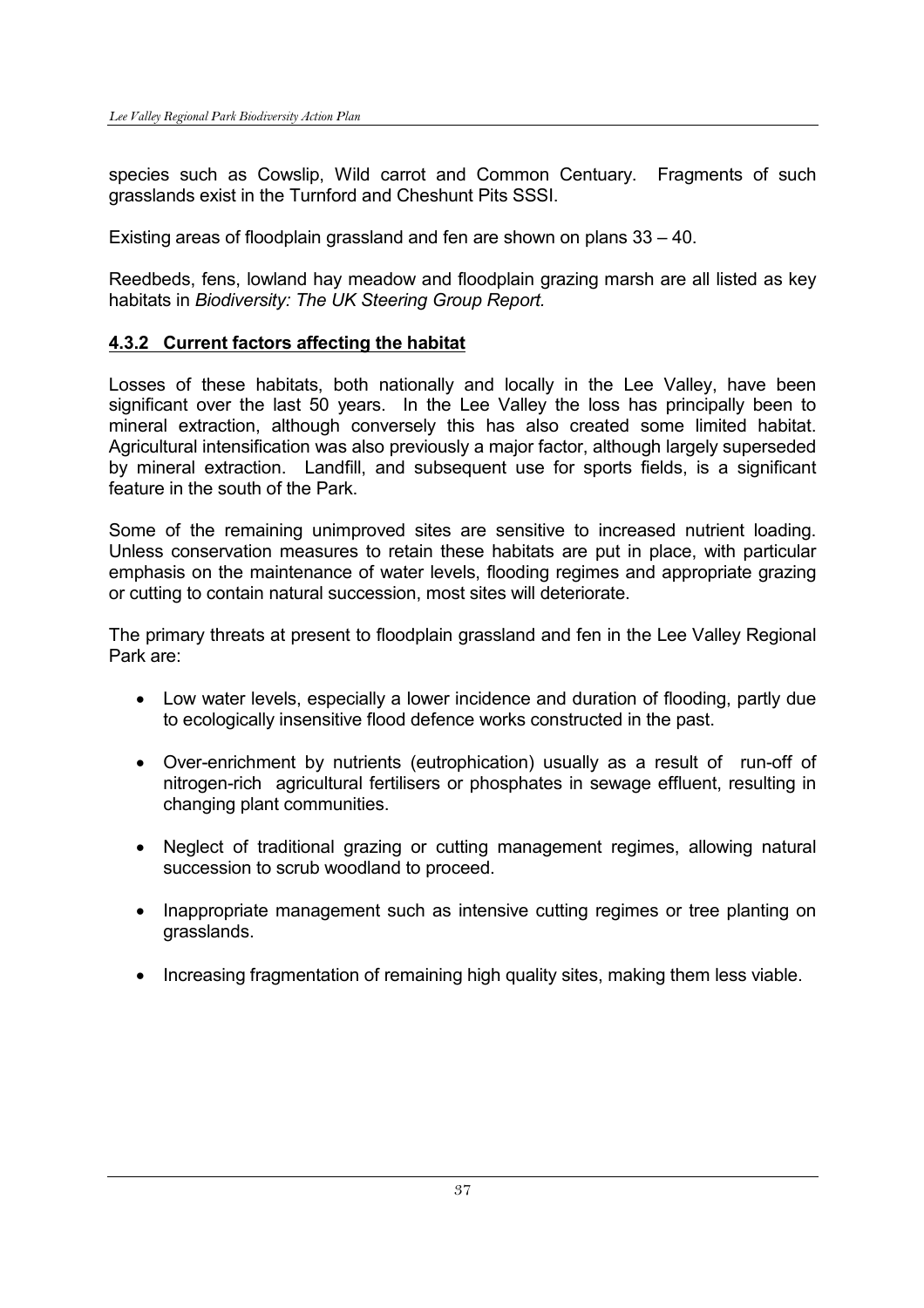species such as Cowslip, Wild carrot and Common Centuary. Fragments of such grasslands exist in the Turnford and Cheshunt Pits SSSI.

Existing areas of floodplain grassland and fen are shown on plans 33 – 40.

Reedbeds, fens, lowland hay meadow and floodplain grazing marsh are all listed as key habitats in *Biodiversity: The UK Steering Group Report.*

### 4.3.2 Current factors affecting the habitat

Losses of these habitats, both nationally and locally in the Lee Valley, have been significant over the last 50 years. In the Lee Valley the loss has principally been to mineral extraction, although conversely this has also created some limited habitat. Agricultural intensification was also previously a major factor, although largely superseded by mineral extraction. Landfill, and subsequent use for sports fields, is a significant feature in the south of the Park.

Some of the remaining unimproved sites are sensitive to increased nutrient loading. Unless conservation measures to retain these habitats are put in place, with particular emphasis on the maintenance of water levels, flooding regimes and appropriate grazing or cutting to contain natural succession, most sites will deteriorate.

The primary threats at present to floodplain grassland and fen in the Lee Valley Regional Park are:

- Low water levels, especially a lower incidence and duration of flooding, partly due to ecologically insensitive flood defence works constructed in the past.
- Over-enrichment by nutrients (eutrophication) usually as a result of run-off of nitrogen-rich agricultural fertilisers or phosphates in sewage effluent, resulting in changing plant communities.
- Neglect of traditional grazing or cutting management regimes, allowing natural succession to scrub woodland to proceed.
- Inappropriate management such as intensive cutting regimes or tree planting on grasslands.
- Increasing fragmentation of remaining high quality sites, making them less viable.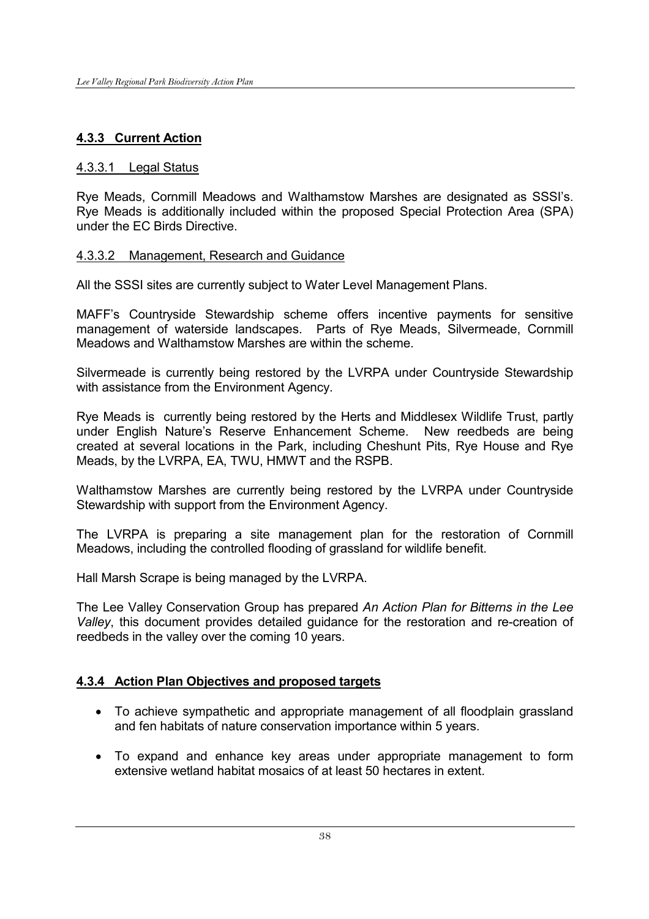### 4.3.3 Current Action

#### 4.3.3.1 Legal Status

Rye Meads, Cornmill Meadows and Walthamstow Marshes are designated as SSSI's. Rye Meads is additionally included within the proposed Special Protection Area (SPA) under the EC Birds Directive.

#### 4.3.3.2 Management, Research and Guidance

All the SSSI sites are currently subject to Water Level Management Plans.

MAFF's Countryside Stewardship scheme offers incentive payments for sensitive management of waterside landscapes. Parts of Rye Meads, Silvermeade, Cornmill Meadows and Walthamstow Marshes are within the scheme.

Silvermeade is currently being restored by the LVRPA under Countryside Stewardship with assistance from the Environment Agency.

Rye Meads is currently being restored by the Herts and Middlesex Wildlife Trust, partly under English Nature's Reserve Enhancement Scheme. New reedbeds are being created at several locations in the Park, including Cheshunt Pits, Rye House and Rye Meads, by the LVRPA, EA, TWU, HMWT and the RSPB.

Walthamstow Marshes are currently being restored by the LVRPA under Countryside Stewardship with support from the Environment Agency.

The LVRPA is preparing a site management plan for the restoration of Cornmill Meadows, including the controlled flooding of grassland for wildlife benefit.

Hall Marsh Scrape is being managed by the LVRPA.

The Lee Valley Conservation Group has prepared *An Action Plan for Bitterns in the Lee Valley*, this document provides detailed guidance for the restoration and re-creation of reedbeds in the valley over the coming 10 years.

### 4.3.4 Action Plan Objectives and proposed targets

- To achieve sympathetic and appropriate management of all floodplain grassland and fen habitats of nature conservation importance within 5 years.
- To expand and enhance key areas under appropriate management to form extensive wetland habitat mosaics of at least 50 hectares in extent.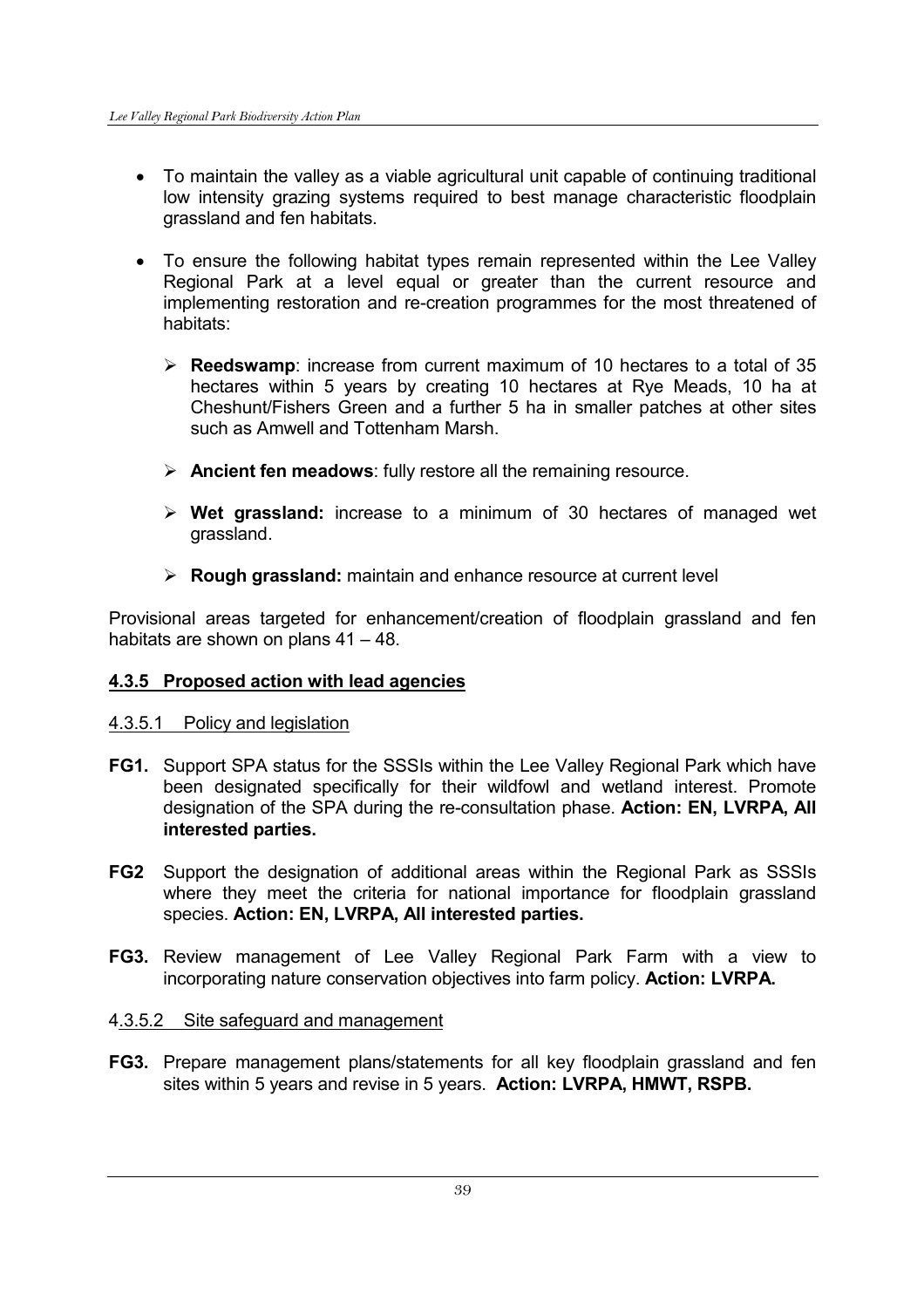- To maintain the valley as a viable agricultural unit capable of continuing traditional low intensity grazing systems required to best manage characteristic floodplain grassland and fen habitats.

- To ensure the following habitat types remain represented within the Lee Valley Regional Park at a level equal or greater than the current resource and implementing restoration and re-creation programmes for the most threatened of habitats:

  - **Reedswamp**: increase from current maximum of 10 hectares to a total of 35 hectares within 5 years by creating 10 hectares at Rye Meads, 10 ha at Cheshunt/Fishers Green and a further 5 ha in smaller patches at other sites such as Amwell and Tottenham Marsh.

  - **Ancient fen meadows**: fully restore all the remaining resource.

  - **Wet grassland:** increase to a minimum of 30 hectares of managed wet grassland.

  - **Rough grassland:** maintain and enhance resource at current level

Provisional areas targeted for enhancement/creation of floodplain grassland and fen habitats are shown on plans 41 – 48.

### 4.3.5 Proposed action with lead agencies

#### 4.3.5.1 Policy and legislation

**FG1.** Support SPA status for the SSSIs within the Lee Valley Regional Park which have been designated specifically for their wildfowl and wetland interest. Promote designation of the SPA during the re-consultation phase. **Action: EN, LVRPA, All interested parties.**

**FG2** Support the designation of additional areas within the Regional Park as SSSIs where they meet the criteria for national importance for floodplain grassland species. **Action: EN, LVRPA, All interested parties.**

**FG3.** Review management of Lee Valley Regional Park Farm with a view to incorporating nature conservation objectives into farm policy. **Action: LVRPA.**

#### 4.3.5.2 Site safeguard and management

**FG3.** Prepare management plans/statements for all key floodplain grassland and fen sites within 5 years and revise in 5 years. **Action: LVRPA, HMWT, RSPB.**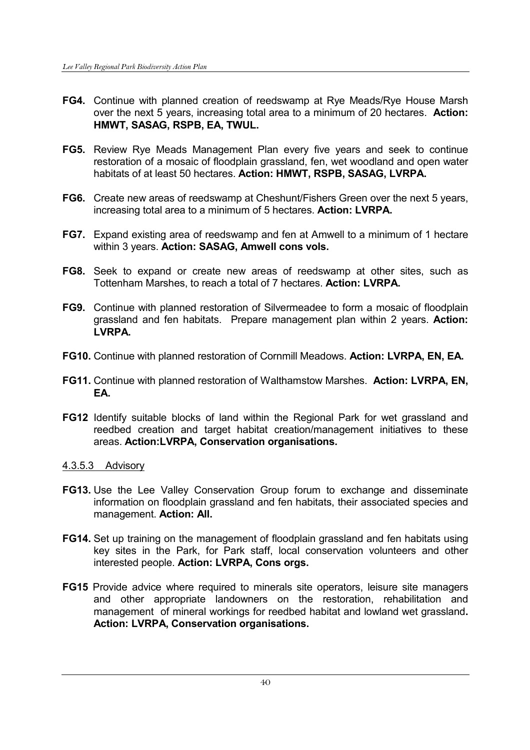**FG4.** Continue with planned creation of reedswamp at Rye Meads/Rye House Marsh over the next 5 years, increasing total area to a minimum of 20 hectares. **Action: HMWT, SASAG, RSPB, EA, TWUL.**

**FG5.** Review Rye Meads Management Plan every five years and seek to continue restoration of a mosaic of floodplain grassland, fen, wet woodland and open water habitats of at least 50 hectares. **Action: HMWT, RSPB, SASAG, LVRPA.**

**FG6.** Create new areas of reedswamp at Cheshunt/Fishers Green over the next 5 years, increasing total area to a minimum of 5 hectares. **Action: LVRPA.**

**FG7.** Expand existing area of reedswamp and fen at Amwell to a minimum of 1 hectare within 3 years. **Action: SASAG, Amwell cons vols.**

**FG8.** Seek to expand or create new areas of reedswamp at other sites, such as Tottenham Marshes, to reach a total of 7 hectares. **Action: LVRPA.**

**FG9.** Continue with planned restoration of Silvermeadee to form a mosaic of floodplain grassland and fen habitats. Prepare management plan within 2 years. **Action: LVRPA.**

**FG10.** Continue with planned restoration of Cornmill Meadows. **Action: LVRPA, EN, EA.**

**FG11.** Continue with planned restoration of Walthamstow Marshes. **Action: LVRPA, EN, EA.**

**FG12** Identify suitable blocks of land within the Regional Park for wet grassland and reedbed creation and target habitat creation/management initiatives to these areas. **Action:LVRPA, Conservation organisations.**

4.3.5.3 Advisory

**FG13.** Use the Lee Valley Conservation Group forum to exchange and disseminate information on floodplain grassland and fen habitats, their associated species and management. **Action: All.**

**FG14.** Set up training on the management of floodplain grassland and fen habitats using key sites in the Park, for Park staff, local conservation volunteers and other interested people. **Action: LVRPA, Cons orgs.**

**FG15** Provide advice where required to minerals site operators, leisure site managers and other appropriate landowners on the restoration, rehabilitation and management of mineral workings for reedbed habitat and lowland wet grassland**. Action: LVRPA, Conservation organisations.**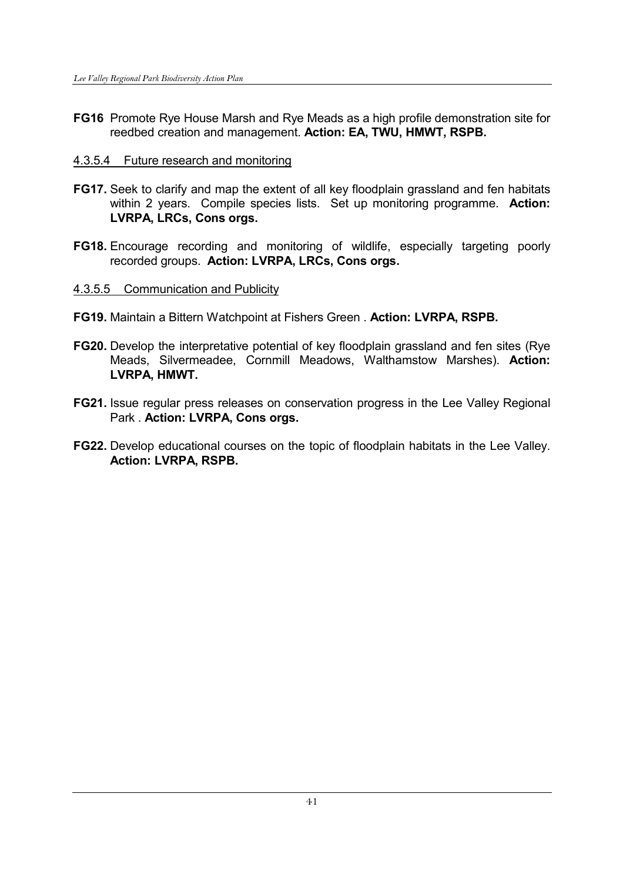**FG16** Promote Rye House Marsh and Rye Meads as a high profile demonstration site for reedbed creation and management. **Action: EA, TWU, HMWT, RSPB.**

4.3.5.4 Future research and monitoring

**FG17.** Seek to clarify and map the extent of all key floodplain grassland and fen habitats within 2 years. Compile species lists. Set up monitoring programme. **Action: LVRPA, LRCs, Cons orgs.**

**FG18.** Encourage recording and monitoring of wildlife, especially targeting poorly recorded groups. **Action: LVRPA, LRCs, Cons orgs.**

4.3.5.5 Communication and Publicity

**FG19.** Maintain a Bittern Watchpoint at Fishers Green . **Action: LVRPA, RSPB.**

**FG20.** Develop the interpretative potential of key floodplain grassland and fen sites (Rye Meads, Silvermeadee, Cornmill Meadows, Walthamstow Marshes). **Action: LVRPA, HMWT.**

**FG21.** Issue regular press releases on conservation progress in the Lee Valley Regional Park . **Action: LVRPA, Cons orgs.**

**FG22.** Develop educational courses on the topic of floodplain habitats in the Lee Valley. **Action: LVRPA, RSPB.**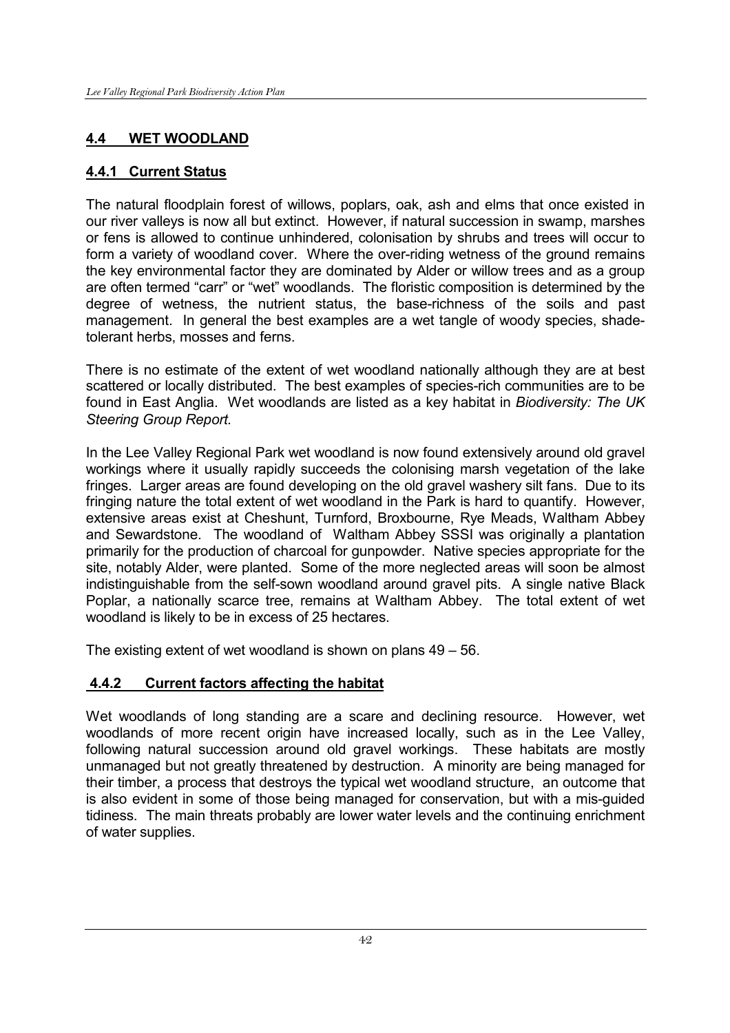## **4.4 WET WOODLAND**

### **4.4.1 Current Status**

The natural floodplain forest of willows, poplars, oak, ash and elms that once existed in our river valleys is now all but extinct. However, if natural succession in swamp, marshes or fens is allowed to continue unhindered, colonisation by shrubs and trees will occur to form a variety of woodland cover. Where the over-riding wetness of the ground remains the key environmental factor they are dominated by Alder or willow trees and as a group are often termed "carr" or "wet" woodlands. The floristic composition is determined by the degree of wetness, the nutrient status, the base-richness of the soils and past management. In general the best examples are a wet tangle of woody species, shade-tolerant herbs, mosses and ferns.

There is no estimate of the extent of wet woodland nationally although they are at best scattered or locally distributed. The best examples of species-rich communities are to be found in East Anglia. Wet woodlands are listed as a key habitat in *Biodiversity: The UK Steering Group Report.*

In the Lee Valley Regional Park wet woodland is now found extensively around old gravel workings where it usually rapidly succeeds the colonising marsh vegetation of the lake fringes. Larger areas are found developing on the old gravel washery silt fans. Due to its fringing nature the total extent of wet woodland in the Park is hard to quantify. However, extensive areas exist at Cheshunt, Turnford, Broxbourne, Rye Meads, Waltham Abbey and Sewardstone. The woodland of Waltham Abbey SSSI was originally a plantation primarily for the production of charcoal for gunpowder. Native species appropriate for the site, notably Alder, were planted. Some of the more neglected areas will soon be almost indistinguishable from the self-sown woodland around gravel pits. A single native Black Poplar, a nationally scarce tree, remains at Waltham Abbey. The total extent of wet woodland is likely to be in excess of 25 hectares.

The existing extent of wet woodland is shown on plans 49 – 56.

### **4.4.2 Current factors affecting the habitat**

Wet woodlands of long standing are a scare and declining resource. However, wet woodlands of more recent origin have increased locally, such as in the Lee Valley, following natural succession around old gravel workings. These habitats are mostly unmanaged but not greatly threatened by destruction. A minority are being managed for their timber, a process that destroys the typical wet woodland structure, an outcome that is also evident in some of those being managed for conservation, but with a mis-guided tidiness. The main threats probably are lower water levels and the continuing enrichment of water supplies.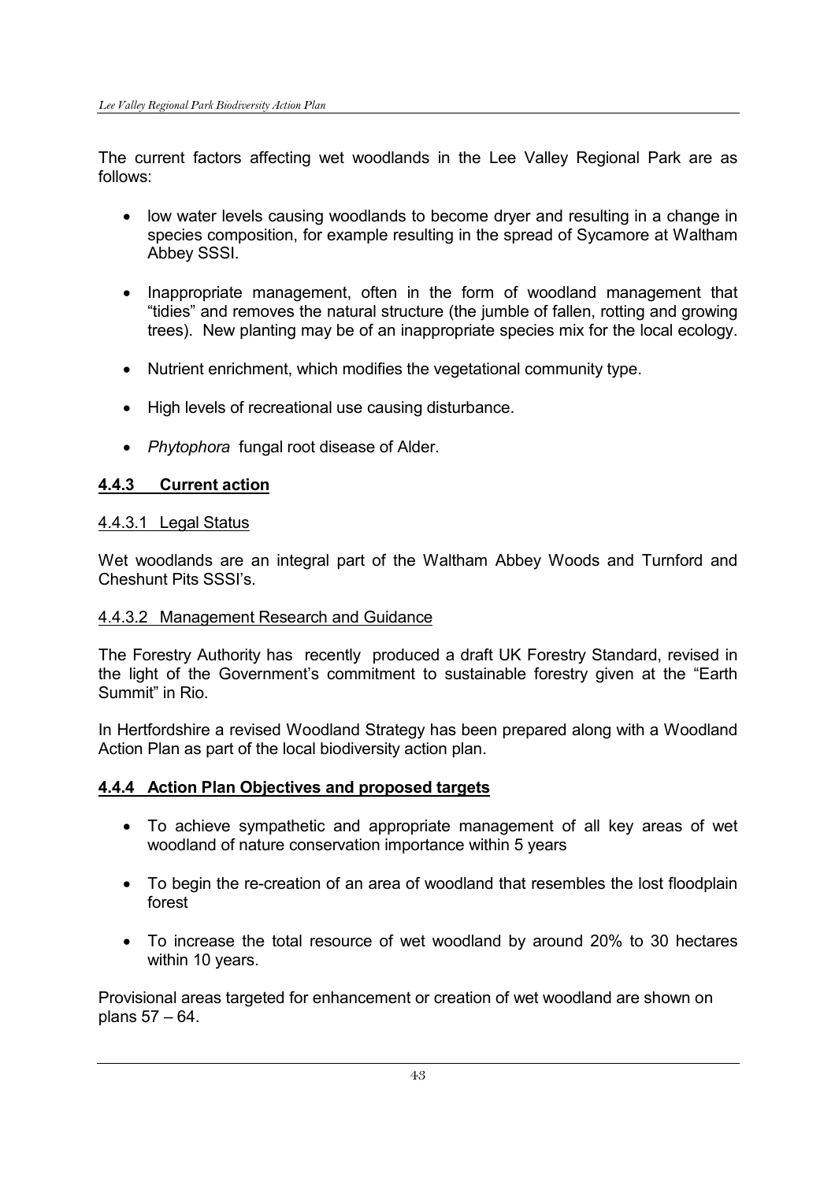The current factors affecting wet woodlands in the Lee Valley Regional Park are as follows:

- low water levels causing woodlands to become dryer and resulting in a change in species composition, for example resulting in the spread of Sycamore at Waltham Abbey SSSI.
- Inappropriate management, often in the form of woodland management that "tidies" and removes the natural structure (the jumble of fallen, rotting and growing trees). New planting may be of an inappropriate species mix for the local ecology.
- Nutrient enrichment, which modifies the vegetational community type.
- High levels of recreational use causing disturbance.
- *Phytophora* fungal root disease of Alder.

### 4.4.3 Current action

#### 4.4.3.1 Legal Status

Wet woodlands are an integral part of the Waltham Abbey Woods and Turnford and Cheshunt Pits SSSI's.

#### 4.4.3.2 Management Research and Guidance

The Forestry Authority has recently produced a draft UK Forestry Standard, revised in the light of the Government's commitment to sustainable forestry given at the "Earth Summit" in Rio.

In Hertfordshire a revised Woodland Strategy has been prepared along with a Woodland Action Plan as part of the local biodiversity action plan.

### 4.4.4 Action Plan Objectives and proposed targets

- To achieve sympathetic and appropriate management of all key areas of wet woodland of nature conservation importance within 5 years
- To begin the re-creation of an area of woodland that resembles the lost floodplain forest
- To increase the total resource of wet woodland by around 20% to 30 hectares within 10 years.

Provisional areas targeted for enhancement or creation of wet woodland are shown on plans 57 – 64.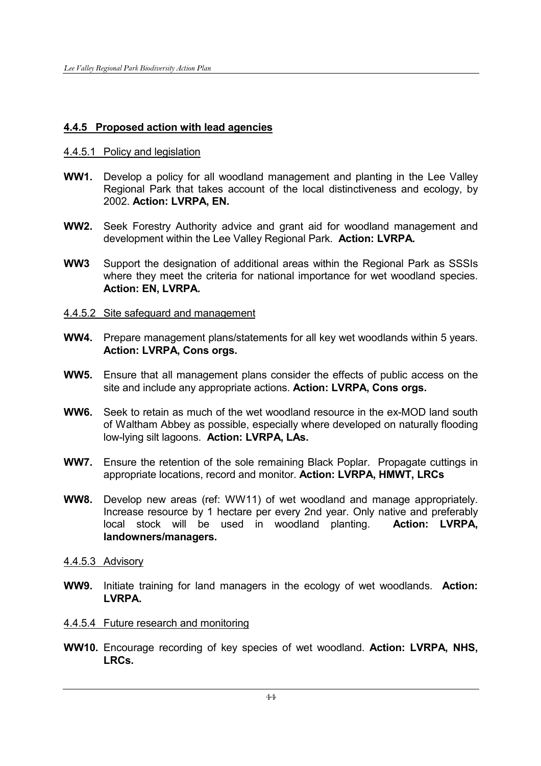### 4.4.5 Proposed action with lead agencies

#### 4.4.5.1 Policy and legislation

**WW1.** Develop a policy for all woodland management and planting in the Lee Valley Regional Park that takes account of the local distinctiveness and ecology, by 2002. **Action: LVRPA, EN.**

**WW2.** Seek Forestry Authority advice and grant aid for woodland management and development within the Lee Valley Regional Park. **Action: LVRPA.**

**WW3** Support the designation of additional areas within the Regional Park as SSSIs where they meet the criteria for national importance for wet woodland species. **Action: EN, LVRPA.**

#### 4.4.5.2 Site safeguard and management

**WW4.** Prepare management plans/statements for all key wet woodlands within 5 years. **Action: LVRPA, Cons orgs.**

**WW5.** Ensure that all management plans consider the effects of public access on the site and include any appropriate actions. **Action: LVRPA, Cons orgs.**

**WW6.** Seek to retain as much of the wet woodland resource in the ex-MOD land south of Waltham Abbey as possible, especially where developed on naturally flooding low-lying silt lagoons. **Action: LVRPA, LAs.**

**WW7.** Ensure the retention of the sole remaining Black Poplar. Propagate cuttings in appropriate locations, record and monitor. **Action: LVRPA, HMWT, LRCs**

**WW8.** Develop new areas (ref: WW11) of wet woodland and manage appropriately. Increase resource by 1 hectare per every 2nd year. Only native and preferably local stock will be used in woodland planting. **Action: LVRPA, landowners/managers.**

#### 4.4.5.3 Advisory

**WW9.** Initiate training for land managers in the ecology of wet woodlands. **Action: LVRPA.**

#### 4.4.5.4 Future research and monitoring

**WW10.** Encourage recording of key species of wet woodland. **Action: LVRPA, NHS, LRCs.**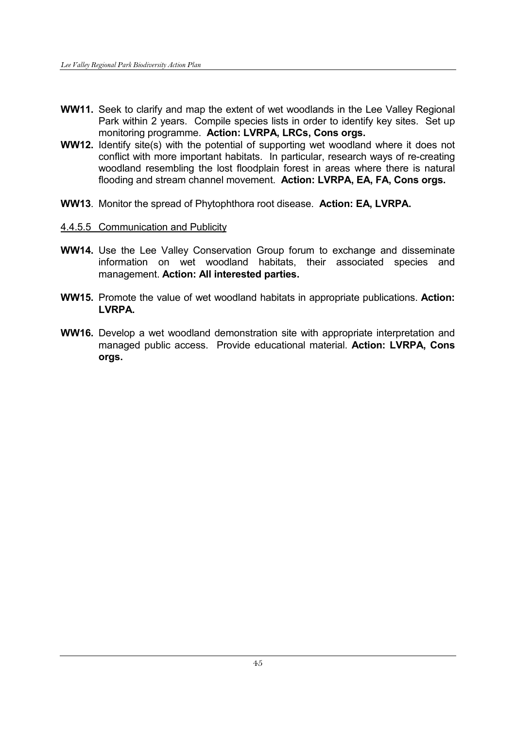**WW11.** Seek to clarify and map the extent of wet woodlands in the Lee Valley Regional Park within 2 years. Compile species lists in order to identify key sites. Set up monitoring programme. **Action: LVRPA, LRCs, Cons orgs.**

**WW12.** Identify site(s) with the potential of supporting wet woodland where it does not conflict with more important habitats. In particular, research ways of re-creating woodland resembling the lost floodplain forest in areas where there is natural flooding and stream channel movement. **Action: LVRPA, EA, FA, Cons orgs.**

**WW13**. Monitor the spread of Phytophthora root disease. **Action: EA, LVRPA.**

<u>4.4.5.5 Communication and Publicity</u>

**WW14.** Use the Lee Valley Conservation Group forum to exchange and disseminate information on wet woodland habitats, their associated species and management. **Action: All interested parties.**

**WW15.** Promote the value of wet woodland habitats in appropriate publications. **Action: LVRPA.**

**WW16.** Develop a wet woodland demonstration site with appropriate interpretation and managed public access. Provide educational material. **Action: LVRPA, Cons orgs.**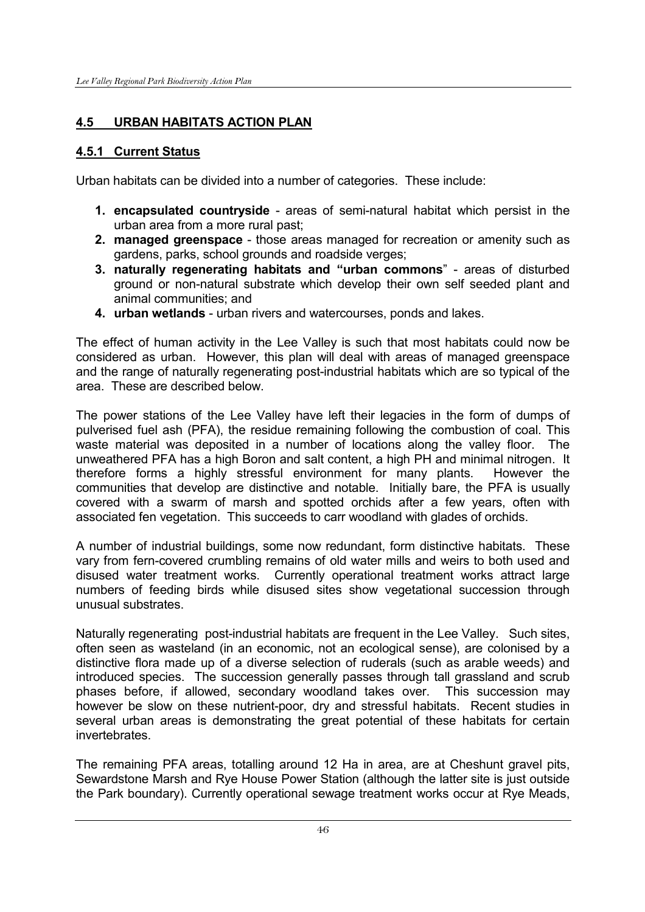## 4.5 URBAN HABITATS ACTION PLAN

### 4.5.1 Current Status

Urban habitats can be divided into a number of categories. These include:

1. **encapsulated countryside** - areas of semi-natural habitat which persist in the urban area from a more rural past;
2. **managed greenspace** - those areas managed for recreation or amenity such as gardens, parks, school grounds and roadside verges;
3. **naturally regenerating habitats and "urban commons**" - areas of disturbed ground or non-natural substrate which develop their own self seeded plant and animal communities; and
4. **urban wetlands** - urban rivers and watercourses, ponds and lakes.

The effect of human activity in the Lee Valley is such that most habitats could now be considered as urban. However, this plan will deal with areas of managed greenspace and the range of naturally regenerating post-industrial habitats which are so typical of the area. These are described below.

The power stations of the Lee Valley have left their legacies in the form of dumps of pulverised fuel ash (PFA), the residue remaining following the combustion of coal. This waste material was deposited in a number of locations along the valley floor. The unweathered PFA has a high Boron and salt content, a high PH and minimal nitrogen. It therefore forms a highly stressful environment for many plants. However the communities that develop are distinctive and notable. Initially bare, the PFA is usually covered with a swarm of marsh and spotted orchids after a few years, often with associated fen vegetation. This succeeds to carr woodland with glades of orchids.

A number of industrial buildings, some now redundant, form distinctive habitats. These vary from fern-covered crumbling remains of old water mills and weirs to both used and disused water treatment works. Currently operational treatment works attract large numbers of feeding birds while disused sites show vegetational succession through unusual substrates.

Naturally regenerating post-industrial habitats are frequent in the Lee Valley. Such sites, often seen as wasteland (in an economic, not an ecological sense), are colonised by a distinctive flora made up of a diverse selection of ruderals (such as arable weeds) and introduced species. The succession generally passes through tall grassland and scrub phases before, if allowed, secondary woodland takes over. This succession may however be slow on these nutrient-poor, dry and stressful habitats. Recent studies in several urban areas is demonstrating the great potential of these habitats for certain invertebrates.

The remaining PFA areas, totalling around 12 Ha in area, are at Cheshunt gravel pits, Sewardstone Marsh and Rye House Power Station (although the latter site is just outside the Park boundary). Currently operational sewage treatment works occur at Rye Meads,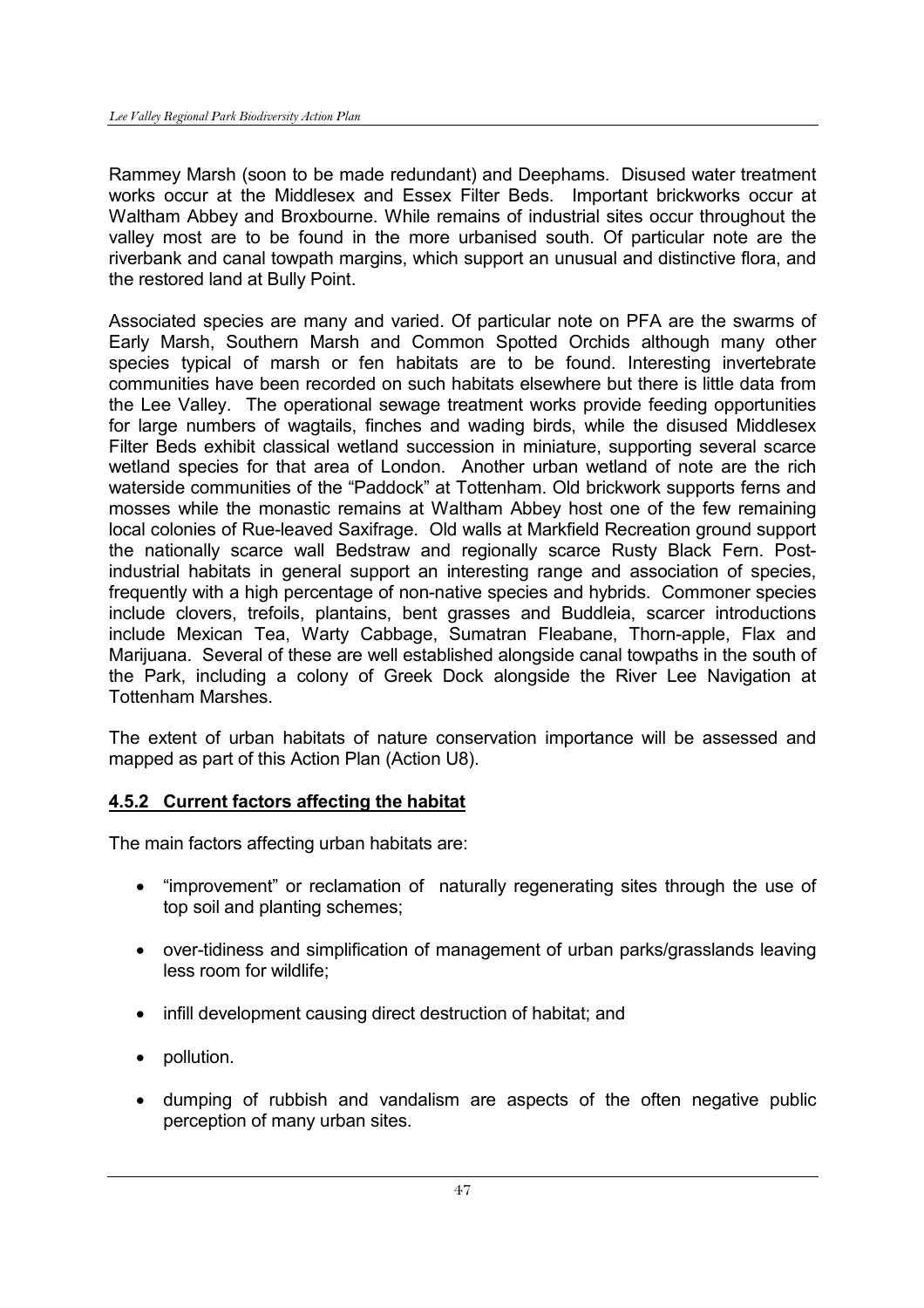Rammey Marsh (soon to be made redundant) and Deephams. Disused water treatment works occur at the Middlesex and Essex Filter Beds. Important brickworks occur at Waltham Abbey and Broxbourne. While remains of industrial sites occur throughout the valley most are to be found in the more urbanised south. Of particular note are the riverbank and canal towpath margins, which support an unusual and distinctive flora, and the restored land at Bully Point.

Associated species are many and varied. Of particular note on PFA are the swarms of Early Marsh, Southern Marsh and Common Spotted Orchids although many other species typical of marsh or fen habitats are to be found. Interesting invertebrate communities have been recorded on such habitats elsewhere but there is little data from the Lee Valley. The operational sewage treatment works provide feeding opportunities for large numbers of wagtails, finches and wading birds, while the disused Middlesex Filter Beds exhibit classical wetland succession in miniature, supporting several scarce wetland species for that area of London. Another urban wetland of note are the rich waterside communities of the "Paddock" at Tottenham. Old brickwork supports ferns and mosses while the monastic remains at Waltham Abbey host one of the few remaining local colonies of Rue-leaved Saxifrage. Old walls at Markfield Recreation ground support the nationally scarce wall Bedstraw and regionally scarce Rusty Black Fern. Post-industrial habitats in general support an interesting range and association of species, frequently with a high percentage of non-native species and hybrids. Commoner species include clovers, trefoils, plantains, bent grasses and Buddleia, scarcer introductions include Mexican Tea, Warty Cabbage, Sumatran Fleabane, Thorn-apple, Flax and Marijuana. Several of these are well established alongside canal towpaths in the south of the Park, including a colony of Greek Dock alongside the River Lee Navigation at Tottenham Marshes.

The extent of urban habitats of nature conservation importance will be assessed and mapped as part of this Action Plan (Action U8).

### 4.5.2 Current factors affecting the habitat

The main factors affecting urban habitats are:

- "improvement" or reclamation of naturally regenerating sites through the use of top soil and planting schemes;
- over-tidiness and simplification of management of urban parks/grasslands leaving less room for wildlife;
- infill development causing direct destruction of habitat; and
- pollution.
- dumping of rubbish and vandalism are aspects of the often negative public perception of many urban sites.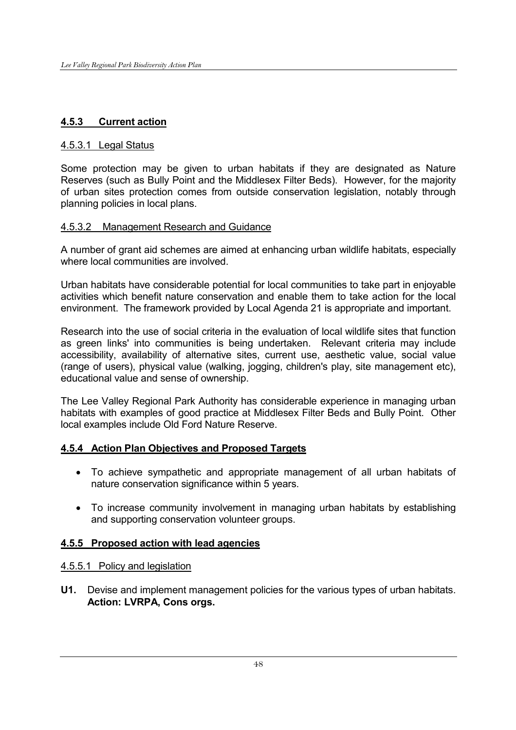### **4.5.3 Current action**

#### 4.5.3.1 Legal Status

Some protection may be given to urban habitats if they are designated as Nature Reserves (such as Bully Point and the Middlesex Filter Beds). However, for the majority of urban sites protection comes from outside conservation legislation, notably through planning policies in local plans.

#### 4.5.3.2 Management Research and Guidance

A number of grant aid schemes are aimed at enhancing urban wildlife habitats, especially where local communities are involved.

Urban habitats have considerable potential for local communities to take part in enjoyable activities which benefit nature conservation and enable them to take action for the local environment. The framework provided by Local Agenda 21 is appropriate and important.

Research into the use of social criteria in the evaluation of local wildlife sites that function as green links' into communities is being undertaken. Relevant criteria may include accessibility, availability of alternative sites, current use, aesthetic value, social value (range of users), physical value (walking, jogging, children's play, site management etc), educational value and sense of ownership.

The Lee Valley Regional Park Authority has considerable experience in managing urban habitats with examples of good practice at Middlesex Filter Beds and Bully Point. Other local examples include Old Ford Nature Reserve.

### **4.5.4 Action Plan Objectives and Proposed Targets**

- To achieve sympathetic and appropriate management of all urban habitats of nature conservation significance within 5 years.
- To increase community involvement in managing urban habitats by establishing and supporting conservation volunteer groups.

### **4.5.5 Proposed action with lead agencies**

#### 4.5.5.1 Policy and legislation

**U1.** Devise and implement management policies for the various types of urban habitats. **Action: LVRPA, Cons orgs.**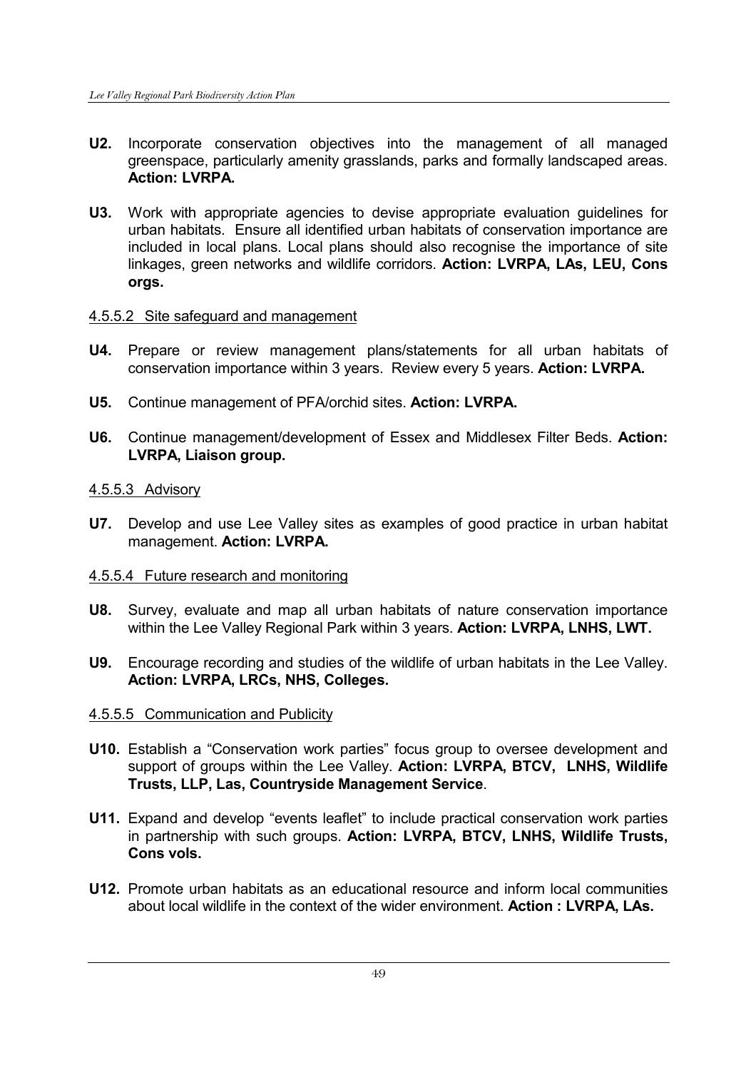**U2.** Incorporate conservation objectives into the management of all managed greenspace, particularly amenity grasslands, parks and formally landscaped areas. **Action: LVRPA.**

**U3.** Work with appropriate agencies to devise appropriate evaluation guidelines for urban habitats. Ensure all identified urban habitats of conservation importance are included in local plans. Local plans should also recognise the importance of site linkages, green networks and wildlife corridors. **Action: LVRPA, LAs, LEU, Cons orgs.**

#### 4.5.5.2 Site safeguard and management

**U4.** Prepare or review management plans/statements for all urban habitats of conservation importance within 3 years. Review every 5 years. **Action: LVRPA.**

**U5.** Continue management of PFA/orchid sites. **Action: LVRPA.**

**U6.** Continue management/development of Essex and Middlesex Filter Beds. **Action: LVRPA, Liaison group.**

#### 4.5.5.3 Advisory

**U7.** Develop and use Lee Valley sites as examples of good practice in urban habitat management. **Action: LVRPA.**

#### 4.5.5.4 Future research and monitoring

**U8.** Survey, evaluate and map all urban habitats of nature conservation importance within the Lee Valley Regional Park within 3 years. **Action: LVRPA, LNHS, LWT.**

**U9.** Encourage recording and studies of the wildlife of urban habitats in the Lee Valley. **Action: LVRPA, LRCs, NHS, Colleges.**

#### 4.5.5.5 Communication and Publicity

**U10.** Establish a "Conservation work parties" focus group to oversee development and support of groups within the Lee Valley. **Action: LVRPA, BTCV, LNHS, Wildlife Trusts, LLP, Las, Countryside Management Service**.

**U11.** Expand and develop "events leaflet" to include practical conservation work parties in partnership with such groups. **Action: LVRPA, BTCV, LNHS, Wildlife Trusts, Cons vols.**

**U12.** Promote urban habitats as an educational resource and inform local communities about local wildlife in the context of the wider environment. **Action : LVRPA, LAs.**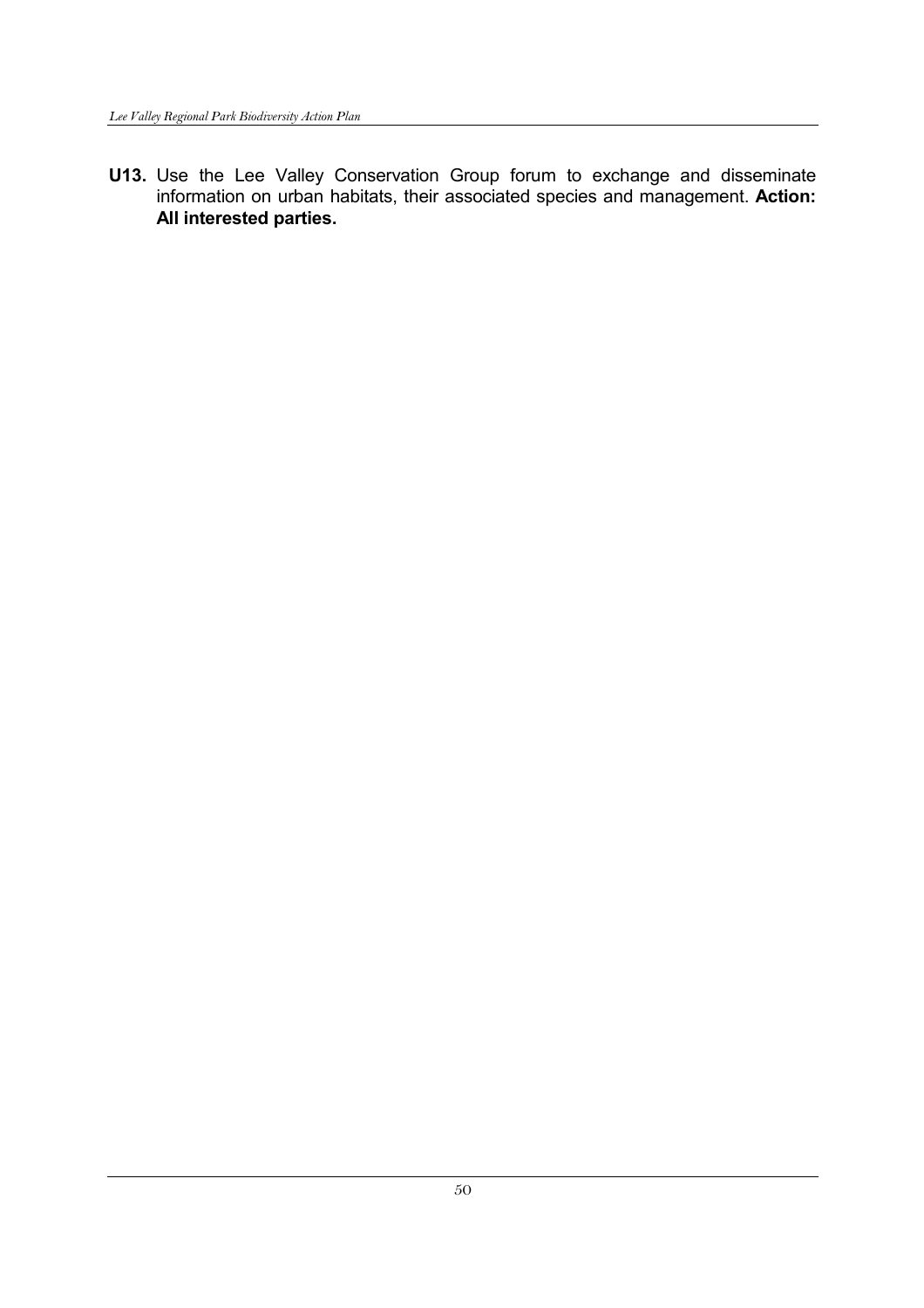**U13.** Use the Lee Valley Conservation Group forum to exchange and disseminate information on urban habitats, their associated species and management. **Action: All interested parties.**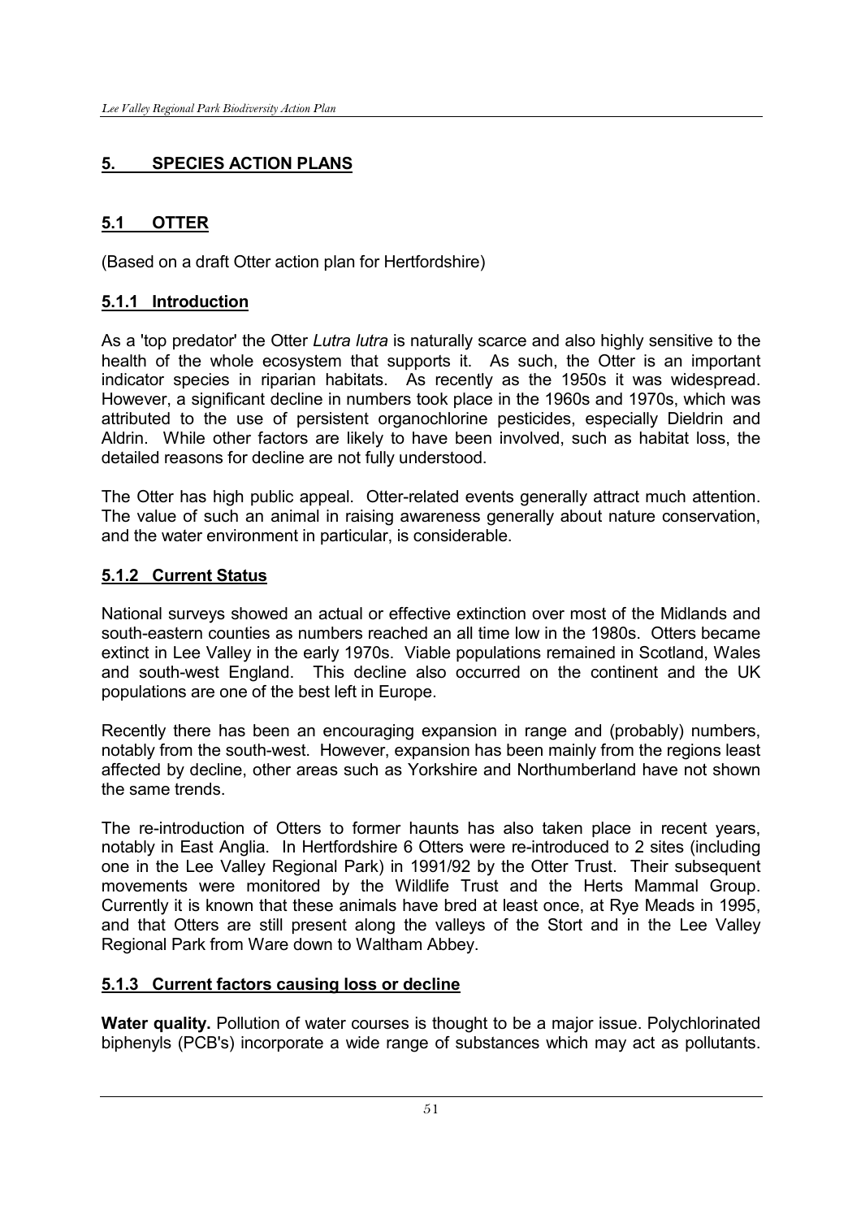## 5. SPECIES ACTION PLANS

### 5.1 OTTER

(Based on a draft Otter action plan for Hertfordshire)

#### 5.1.1 Introduction

As a 'top predator' the Otter *Lutra lutra* is naturally scarce and also highly sensitive to the health of the whole ecosystem that supports it. As such, the Otter is an important indicator species in riparian habitats. As recently as the 1950s it was widespread. However, a significant decline in numbers took place in the 1960s and 1970s, which was attributed to the use of persistent organochlorine pesticides, especially Dieldrin and Aldrin. While other factors are likely to have been involved, such as habitat loss, the detailed reasons for decline are not fully understood.

The Otter has high public appeal. Otter-related events generally attract much attention. The value of such an animal in raising awareness generally about nature conservation, and the water environment in particular, is considerable.

#### 5.1.2 Current Status

National surveys showed an actual or effective extinction over most of the Midlands and south-eastern counties as numbers reached an all time low in the 1980s. Otters became extinct in Lee Valley in the early 1970s. Viable populations remained in Scotland, Wales and south-west England. This decline also occurred on the continent and the UK populations are one of the best left in Europe.

Recently there has been an encouraging expansion in range and (probably) numbers, notably from the south-west. However, expansion has been mainly from the regions least affected by decline, other areas such as Yorkshire and Northumberland have not shown the same trends.

The re-introduction of Otters to former haunts has also taken place in recent years, notably in East Anglia. In Hertfordshire 6 Otters were re-introduced to 2 sites (including one in the Lee Valley Regional Park) in 1991/92 by the Otter Trust. Their subsequent movements were monitored by the Wildlife Trust and the Herts Mammal Group. Currently it is known that these animals have bred at least once, at Rye Meads in 1995, and that Otters are still present along the valleys of the Stort and in the Lee Valley Regional Park from Ware down to Waltham Abbey.

#### 5.1.3 Current factors causing loss or decline

**Water quality.** Pollution of water courses is thought to be a major issue. Polychlorinated biphenyls (PCB's) incorporate a wide range of substances which may act as pollutants.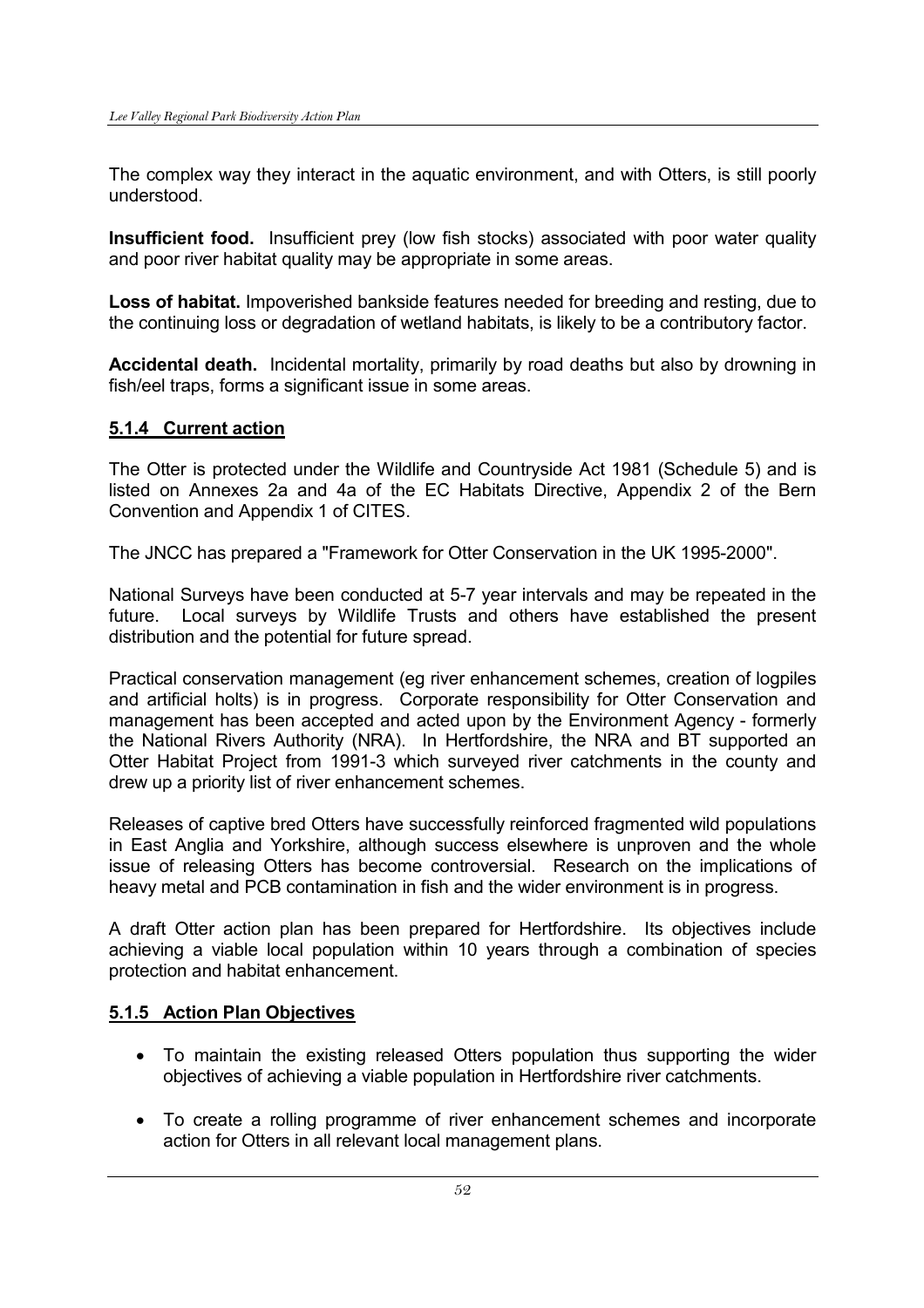The complex way they interact in the aquatic environment, and with Otters, is still poorly understood.

**Insufficient food.** Insufficient prey (low fish stocks) associated with poor water quality and poor river habitat quality may be appropriate in some areas.

**Loss of habitat.** Impoverished bankside features needed for breeding and resting, due to the continuing loss or degradation of wetland habitats, is likely to be a contributory factor.

**Accidental death.** Incidental mortality, primarily by road deaths but also by drowning in fish/eel traps, forms a significant issue in some areas.

### 5.1.4 Current action

The Otter is protected under the Wildlife and Countryside Act 1981 (Schedule 5) and is listed on Annexes 2a and 4a of the EC Habitats Directive, Appendix 2 of the Bern Convention and Appendix 1 of CITES.

The JNCC has prepared a "Framework for Otter Conservation in the UK 1995-2000".

National Surveys have been conducted at 5-7 year intervals and may be repeated in the future. Local surveys by Wildlife Trusts and others have established the present distribution and the potential for future spread.

Practical conservation management (eg river enhancement schemes, creation of logpiles and artificial holts) is in progress. Corporate responsibility for Otter Conservation and management has been accepted and acted upon by the Environment Agency - formerly the National Rivers Authority (NRA). In Hertfordshire, the NRA and BT supported an Otter Habitat Project from 1991-3 which surveyed river catchments in the county and drew up a priority list of river enhancement schemes.

Releases of captive bred Otters have successfully reinforced fragmented wild populations in East Anglia and Yorkshire, although success elsewhere is unproven and the whole issue of releasing Otters has become controversial. Research on the implications of heavy metal and PCB contamination in fish and the wider environment is in progress.

A draft Otter action plan has been prepared for Hertfordshire. Its objectives include achieving a viable local population within 10 years through a combination of species protection and habitat enhancement.

### 5.1.5 Action Plan Objectives

- To maintain the existing released Otters population thus supporting the wider objectives of achieving a viable population in Hertfordshire river catchments.
- To create a rolling programme of river enhancement schemes and incorporate action for Otters in all relevant local management plans.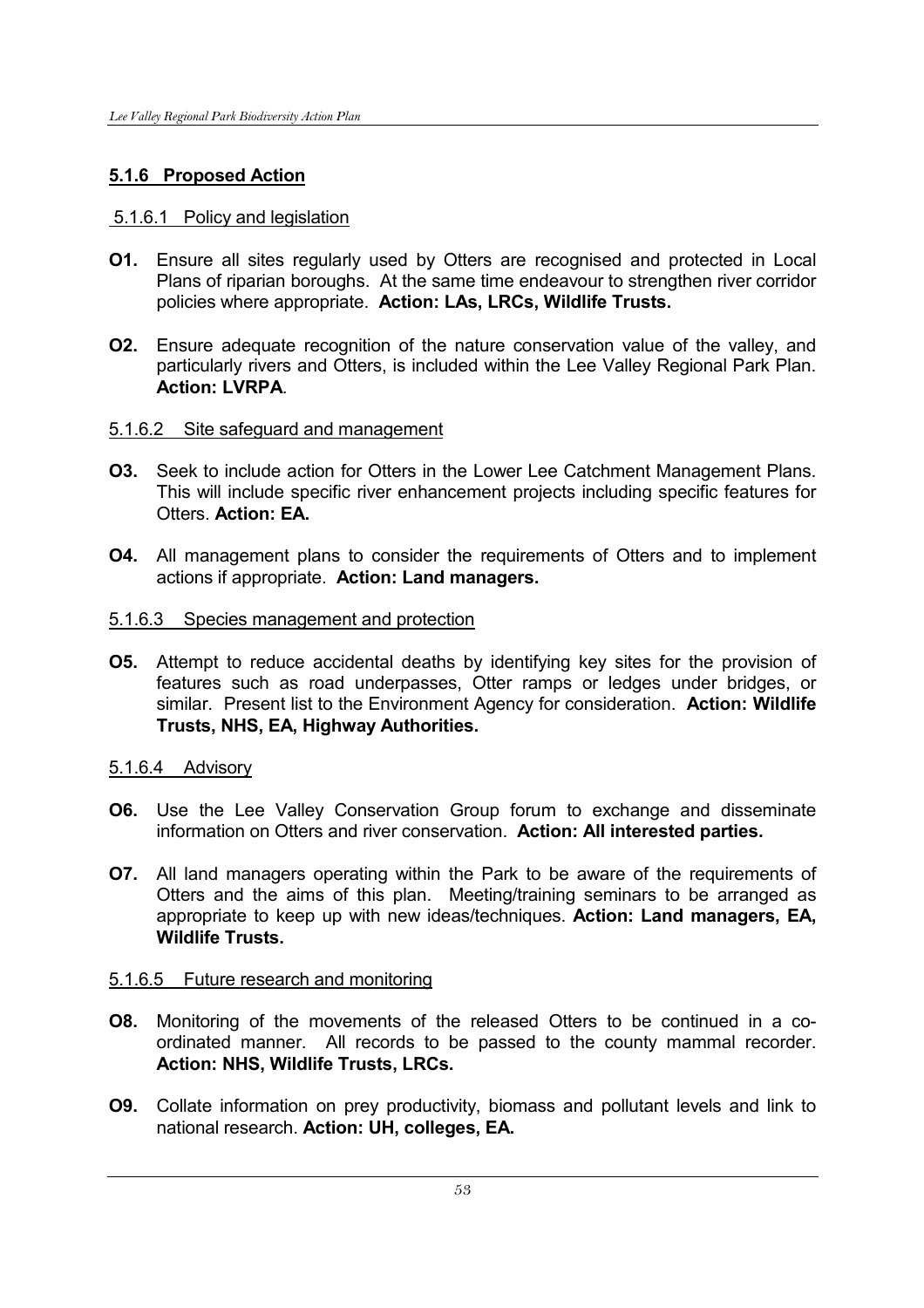### 5.1.6 Proposed Action

#### 5.1.6.1 Policy and legislation

**O1.** Ensure all sites regularly used by Otters are recognised and protected in Local Plans of riparian boroughs. At the same time endeavour to strengthen river corridor policies where appropriate. **Action: LAs, LRCs, Wildlife Trusts.**

**O2.** Ensure adequate recognition of the nature conservation value of the valley, and particularly rivers and Otters, is included within the Lee Valley Regional Park Plan. **Action: LVRPA**.

#### 5.1.6.2 Site safeguard and management

**O3.** Seek to include action for Otters in the Lower Lee Catchment Management Plans. This will include specific river enhancement projects including specific features for Otters. **Action: EA.**

**O4.** All management plans to consider the requirements of Otters and to implement actions if appropriate. **Action: Land managers.**

#### 5.1.6.3 Species management and protection

**O5.** Attempt to reduce accidental deaths by identifying key sites for the provision of features such as road underpasses, Otter ramps or ledges under bridges, or similar. Present list to the Environment Agency for consideration. **Action: Wildlife Trusts, NHS, EA, Highway Authorities.**

#### 5.1.6.4 Advisory

**O6.** Use the Lee Valley Conservation Group forum to exchange and disseminate information on Otters and river conservation. **Action: All interested parties.**

**O7.** All land managers operating within the Park to be aware of the requirements of Otters and the aims of this plan. Meeting/training seminars to be arranged as appropriate to keep up with new ideas/techniques. **Action: Land managers, EA, Wildlife Trusts.**

#### 5.1.6.5 Future research and monitoring

**O8.** Monitoring of the movements of the released Otters to be continued in a co-ordinated manner. All records to be passed to the county mammal recorder. **Action: NHS, Wildlife Trusts, LRCs.**

**O9.** Collate information on prey productivity, biomass and pollutant levels and link to national research. **Action: UH, colleges, EA.**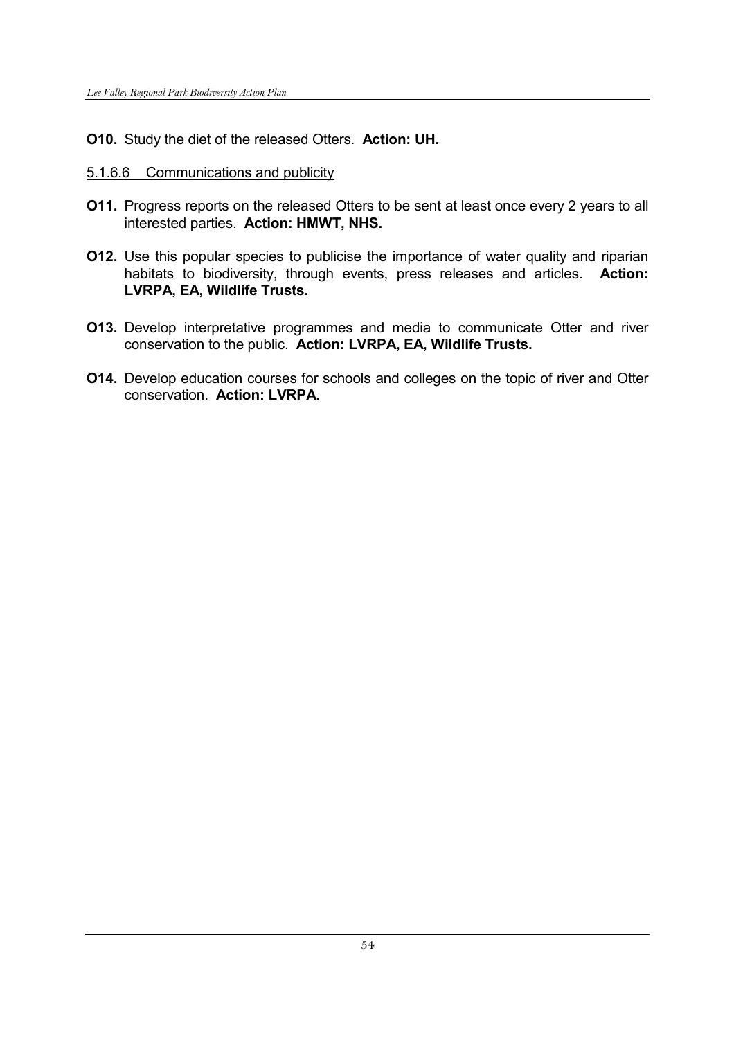**O10.** Study the diet of the released Otters. **Action: UH.**

5.1.6.6 Communications and publicity

**O11.** Progress reports on the released Otters to be sent at least once every 2 years to all interested parties. **Action: HMWT, NHS.**

**O12.** Use this popular species to publicise the importance of water quality and riparian habitats to biodiversity, through events, press releases and articles. **Action: LVRPA, EA, Wildlife Trusts.**

**O13.** Develop interpretative programmes and media to communicate Otter and river conservation to the public. **Action: LVRPA, EA, Wildlife Trusts.**

**O14.** Develop education courses for schools and colleges on the topic of river and Otter conservation. **Action: LVRPA.**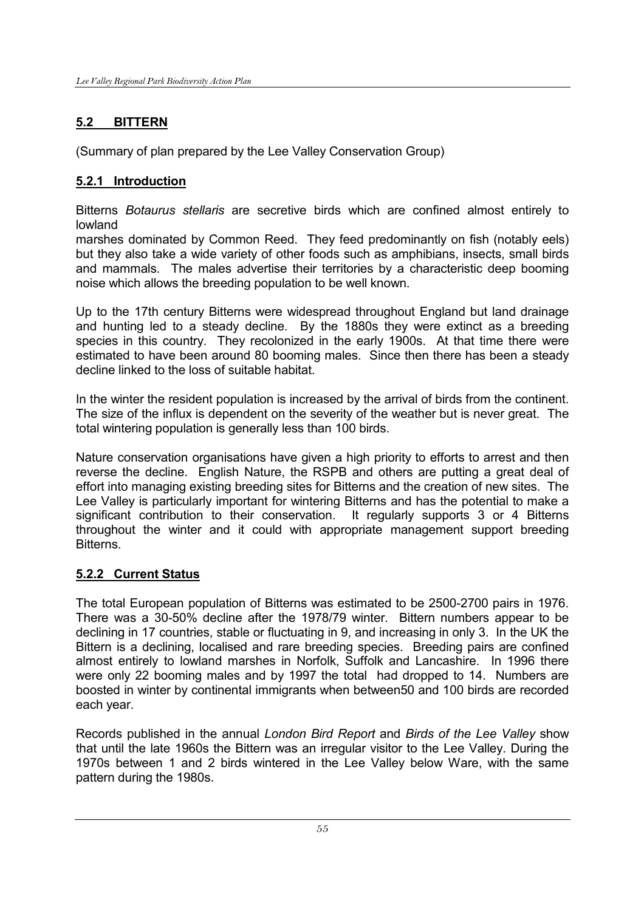## 5.2 BITTERN

(Summary of plan prepared by the Lee Valley Conservation Group)

### 5.2.1 Introduction

Bitterns *Botaurus stellaris* are secretive birds which are confined almost entirely to lowland marshes dominated by Common Reed. They feed predominantly on fish (notably eels) but they also take a wide variety of other foods such as amphibians, insects, small birds and mammals. The males advertise their territories by a characteristic deep booming noise which allows the breeding population to be well known.

Up to the 17th century Bitterns were widespread throughout England but land drainage and hunting led to a steady decline. By the 1880s they were extinct as a breeding species in this country. They recolonized in the early 1900s. At that time there were estimated to have been around 80 booming males. Since then there has been a steady decline linked to the loss of suitable habitat.

In the winter the resident population is increased by the arrival of birds from the continent. The size of the influx is dependent on the severity of the weather but is never great. The total wintering population is generally less than 100 birds.

Nature conservation organisations have given a high priority to efforts to arrest and then reverse the decline. English Nature, the RSPB and others are putting a great deal of effort into managing existing breeding sites for Bitterns and the creation of new sites. The Lee Valley is particularly important for wintering Bitterns and has the potential to make a significant contribution to their conservation. It regularly supports 3 or 4 Bitterns throughout the winter and it could with appropriate management support breeding Bitterns.

### 5.2.2 Current Status

The total European population of Bitterns was estimated to be 2500-2700 pairs in 1976. There was a 30-50% decline after the 1978/79 winter. Bittern numbers appear to be declining in 17 countries, stable or fluctuating in 9, and increasing in only 3. In the UK the Bittern is a declining, localised and rare breeding species. Breeding pairs are confined almost entirely to lowland marshes in Norfolk, Suffolk and Lancashire. In 1996 there were only 22 booming males and by 1997 the total had dropped to 14. Numbers are boosted in winter by continental immigrants when between50 and 100 birds are recorded each year.

Records published in the annual *London Bird Report* and *Birds of the Lee Valley* show that until the late 1960s the Bittern was an irregular visitor to the Lee Valley. During the 1970s between 1 and 2 birds wintered in the Lee Valley below Ware, with the same pattern during the 1980s.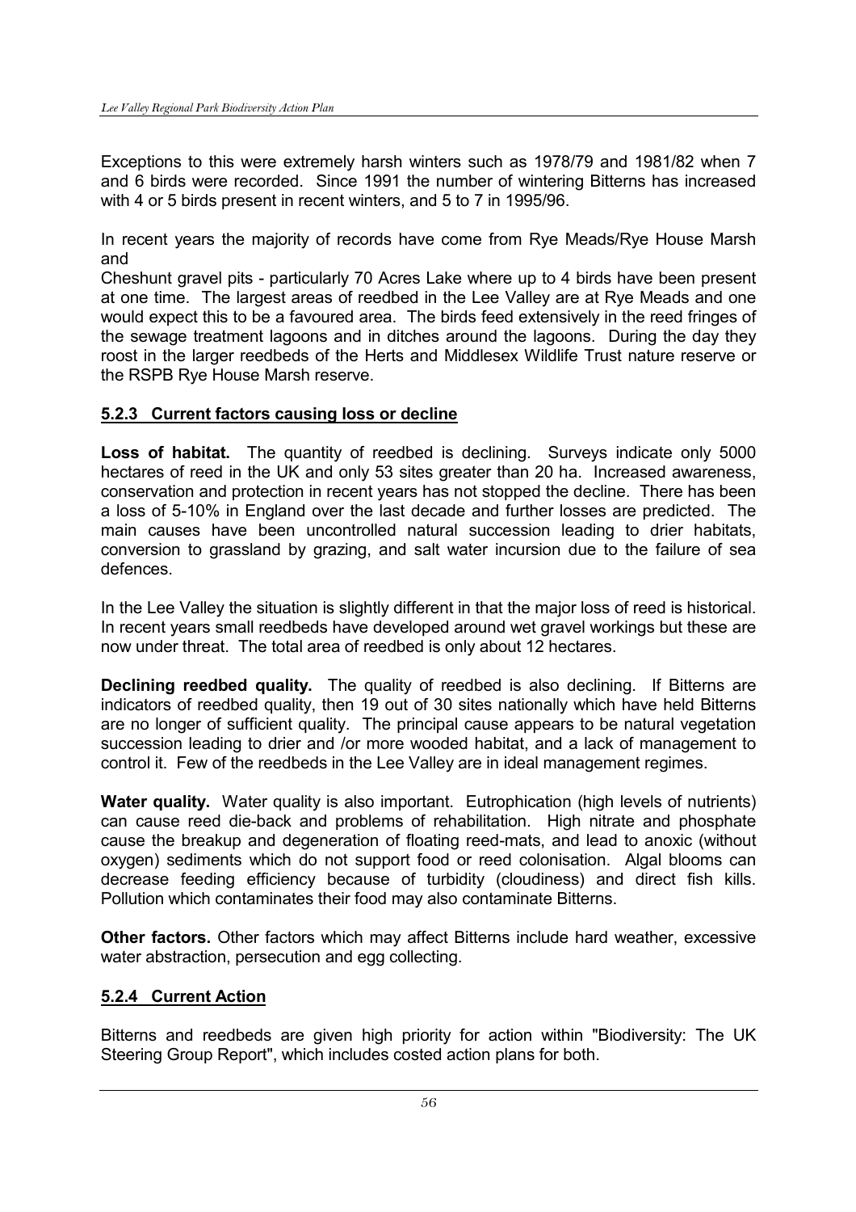Exceptions to this were extremely harsh winters such as 1978/79 and 1981/82 when 7 and 6 birds were recorded. Since 1991 the number of wintering Bitterns has increased with 4 or 5 birds present in recent winters, and 5 to 7 in 1995/96.

In recent years the majority of records have come from Rye Meads/Rye House Marsh and

Cheshunt gravel pits - particularly 70 Acres Lake where up to 4 birds have been present at one time. The largest areas of reedbed in the Lee Valley are at Rye Meads and one would expect this to be a favoured area. The birds feed extensively in the reed fringes of the sewage treatment lagoons and in ditches around the lagoons. During the day they roost in the larger reedbeds of the Herts and Middlesex Wildlife Trust nature reserve or the RSPB Rye House Marsh reserve.

### 5.2.3 Current factors causing loss or decline

**Loss of habitat.** The quantity of reedbed is declining. Surveys indicate only 5000 hectares of reed in the UK and only 53 sites greater than 20 ha. Increased awareness, conservation and protection in recent years has not stopped the decline. There has been a loss of 5-10% in England over the last decade and further losses are predicted. The main causes have been uncontrolled natural succession leading to drier habitats, conversion to grassland by grazing, and salt water incursion due to the failure of sea defences.

In the Lee Valley the situation is slightly different in that the major loss of reed is historical. In recent years small reedbeds have developed around wet gravel workings but these are now under threat. The total area of reedbed is only about 12 hectares.

**Declining reedbed quality.** The quality of reedbed is also declining. If Bitterns are indicators of reedbed quality, then 19 out of 30 sites nationally which have held Bitterns are no longer of sufficient quality. The principal cause appears to be natural vegetation succession leading to drier and /or more wooded habitat, and a lack of management to control it. Few of the reedbeds in the Lee Valley are in ideal management regimes.

**Water quality.** Water quality is also important. Eutrophication (high levels of nutrients) can cause reed die-back and problems of rehabilitation. High nitrate and phosphate cause the breakup and degeneration of floating reed-mats, and lead to anoxic (without oxygen) sediments which do not support food or reed colonisation. Algal blooms can decrease feeding efficiency because of turbidity (cloudiness) and direct fish kills. Pollution which contaminates their food may also contaminate Bitterns.

**Other factors.** Other factors which may affect Bitterns include hard weather, excessive water abstraction, persecution and egg collecting.

### 5.2.4 Current Action

Bitterns and reedbeds are given high priority for action within "Biodiversity: The UK Steering Group Report", which includes costed action plans for both.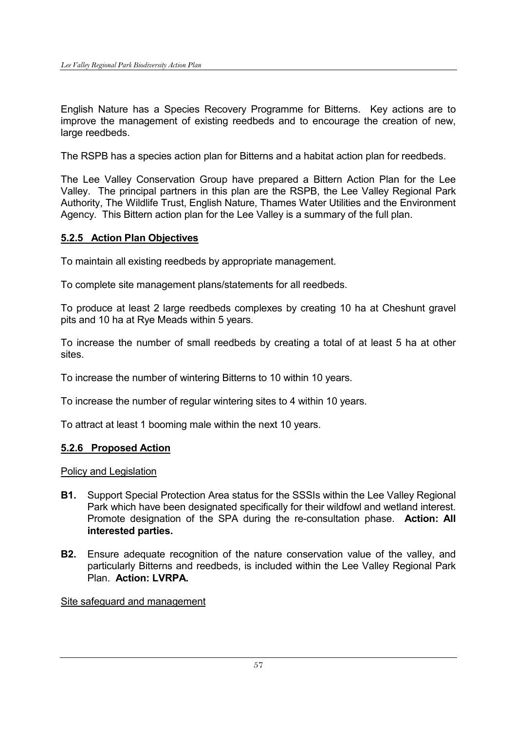English Nature has a Species Recovery Programme for Bitterns. Key actions are to improve the management of existing reedbeds and to encourage the creation of new, large reedbeds.

The RSPB has a species action plan for Bitterns and a habitat action plan for reedbeds.

The Lee Valley Conservation Group have prepared a Bittern Action Plan for the Lee Valley. The principal partners in this plan are the RSPB, the Lee Valley Regional Park Authority, The Wildlife Trust, English Nature, Thames Water Utilities and the Environment Agency. This Bittern action plan for the Lee Valley is a summary of the full plan.

### 5.2.5 Action Plan Objectives

To maintain all existing reedbeds by appropriate management.

To complete site management plans/statements for all reedbeds.

To produce at least 2 large reedbeds complexes by creating 10 ha at Cheshunt gravel pits and 10 ha at Rye Meads within 5 years.

To increase the number of small reedbeds by creating a total of at least 5 ha at other sites.

To increase the number of wintering Bitterns to 10 within 10 years.

To increase the number of regular wintering sites to 4 within 10 years.

To attract at least 1 booming male within the next 10 years.

### 5.2.6 Proposed Action

Policy and Legislation

**B1.** Support Special Protection Area status for the SSSIs within the Lee Valley Regional Park which have been designated specifically for their wildfowl and wetland interest. Promote designation of the SPA during the re-consultation phase. **Action: All interested parties.**

**B2.** Ensure adequate recognition of the nature conservation value of the valley, and particularly Bitterns and reedbeds, is included within the Lee Valley Regional Park Plan. **Action: LVRPA.**

Site safeguard and management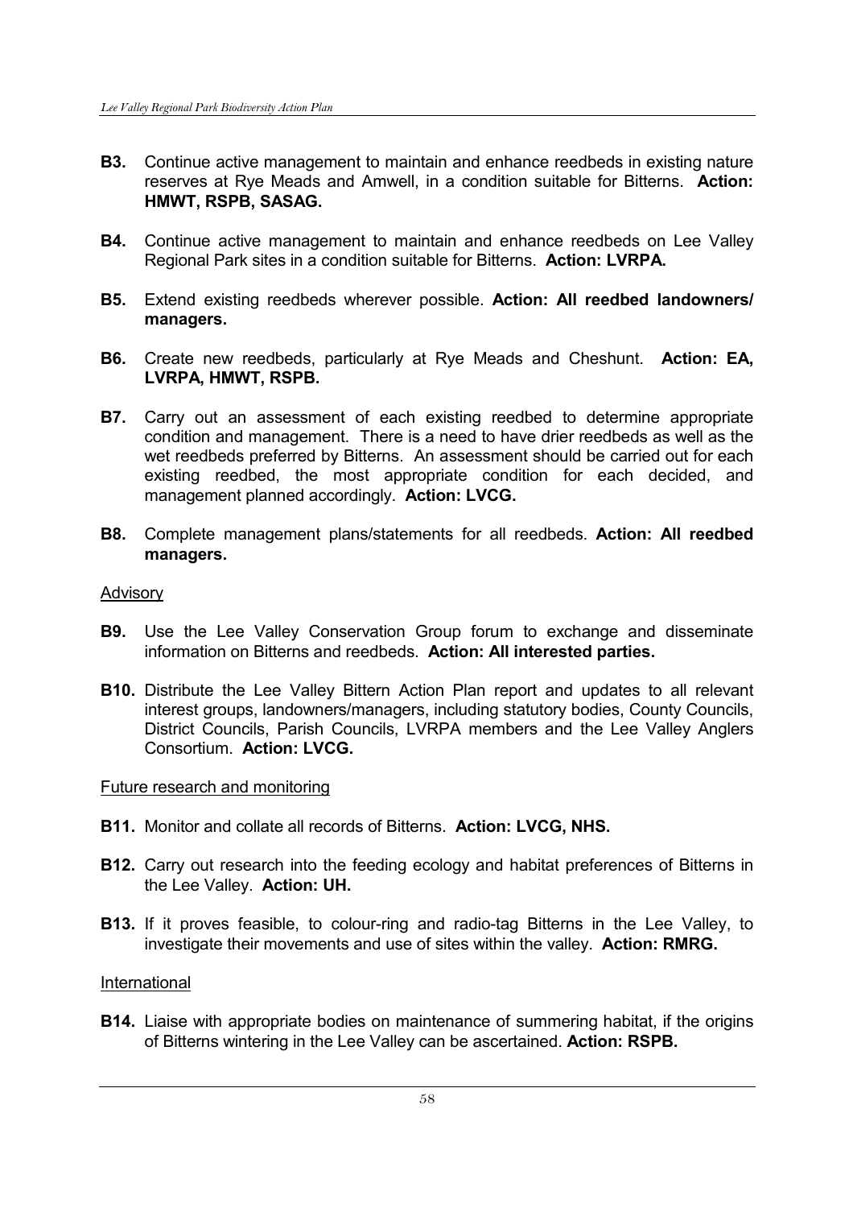**B3.** Continue active management to maintain and enhance reedbeds in existing nature reserves at Rye Meads and Amwell, in a condition suitable for Bitterns. **Action: HMWT, RSPB, SASAG.**

**B4.** Continue active management to maintain and enhance reedbeds on Lee Valley Regional Park sites in a condition suitable for Bitterns. **Action: LVRPA.**

**B5.** Extend existing reedbeds wherever possible. **Action: All reedbed landowners/ managers.**

**B6.** Create new reedbeds, particularly at Rye Meads and Cheshunt. **Action: EA, LVRPA, HMWT, RSPB.**

**B7.** Carry out an assessment of each existing reedbed to determine appropriate condition and management. There is a need to have drier reedbeds as well as the wet reedbeds preferred by Bitterns. An assessment should be carried out for each existing reedbed, the most appropriate condition for each decided, and management planned accordingly. **Action: LVCG.**

**B8.** Complete management plans/statements for all reedbeds. **Action: All reedbed managers.**

<u>Advisory</u>

**B9.** Use the Lee Valley Conservation Group forum to exchange and disseminate information on Bitterns and reedbeds. **Action: All interested parties.**

**B10.** Distribute the Lee Valley Bittern Action Plan report and updates to all relevant interest groups, landowners/managers, including statutory bodies, County Councils, District Councils, Parish Councils, LVRPA members and the Lee Valley Anglers Consortium. **Action: LVCG.**

<u>Future research and monitoring</u>

**B11.** Monitor and collate all records of Bitterns. **Action: LVCG, NHS.**

**B12.** Carry out research into the feeding ecology and habitat preferences of Bitterns in the Lee Valley. **Action: UH.**

**B13.** If it proves feasible, to colour-ring and radio-tag Bitterns in the Lee Valley, to investigate their movements and use of sites within the valley. **Action: RMRG.**

<u>International</u>

**B14.** Liaise with appropriate bodies on maintenance of summering habitat, if the origins of Bitterns wintering in the Lee Valley can be ascertained. **Action: RSPB.**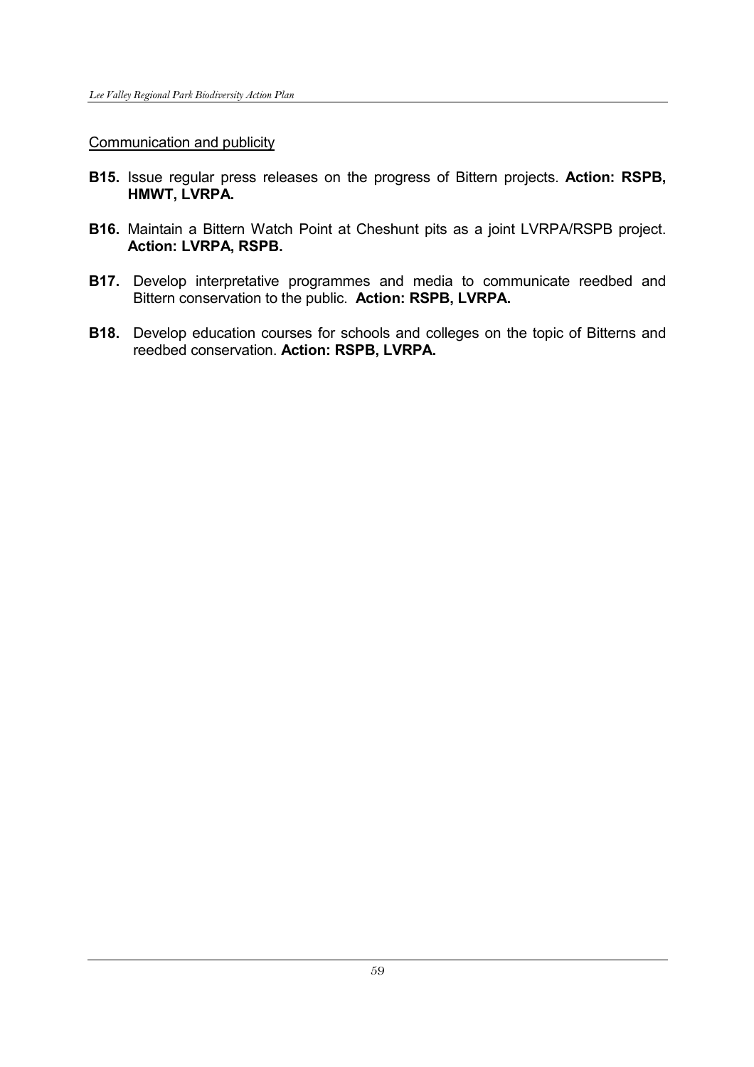Communication and publicity

**B15.** Issue regular press releases on the progress of Bittern projects. **Action: RSPB, HMWT, LVRPA.**

**B16.** Maintain a Bittern Watch Point at Cheshunt pits as a joint LVRPA/RSPB project. **Action: LVRPA, RSPB.**

**B17.** Develop interpretative programmes and media to communicate reedbed and Bittern conservation to the public. **Action: RSPB, LVRPA.**

**B18.** Develop education courses for schools and colleges on the topic of Bitterns and reedbed conservation. **Action: RSPB, LVRPA.**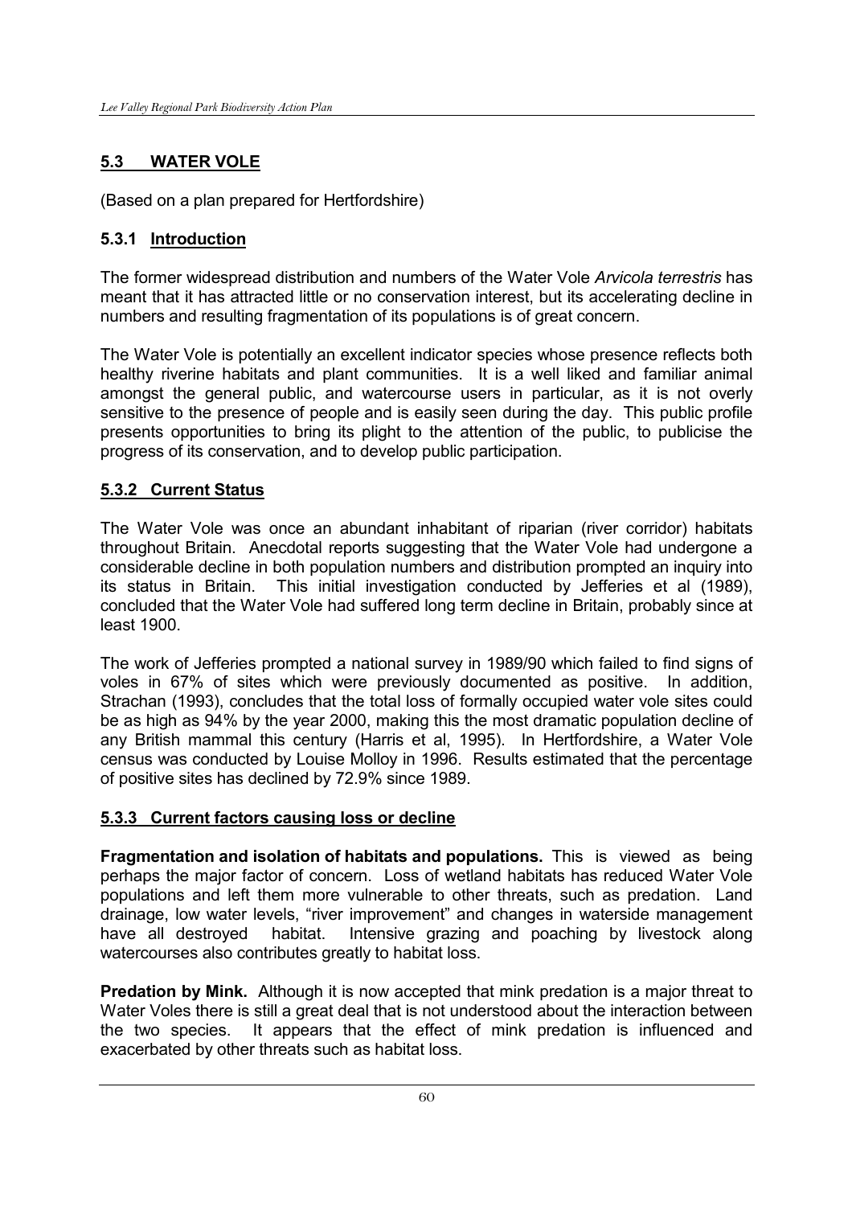## 5.3 WATER VOLE

(Based on a plan prepared for Hertfordshire)

### 5.3.1 Introduction

The former widespread distribution and numbers of the Water Vole *Arvicola terrestris* has meant that it has attracted little or no conservation interest, but its accelerating decline in numbers and resulting fragmentation of its populations is of great concern.

The Water Vole is potentially an excellent indicator species whose presence reflects both healthy riverine habitats and plant communities. It is a well liked and familiar animal amongst the general public, and watercourse users in particular, as it is not overly sensitive to the presence of people and is easily seen during the day. This public profile presents opportunities to bring its plight to the attention of the public, to publicise the progress of its conservation, and to develop public participation.

### 5.3.2 Current Status

The Water Vole was once an abundant inhabitant of riparian (river corridor) habitats throughout Britain. Anecdotal reports suggesting that the Water Vole had undergone a considerable decline in both population numbers and distribution prompted an inquiry into its status in Britain. This initial investigation conducted by Jefferies et al (1989), concluded that the Water Vole had suffered long term decline in Britain, probably since at least 1900.

The work of Jefferies prompted a national survey in 1989/90 which failed to find signs of voles in 67% of sites which were previously documented as positive. In addition, Strachan (1993), concludes that the total loss of formally occupied water vole sites could be as high as 94% by the year 2000, making this the most dramatic population decline of any British mammal this century (Harris et al, 1995). In Hertfordshire, a Water Vole census was conducted by Louise Molloy in 1996. Results estimated that the percentage of positive sites has declined by 72.9% since 1989.

### 5.3.3 Current factors causing loss or decline

**Fragmentation and isolation of habitats and populations.** This is viewed as being perhaps the major factor of concern. Loss of wetland habitats has reduced Water Vole populations and left them more vulnerable to other threats, such as predation. Land drainage, low water levels, "river improvement" and changes in waterside management have all destroyed habitat. Intensive grazing and poaching by livestock along watercourses also contributes greatly to habitat loss.

**Predation by Mink.** Although it is now accepted that mink predation is a major threat to Water Voles there is still a great deal that is not understood about the interaction between the two species. It appears that the effect of mink predation is influenced and exacerbated by other threats such as habitat loss.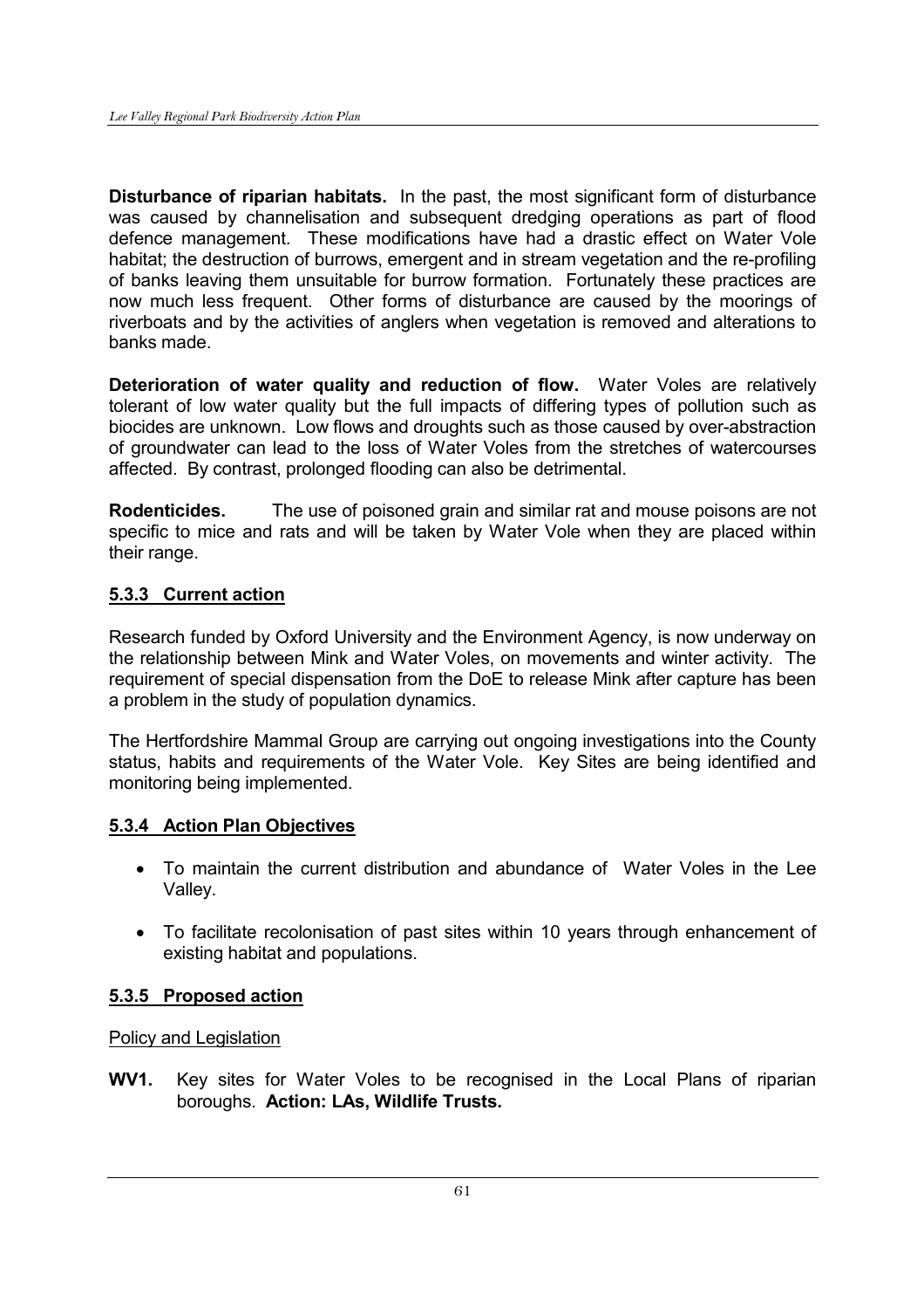**Disturbance of riparian habitats.** In the past, the most significant form of disturbance was caused by channelisation and subsequent dredging operations as part of flood defence management. These modifications have had a drastic effect on Water Vole habitat; the destruction of burrows, emergent and in stream vegetation and the re-profiling of banks leaving them unsuitable for burrow formation. Fortunately these practices are now much less frequent. Other forms of disturbance are caused by the moorings of riverboats and by the activities of anglers when vegetation is removed and alterations to banks made.

**Deterioration of water quality and reduction of flow.** Water Voles are relatively tolerant of low water quality but the full impacts of differing types of pollution such as biocides are unknown. Low flows and droughts such as those caused by over-abstraction of groundwater can lead to the loss of Water Voles from the stretches of watercourses affected. By contrast, prolonged flooding can also be detrimental.

**Rodenticides.** The use of poisoned grain and similar rat and mouse poisons are not specific to mice and rats and will be taken by Water Vole when they are placed within their range.

### 5.3.3 Current action

Research funded by Oxford University and the Environment Agency, is now underway on the relationship between Mink and Water Voles, on movements and winter activity. The requirement of special dispensation from the DoE to release Mink after capture has been a problem in the study of population dynamics.

The Hertfordshire Mammal Group are carrying out ongoing investigations into the County status, habits and requirements of the Water Vole. Key Sites are being identified and monitoring being implemented.

### 5.3.4 Action Plan Objectives

- To maintain the current distribution and abundance of Water Voles in the Lee Valley.
- To facilitate recolonisation of past sites within 10 years through enhancement of existing habitat and populations.

### 5.3.5 Proposed action

Policy and Legislation

**WV1.** Key sites for Water Voles to be recognised in the Local Plans of riparian boroughs. **Action: LAs, Wildlife Trusts.**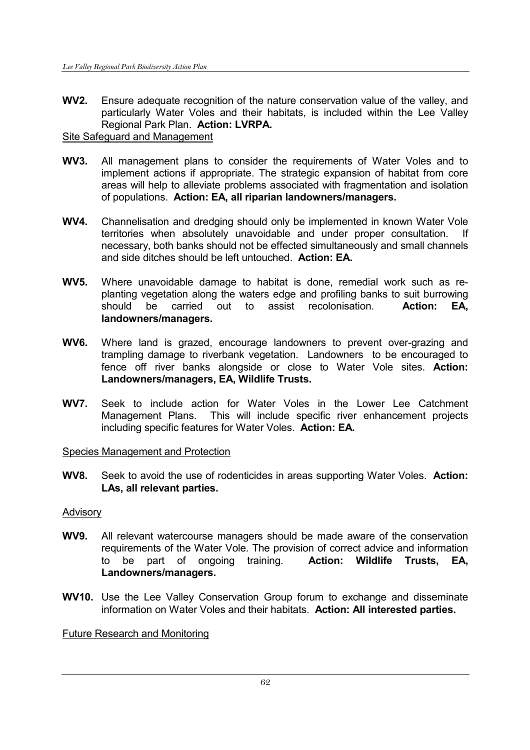**WV2.** Ensure adequate recognition of the nature conservation value of the valley, and particularly Water Voles and their habitats, is included within the Lee Valley Regional Park Plan. **Action: LVRPA.**

Site Safeguard and Management

**WV3.** All management plans to consider the requirements of Water Voles and to implement actions if appropriate. The strategic expansion of habitat from core areas will help to alleviate problems associated with fragmentation and isolation of populations. **Action: EA, all riparian landowners/managers.**

**WV4.** Channelisation and dredging should only be implemented in known Water Vole territories when absolutely unavoidable and under proper consultation. If necessary, both banks should not be effected simultaneously and small channels and side ditches should be left untouched. **Action: EA.**

**WV5.** Where unavoidable damage to habitat is done, remedial work such as re-planting vegetation along the waters edge and profiling banks to suit burrowing should be carried out to assist recolonisation. **Action: EA, landowners/managers.**

**WV6.** Where land is grazed, encourage landowners to prevent over-grazing and trampling damage to riverbank vegetation. Landowners to be encouraged to fence off river banks alongside or close to Water Vole sites. **Action: Landowners/managers, EA, Wildlife Trusts.**

**WV7.** Seek to include action for Water Voles in the Lower Lee Catchment Management Plans. This will include specific river enhancement projects including specific features for Water Voles. **Action: EA.**

Species Management and Protection

**WV8.** Seek to avoid the use of rodenticides in areas supporting Water Voles. **Action: LAs, all relevant parties.**

Advisory

**WV9.** All relevant watercourse managers should be made aware of the conservation requirements of the Water Vole. The provision of correct advice and information to be part of ongoing training. **Action: Wildlife Trusts, EA, Landowners/managers.**

**WV10.** Use the Lee Valley Conservation Group forum to exchange and disseminate information on Water Voles and their habitats. **Action: All interested parties.**

Future Research and Monitoring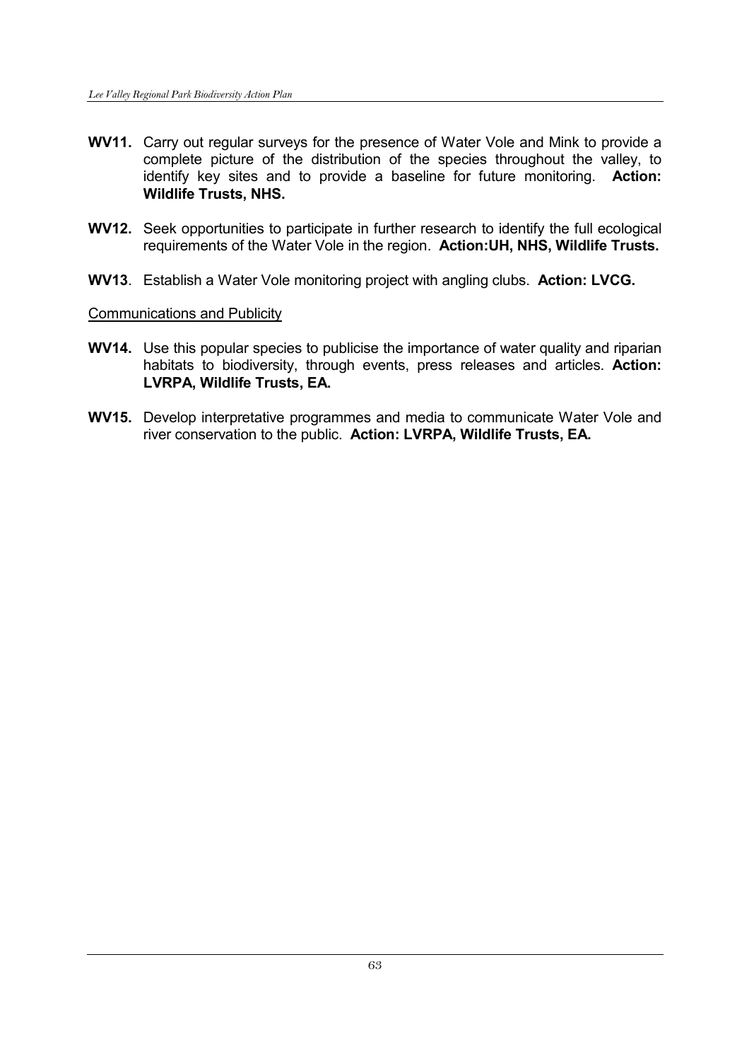**WV11.** Carry out regular surveys for the presence of Water Vole and Mink to provide a complete picture of the distribution of the species throughout the valley, to identify key sites and to provide a baseline for future monitoring. **Action: Wildlife Trusts, NHS.**

**WV12.** Seek opportunities to participate in further research to identify the full ecological requirements of the Water Vole in the region. **Action:UH, NHS, Wildlife Trusts.**

**WV13**. Establish a Water Vole monitoring project with angling clubs. **Action: LVCG.**

<u>Communications and Publicity</u>

**WV14.** Use this popular species to publicise the importance of water quality and riparian habitats to biodiversity, through events, press releases and articles. **Action: LVRPA, Wildlife Trusts, EA.**

**WV15.** Develop interpretative programmes and media to communicate Water Vole and river conservation to the public. **Action: LVRPA, Wildlife Trusts, EA.**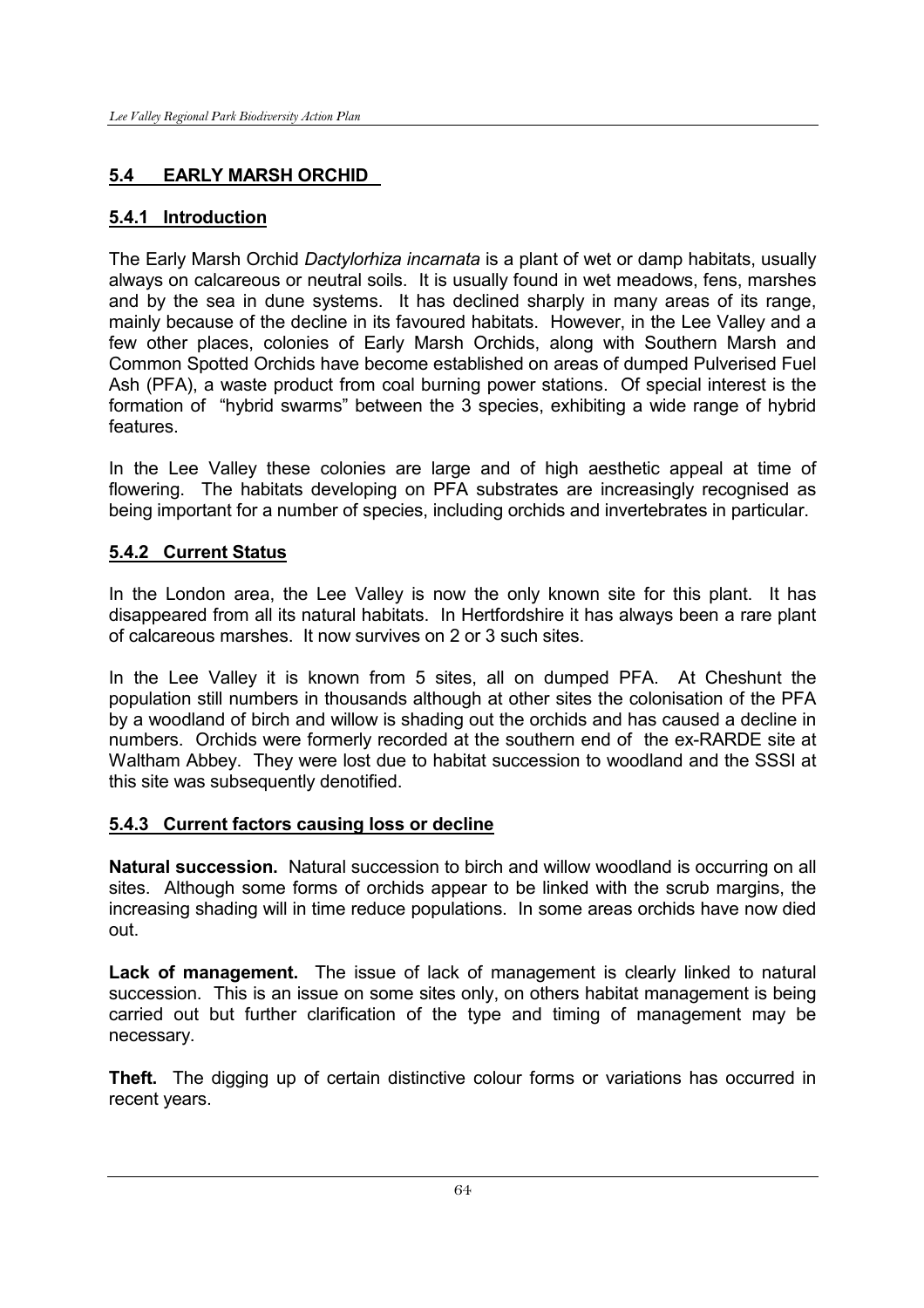## 5.4 EARLY MARSH ORCHID

### 5.4.1 Introduction

The Early Marsh Orchid *Dactylorhiza incarnata* is a plant of wet or damp habitats, usually always on calcareous or neutral soils. It is usually found in wet meadows, fens, marshes and by the sea in dune systems. It has declined sharply in many areas of its range, mainly because of the decline in its favoured habitats. However, in the Lee Valley and a few other places, colonies of Early Marsh Orchids, along with Southern Marsh and Common Spotted Orchids have become established on areas of dumped Pulverised Fuel Ash (PFA), a waste product from coal burning power stations. Of special interest is the formation of "hybrid swarms" between the 3 species, exhibiting a wide range of hybrid features.

In the Lee Valley these colonies are large and of high aesthetic appeal at time of flowering. The habitats developing on PFA substrates are increasingly recognised as being important for a number of species, including orchids and invertebrates in particular.

### 5.4.2 Current Status

In the London area, the Lee Valley is now the only known site for this plant. It has disappeared from all its natural habitats. In Hertfordshire it has always been a rare plant of calcareous marshes. It now survives on 2 or 3 such sites.

In the Lee Valley it is known from 5 sites, all on dumped PFA. At Cheshunt the population still numbers in thousands although at other sites the colonisation of the PFA by a woodland of birch and willow is shading out the orchids and has caused a decline in numbers. Orchids were formerly recorded at the southern end of the ex-RARDE site at Waltham Abbey. They were lost due to habitat succession to woodland and the SSSI at this site was subsequently denotified.

### 5.4.3 Current factors causing loss or decline

**Natural succession.** Natural succession to birch and willow woodland is occurring on all sites. Although some forms of orchids appear to be linked with the scrub margins, the increasing shading will in time reduce populations. In some areas orchids have now died out.

**Lack of management.** The issue of lack of management is clearly linked to natural succession. This is an issue on some sites only, on others habitat management is being carried out but further clarification of the type and timing of management may be necessary.

**Theft.** The digging up of certain distinctive colour forms or variations has occurred in recent years.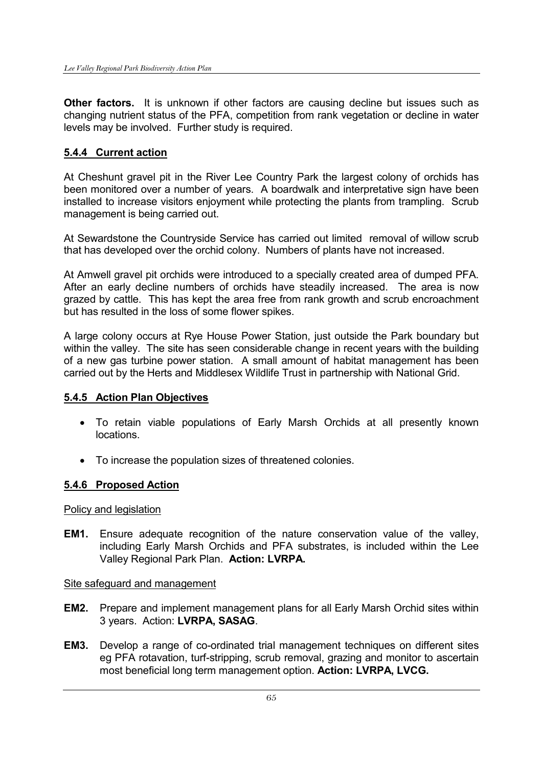**Other factors.** It is unknown if other factors are causing decline but issues such as changing nutrient status of the PFA, competition from rank vegetation or decline in water levels may be involved. Further study is required.

### 5.4.4 Current action

At Cheshunt gravel pit in the River Lee Country Park the largest colony of orchids has been monitored over a number of years. A boardwalk and interpretative sign have been installed to increase visitors enjoyment while protecting the plants from trampling. Scrub management is being carried out.

At Sewardstone the Countryside Service has carried out limited removal of willow scrub that has developed over the orchid colony. Numbers of plants have not increased.

At Amwell gravel pit orchids were introduced to a specially created area of dumped PFA. After an early decline numbers of orchids have steadily increased. The area is now grazed by cattle. This has kept the area free from rank growth and scrub encroachment but has resulted in the loss of some flower spikes.

A large colony occurs at Rye House Power Station, just outside the Park boundary but within the valley. The site has seen considerable change in recent years with the building of a new gas turbine power station. A small amount of habitat management has been carried out by the Herts and Middlesex Wildlife Trust in partnership with National Grid.

### 5.4.5 Action Plan Objectives

- To retain viable populations of Early Marsh Orchids at all presently known locations.
- To increase the population sizes of threatened colonies.

### 5.4.6 Proposed Action

Policy and legislation

**EM1.** Ensure adequate recognition of the nature conservation value of the valley, including Early Marsh Orchids and PFA substrates, is included within the Lee Valley Regional Park Plan. **Action: LVRPA.**

Site safeguard and management

**EM2.** Prepare and implement management plans for all Early Marsh Orchid sites within 3 years. Action: **LVRPA, SASAG**.

**EM3.** Develop a range of co-ordinated trial management techniques on different sites eg PFA rotavation, turf-stripping, scrub removal, grazing and monitor to ascertain most beneficial long term management option. **Action: LVRPA, LVCG.**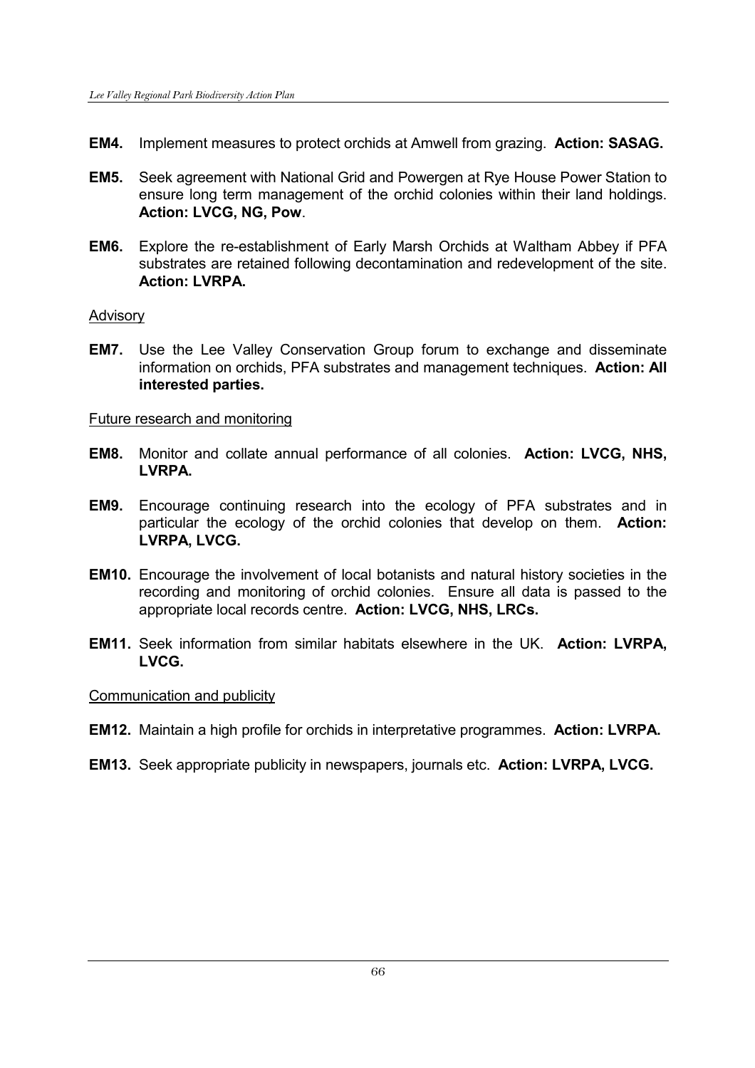**EM4.** Implement measures to protect orchids at Amwell from grazing. **Action: SASAG.**

**EM5.** Seek agreement with National Grid and Powergen at Rye House Power Station to ensure long term management of the orchid colonies within their land holdings. **Action: LVCG, NG, Pow**.

**EM6.** Explore the re-establishment of Early Marsh Orchids at Waltham Abbey if PFA substrates are retained following decontamination and redevelopment of the site. **Action: LVRPA.**

<u>Advisory</u>

**EM7.** Use the Lee Valley Conservation Group forum to exchange and disseminate information on orchids, PFA substrates and management techniques. **Action: All interested parties.**

<u>Future research and monitoring</u>

**EM8.** Monitor and collate annual performance of all colonies. **Action: LVCG, NHS, LVRPA.**

**EM9.** Encourage continuing research into the ecology of PFA substrates and in particular the ecology of the orchid colonies that develop on them. **Action: LVRPA, LVCG.**

**EM10.** Encourage the involvement of local botanists and natural history societies in the recording and monitoring of orchid colonies. Ensure all data is passed to the appropriate local records centre. **Action: LVCG, NHS, LRCs.**

**EM11.** Seek information from similar habitats elsewhere in the UK. **Action: LVRPA, LVCG.**

<u>Communication and publicity</u>

**EM12.** Maintain a high profile for orchids in interpretative programmes. **Action: LVRPA.**

**EM13.** Seek appropriate publicity in newspapers, journals etc. **Action: LVRPA, LVCG.**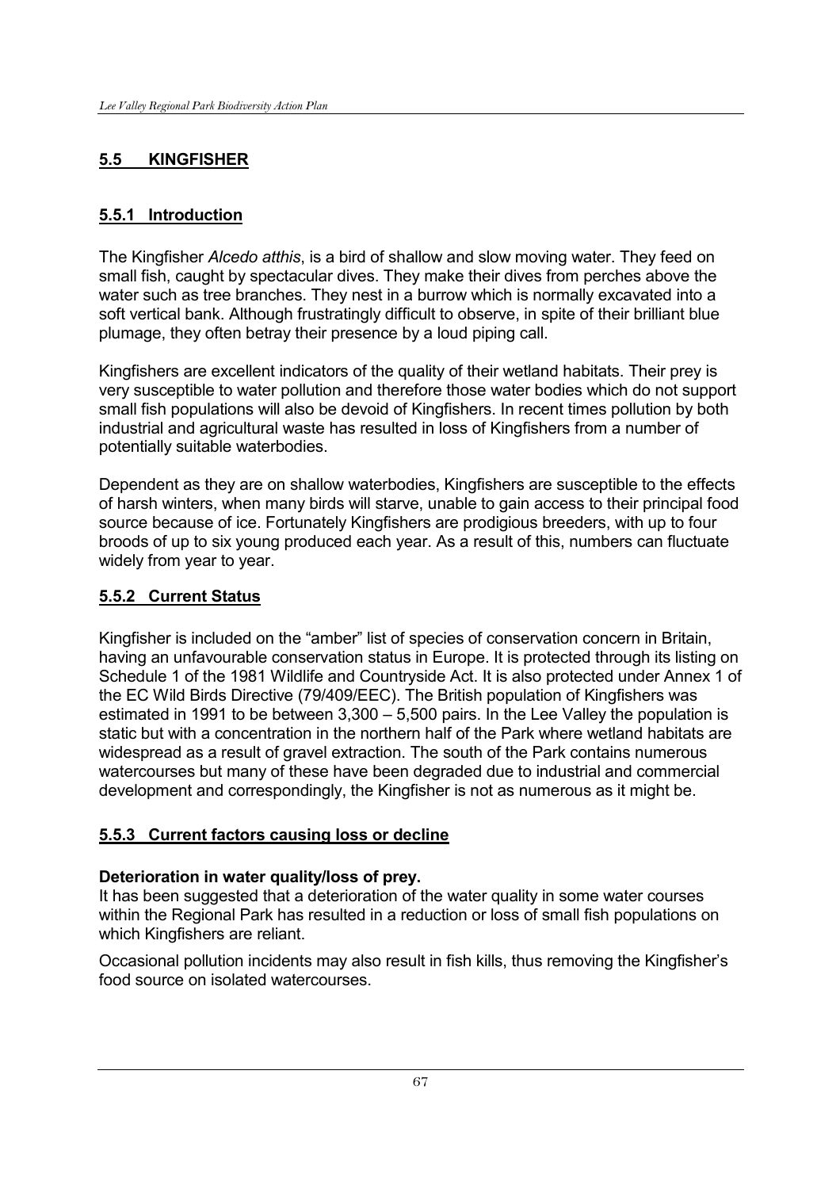## 5.5 KINGFISHER

### 5.5.1 Introduction

The Kingfisher *Alcedo atthis*, is a bird of shallow and slow moving water. They feed on small fish, caught by spectacular dives. They make their dives from perches above the water such as tree branches. They nest in a burrow which is normally excavated into a soft vertical bank. Although frustratingly difficult to observe, in spite of their brilliant blue plumage, they often betray their presence by a loud piping call.

Kingfishers are excellent indicators of the quality of their wetland habitats. Their prey is very susceptible to water pollution and therefore those water bodies which do not support small fish populations will also be devoid of Kingfishers. In recent times pollution by both industrial and agricultural waste has resulted in loss of Kingfishers from a number of potentially suitable waterbodies.

Dependent as they are on shallow waterbodies, Kingfishers are susceptible to the effects of harsh winters, when many birds will starve, unable to gain access to their principal food source because of ice. Fortunately Kingfishers are prodigious breeders, with up to four broods of up to six young produced each year. As a result of this, numbers can fluctuate widely from year to year.

### 5.5.2 Current Status

Kingfisher is included on the "amber" list of species of conservation concern in Britain, having an unfavourable conservation status in Europe. It is protected through its listing on Schedule 1 of the 1981 Wildlife and Countryside Act. It is also protected under Annex 1 of the EC Wild Birds Directive (79/409/EEC). The British population of Kingfishers was estimated in 1991 to be between 3,300 – 5,500 pairs. In the Lee Valley the population is static but with a concentration in the northern half of the Park where wetland habitats are widespread as a result of gravel extraction. The south of the Park contains numerous watercourses but many of these have been degraded due to industrial and commercial development and correspondingly, the Kingfisher is not as numerous as it might be.

### 5.5.3 Current factors causing loss or decline

**Deterioration in water quality/loss of prey.**
It has been suggested that a deterioration of the water quality in some water courses within the Regional Park has resulted in a reduction or loss of small fish populations on which Kingfishers are reliant.

Occasional pollution incidents may also result in fish kills, thus removing the Kingfisher's food source on isolated watercourses.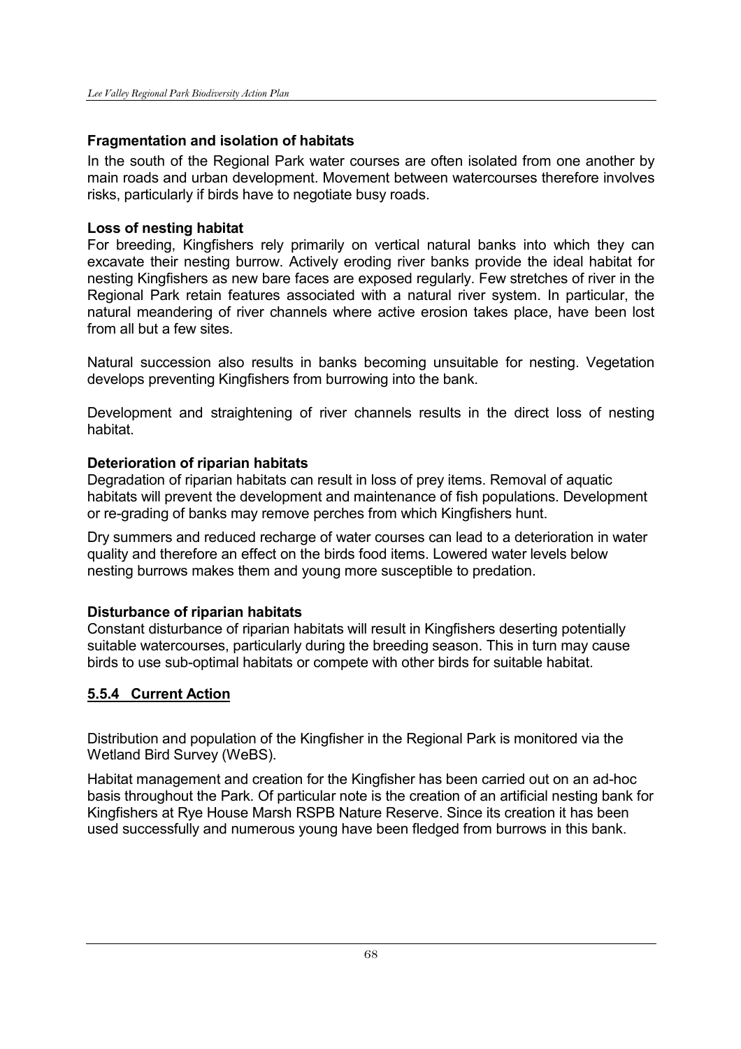**Fragmentation and isolation of habitats**

In the south of the Regional Park water courses are often isolated from one another by main roads and urban development. Movement between watercourses therefore involves risks, particularly if birds have to negotiate busy roads.

**Loss of nesting habitat**

For breeding, Kingfishers rely primarily on vertical natural banks into which they can excavate their nesting burrow. Actively eroding river banks provide the ideal habitat for nesting Kingfishers as new bare faces are exposed regularly. Few stretches of river in the Regional Park retain features associated with a natural river system. In particular, the natural meandering of river channels where active erosion takes place, have been lost from all but a few sites.

Natural succession also results in banks becoming unsuitable for nesting. Vegetation develops preventing Kingfishers from burrowing into the bank.

Development and straightening of river channels results in the direct loss of nesting habitat.

**Deterioration of riparian habitats**

Degradation of riparian habitats can result in loss of prey items. Removal of aquatic habitats will prevent the development and maintenance of fish populations. Development or re-grading of banks may remove perches from which Kingfishers hunt.

Dry summers and reduced recharge of water courses can lead to a deterioration in water quality and therefore an effect on the birds food items. Lowered water levels below nesting burrows makes them and young more susceptible to predation.

**Disturbance of riparian habitats**

Constant disturbance of riparian habitats will result in Kingfishers deserting potentially suitable watercourses, particularly during the breeding season. This in turn may cause birds to use sub-optimal habitats or compete with other birds for suitable habitat.

### 5.5.4 Current Action

Distribution and population of the Kingfisher in the Regional Park is monitored via the Wetland Bird Survey (WeBS).

Habitat management and creation for the Kingfisher has been carried out on an ad-hoc basis throughout the Park. Of particular note is the creation of an artificial nesting bank for Kingfishers at Rye House Marsh RSPB Nature Reserve. Since its creation it has been used successfully and numerous young have been fledged from burrows in this bank.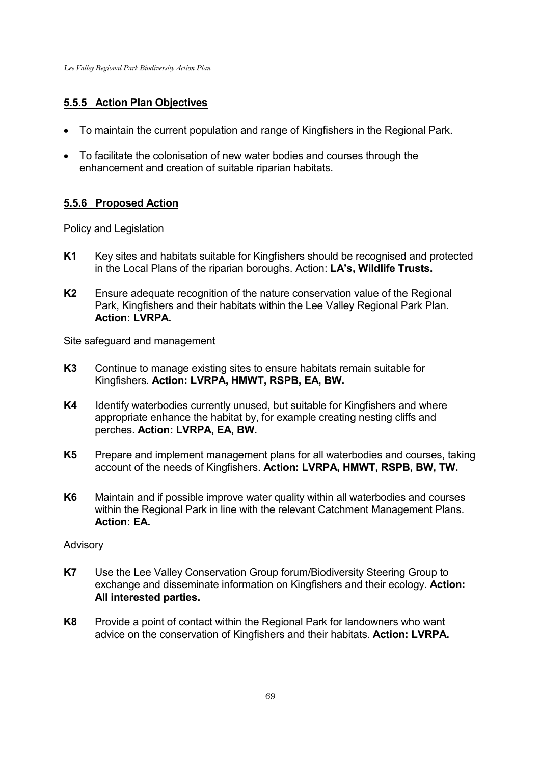### 5.5.5 Action Plan Objectives

- To maintain the current population and range of Kingfishers in the Regional Park.
- To facilitate the colonisation of new water bodies and courses through the enhancement and creation of suitable riparian habitats.

### 5.5.6 Proposed Action

Policy and Legislation

**K1** Key sites and habitats suitable for Kingfishers should be recognised and protected in the Local Plans of the riparian boroughs. Action: **LA's, Wildlife Trusts.**

**K2** Ensure adequate recognition of the nature conservation value of the Regional Park, Kingfishers and their habitats within the Lee Valley Regional Park Plan. **Action: LVRPA.**

Site safeguard and management

**K3** Continue to manage existing sites to ensure habitats remain suitable for Kingfishers. **Action: LVRPA, HMWT, RSPB, EA, BW.**

**K4** Identify waterbodies currently unused, but suitable for Kingfishers and where appropriate enhance the habitat by, for example creating nesting cliffs and perches. **Action: LVRPA, EA, BW.**

**K5** Prepare and implement management plans for all waterbodies and courses, taking account of the needs of Kingfishers. **Action: LVRPA, HMWT, RSPB, BW, TW.**

**K6** Maintain and if possible improve water quality within all waterbodies and courses within the Regional Park in line with the relevant Catchment Management Plans. **Action: EA.**

Advisory

**K7** Use the Lee Valley Conservation Group forum/Biodiversity Steering Group to exchange and disseminate information on Kingfishers and their ecology. **Action: All interested parties.**

**K8** Provide a point of contact within the Regional Park for landowners who want advice on the conservation of Kingfishers and their habitats. **Action: LVRPA.**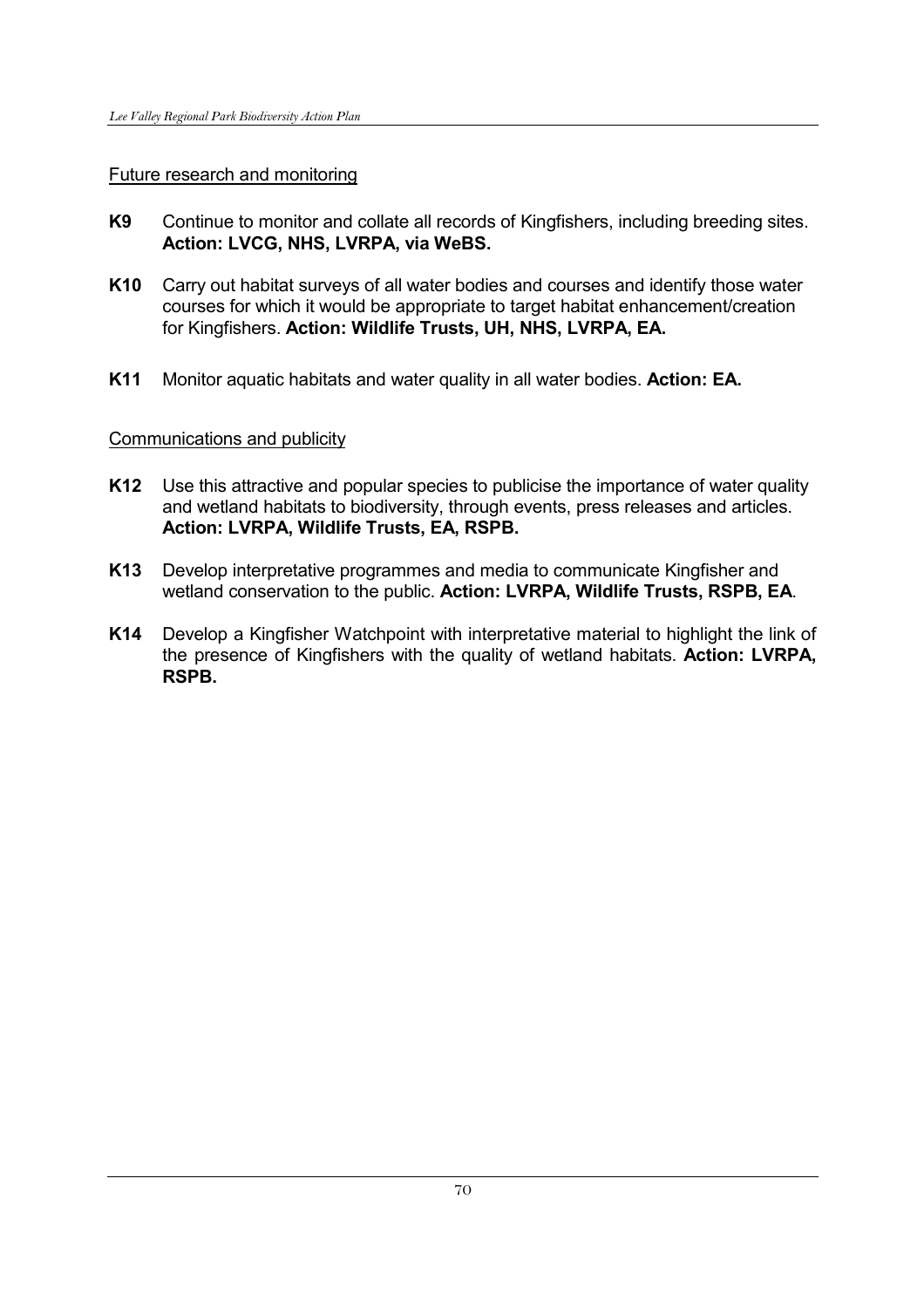Future research and monitoring

**K9** Continue to monitor and collate all records of Kingfishers, including breeding sites. **Action: LVCG, NHS, LVRPA, via WeBS.**

**K10** Carry out habitat surveys of all water bodies and courses and identify those water courses for which it would be appropriate to target habitat enhancement/creation for Kingfishers. **Action: Wildlife Trusts, UH, NHS, LVRPA, EA.**

**K11** Monitor aquatic habitats and water quality in all water bodies. **Action: EA.**

Communications and publicity

**K12** Use this attractive and popular species to publicise the importance of water quality and wetland habitats to biodiversity, through events, press releases and articles. **Action: LVRPA, Wildlife Trusts, EA, RSPB.**

**K13** Develop interpretative programmes and media to communicate Kingfisher and wetland conservation to the public. **Action: LVRPA, Wildlife Trusts, RSPB, EA**.

**K14** Develop a Kingfisher Watchpoint with interpretative material to highlight the link of the presence of Kingfishers with the quality of wetland habitats. **Action: LVRPA, RSPB.**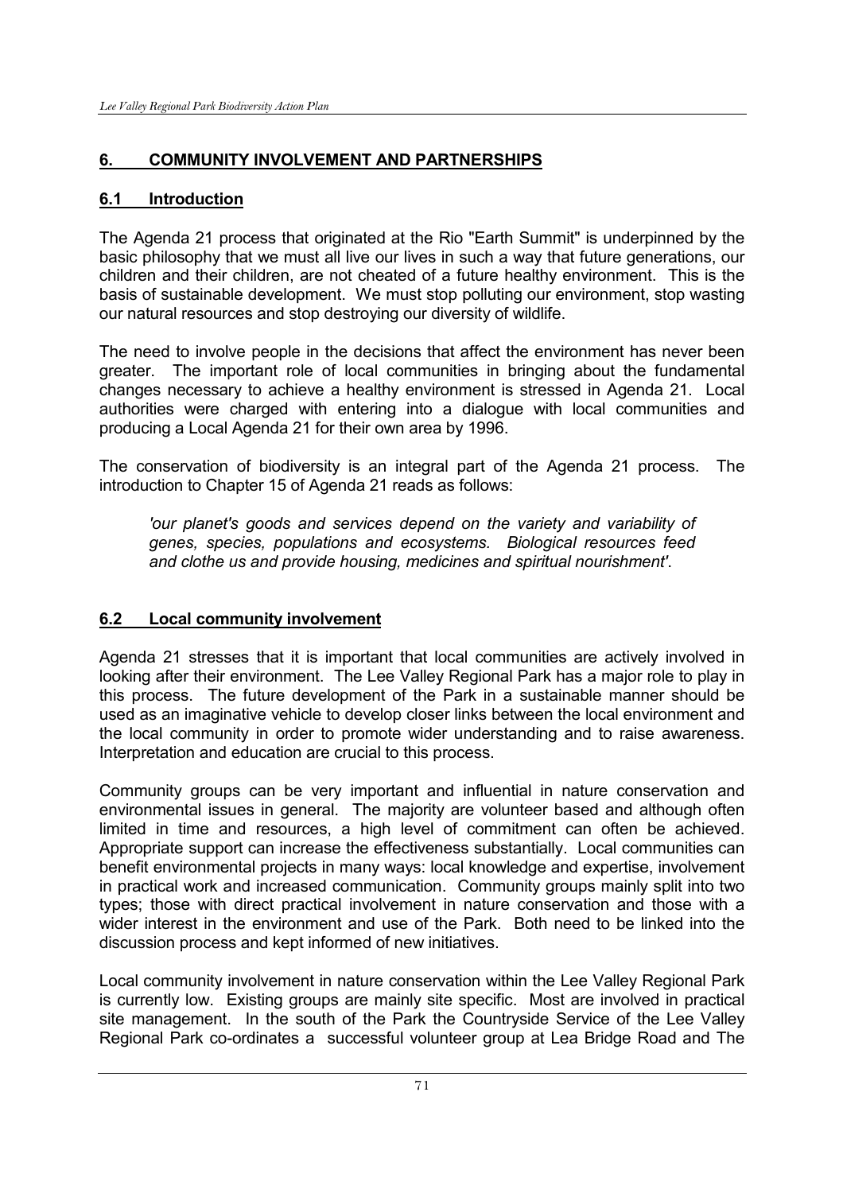## 6. COMMUNITY INVOLVEMENT AND PARTNERSHIPS

### 6.1 Introduction

The Agenda 21 process that originated at the Rio "Earth Summit" is underpinned by the basic philosophy that we must all live our lives in such a way that future generations, our children and their children, are not cheated of a future healthy environment. This is the basis of sustainable development. We must stop polluting our environment, stop wasting our natural resources and stop destroying our diversity of wildlife.

The need to involve people in the decisions that affect the environment has never been greater. The important role of local communities in bringing about the fundamental changes necessary to achieve a healthy environment is stressed in Agenda 21. Local authorities were charged with entering into a dialogue with local communities and producing a Local Agenda 21 for their own area by 1996.

The conservation of biodiversity is an integral part of the Agenda 21 process. The introduction to Chapter 15 of Agenda 21 reads as follows:

> *'our planet's goods and services depend on the variety and variability of genes, species, populations and ecosystems. Biological resources feed and clothe us and provide housing, medicines and spiritual nourishment'.*

### 6.2 Local community involvement

Agenda 21 stresses that it is important that local communities are actively involved in looking after their environment. The Lee Valley Regional Park has a major role to play in this process. The future development of the Park in a sustainable manner should be used as an imaginative vehicle to develop closer links between the local environment and the local community in order to promote wider understanding and to raise awareness. Interpretation and education are crucial to this process.

Community groups can be very important and influential in nature conservation and environmental issues in general. The majority are volunteer based and although often limited in time and resources, a high level of commitment can often be achieved. Appropriate support can increase the effectiveness substantially. Local communities can benefit environmental projects in many ways: local knowledge and expertise, involvement in practical work and increased communication. Community groups mainly split into two types; those with direct practical involvement in nature conservation and those with a wider interest in the environment and use of the Park. Both need to be linked into the discussion process and kept informed of new initiatives.

Local community involvement in nature conservation within the Lee Valley Regional Park is currently low. Existing groups are mainly site specific. Most are involved in practical site management. In the south of the Park the Countryside Service of the Lee Valley Regional Park co-ordinates a successful volunteer group at Lea Bridge Road and The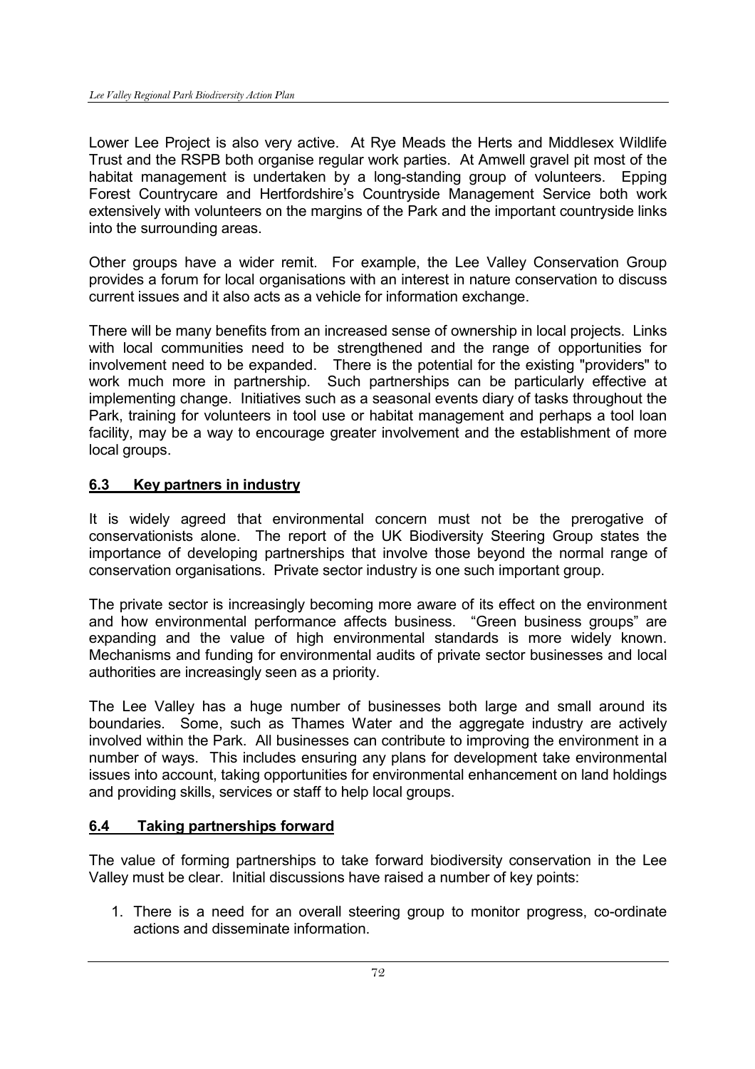Lower Lee Project is also very active. At Rye Meads the Herts and Middlesex Wildlife Trust and the RSPB both organise regular work parties. At Amwell gravel pit most of the habitat management is undertaken by a long-standing group of volunteers. Epping Forest Countrycare and Hertfordshire's Countryside Management Service both work extensively with volunteers on the margins of the Park and the important countryside links into the surrounding areas.

Other groups have a wider remit. For example, the Lee Valley Conservation Group provides a forum for local organisations with an interest in nature conservation to discuss current issues and it also acts as a vehicle for information exchange.

There will be many benefits from an increased sense of ownership in local projects. Links with local communities need to be strengthened and the range of opportunities for involvement need to be expanded. There is the potential for the existing "providers" to work much more in partnership. Such partnerships can be particularly effective at implementing change. Initiatives such as a seasonal events diary of tasks throughout the Park, training for volunteers in tool use or habitat management and perhaps a tool loan facility, may be a way to encourage greater involvement and the establishment of more local groups.

## 6.3 Key partners in industry

It is widely agreed that environmental concern must not be the prerogative of conservationists alone. The report of the UK Biodiversity Steering Group states the importance of developing partnerships that involve those beyond the normal range of conservation organisations. Private sector industry is one such important group.

The private sector is increasingly becoming more aware of its effect on the environment and how environmental performance affects business. "Green business groups" are expanding and the value of high environmental standards is more widely known. Mechanisms and funding for environmental audits of private sector businesses and local authorities are increasingly seen as a priority.

The Lee Valley has a huge number of businesses both large and small around its boundaries. Some, such as Thames Water and the aggregate industry are actively involved within the Park. All businesses can contribute to improving the environment in a number of ways. This includes ensuring any plans for development take environmental issues into account, taking opportunities for environmental enhancement on land holdings and providing skills, services or staff to help local groups.

## 6.4 Taking partnerships forward

The value of forming partnerships to take forward biodiversity conservation in the Lee Valley must be clear. Initial discussions have raised a number of key points:

1. There is a need for an overall steering group to monitor progress, co-ordinate actions and disseminate information.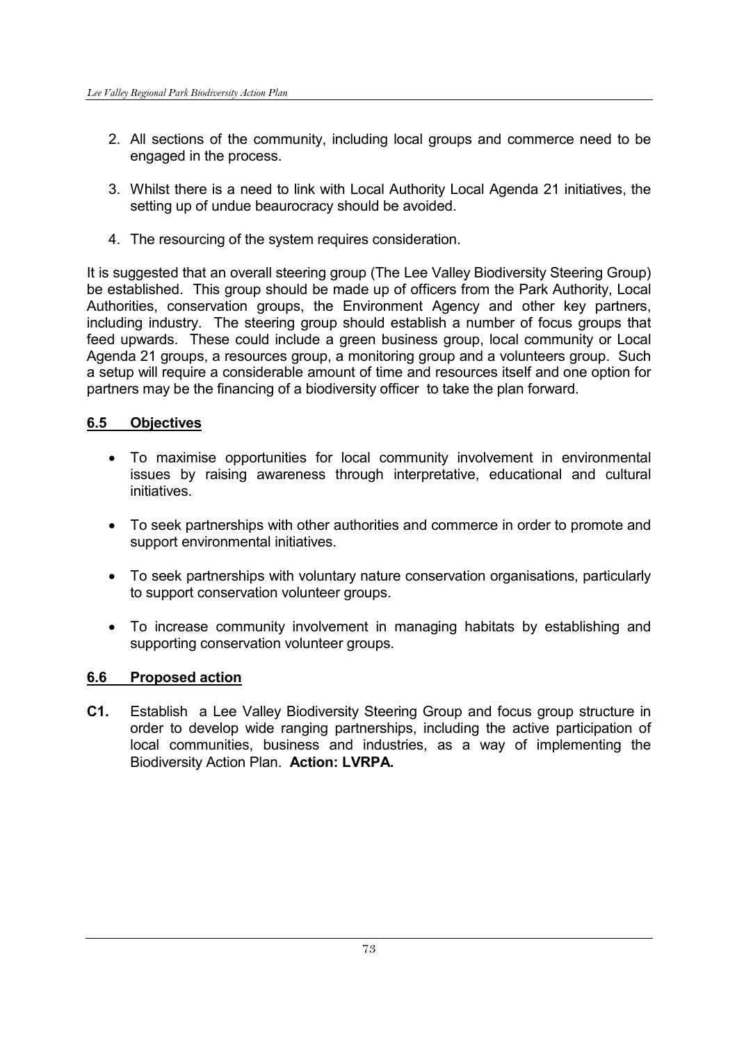2. All sections of the community, including local groups and commerce need to be engaged in the process.

3. Whilst there is a need to link with Local Authority Local Agenda 21 initiatives, the setting up of undue beaurocracy should be avoided.

4. The resourcing of the system requires consideration.

It is suggested that an overall steering group (The Lee Valley Biodiversity Steering Group) be established. This group should be made up of officers from the Park Authority, Local Authorities, conservation groups, the Environment Agency and other key partners, including industry. The steering group should establish a number of focus groups that feed upwards. These could include a green business group, local community or Local Agenda 21 groups, a resources group, a monitoring group and a volunteers group. Such a setup will require a considerable amount of time and resources itself and one option for partners may be the financing of a biodiversity officer to take the plan forward.

## 6.5 Objectives

- To maximise opportunities for local community involvement in environmental issues by raising awareness through interpretative, educational and cultural initiatives.
- To seek partnerships with other authorities and commerce in order to promote and support environmental initiatives.
- To seek partnerships with voluntary nature conservation organisations, particularly to support conservation volunteer groups.
- To increase community involvement in managing habitats by establishing and supporting conservation volunteer groups.

## 6.6 Proposed action

**C1.** Establish a Lee Valley Biodiversity Steering Group and focus group structure in order to develop wide ranging partnerships, including the active participation of local communities, business and industries, as a way of implementing the Biodiversity Action Plan. **Action: LVRPA.**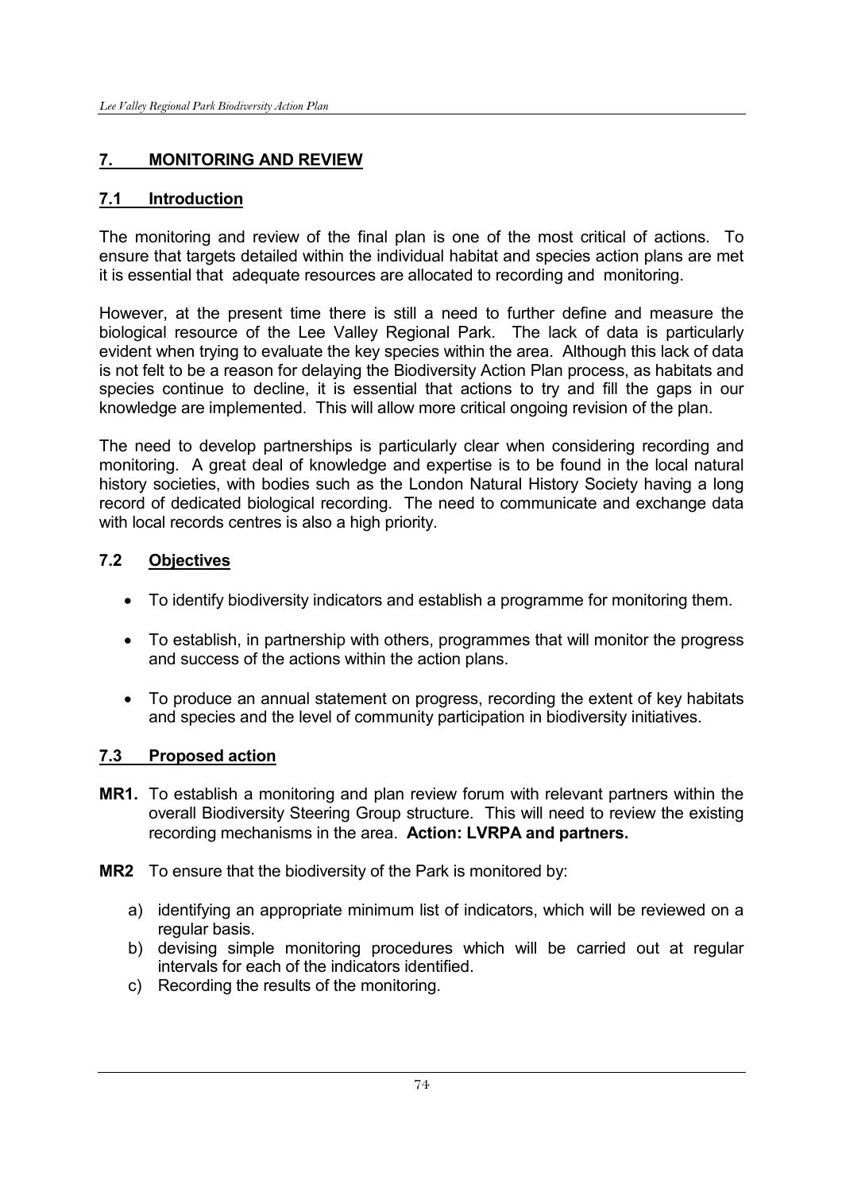## 7. MONITORING AND REVIEW

### 7.1 Introduction

The monitoring and review of the final plan is one of the most critical of actions. To ensure that targets detailed within the individual habitat and species action plans are met it is essential that adequate resources are allocated to recording and monitoring.

However, at the present time there is still a need to further define and measure the biological resource of the Lee Valley Regional Park. The lack of data is particularly evident when trying to evaluate the key species within the area. Although this lack of data is not felt to be a reason for delaying the Biodiversity Action Plan process, as habitats and species continue to decline, it is essential that actions to try and fill the gaps in our knowledge are implemented. This will allow more critical ongoing revision of the plan.

The need to develop partnerships is particularly clear when considering recording and monitoring. A great deal of knowledge and expertise is to be found in the local natural history societies, with bodies such as the London Natural History Society having a long record of dedicated biological recording. The need to communicate and exchange data with local records centres is also a high priority.

### 7.2 Objectives

- To identify biodiversity indicators and establish a programme for monitoring them.
- To establish, in partnership with others, programmes that will monitor the progress and success of the actions within the action plans.
- To produce an annual statement on progress, recording the extent of key habitats and species and the level of community participation in biodiversity initiatives.

### 7.3 Proposed action

**MR1.** To establish a monitoring and plan review forum with relevant partners within the overall Biodiversity Steering Group structure. This will need to review the existing recording mechanisms in the area. **Action: LVRPA and partners.**

**MR2** To ensure that the biodiversity of the Park is monitored by:

a) identifying an appropriate minimum list of indicators, which will be reviewed on a regular basis.
b) devising simple monitoring procedures which will be carried out at regular intervals for each of the indicators identified.
c) Recording the results of the monitoring.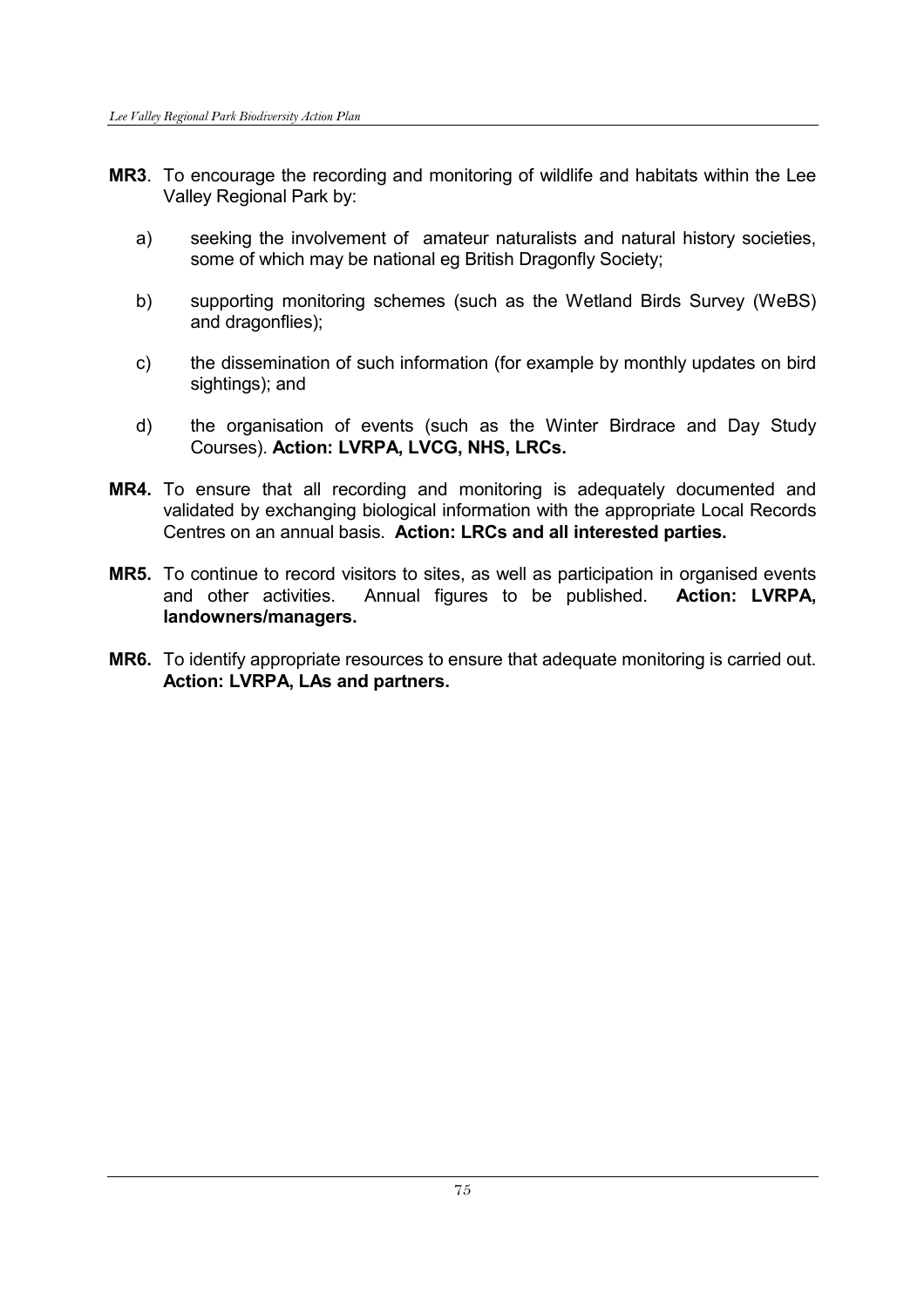**MR3**. To encourage the recording and monitoring of wildlife and habitats within the Lee Valley Regional Park by:

a) seeking the involvement of amateur naturalists and natural history societies, some of which may be national eg British Dragonfly Society;

b) supporting monitoring schemes (such as the Wetland Birds Survey (WeBS) and dragonflies);

c) the dissemination of such information (for example by monthly updates on bird sightings); and

d) the organisation of events (such as the Winter Birdrace and Day Study Courses). **Action: LVRPA, LVCG, NHS, LRCs.**

**MR4.** To ensure that all recording and monitoring is adequately documented and validated by exchanging biological information with the appropriate Local Records Centres on an annual basis. **Action: LRCs and all interested parties.**

**MR5.** To continue to record visitors to sites, as well as participation in organised events and other activities. Annual figures to be published. **Action: LVRPA, landowners/managers.**

**MR6.** To identify appropriate resources to ensure that adequate monitoring is carried out. **Action: LVRPA, LAs and partners.**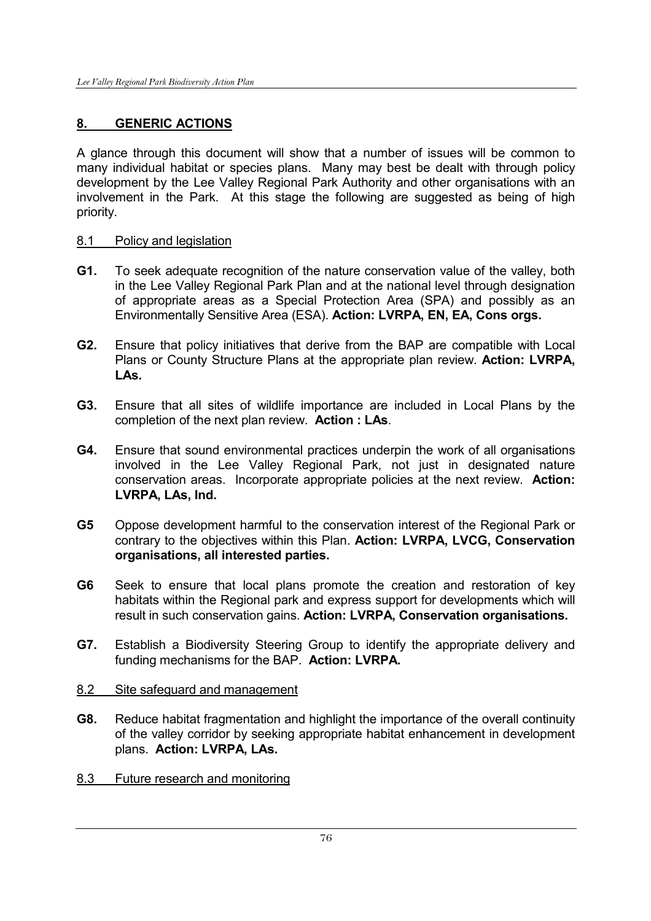## 8. GENERIC ACTIONS

A glance through this document will show that a number of issues will be common to many individual habitat or species plans. Many may best be dealt with through policy development by the Lee Valley Regional Park Authority and other organisations with an involvement in the Park. At this stage the following are suggested as being of high priority.

### 8.1 Policy and legislation

**G1.** To seek adequate recognition of the nature conservation value of the valley, both in the Lee Valley Regional Park Plan and at the national level through designation of appropriate areas as a Special Protection Area (SPA) and possibly as an Environmentally Sensitive Area (ESA). **Action: LVRPA, EN, EA, Cons orgs.**

**G2.** Ensure that policy initiatives that derive from the BAP are compatible with Local Plans or County Structure Plans at the appropriate plan review. **Action: LVRPA, LAs.**

**G3.** Ensure that all sites of wildlife importance are included in Local Plans by the completion of the next plan review. **Action : LAs**.

**G4.** Ensure that sound environmental practices underpin the work of all organisations involved in the Lee Valley Regional Park, not just in designated nature conservation areas. Incorporate appropriate policies at the next review. **Action: LVRPA, LAs, Ind.**

**G5** Oppose development harmful to the conservation interest of the Regional Park or contrary to the objectives within this Plan. **Action: LVRPA, LVCG, Conservation organisations, all interested parties.**

**G6** Seek to ensure that local plans promote the creation and restoration of key habitats within the Regional park and express support for developments which will result in such conservation gains. **Action: LVRPA, Conservation organisations.**

**G7.** Establish a Biodiversity Steering Group to identify the appropriate delivery and funding mechanisms for the BAP. **Action: LVRPA.**

### 8.2 Site safeguard and management

**G8.** Reduce habitat fragmentation and highlight the importance of the overall continuity of the valley corridor by seeking appropriate habitat enhancement in development plans. **Action: LVRPA, LAs.**

### 8.3 Future research and monitoring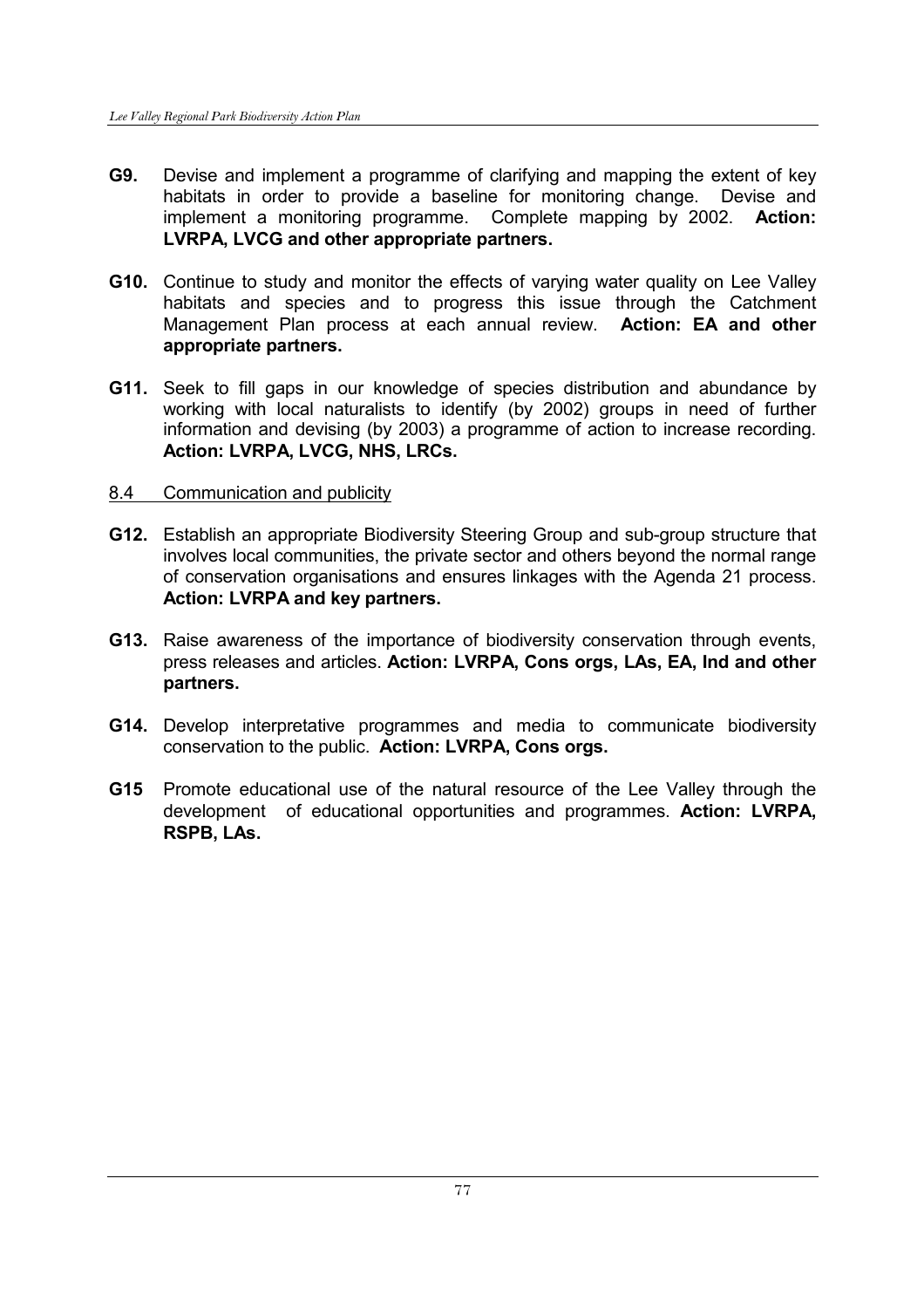**G9.** Devise and implement a programme of clarifying and mapping the extent of key habitats in order to provide a baseline for monitoring change. Devise and implement a monitoring programme. Complete mapping by 2002. **Action: LVRPA, LVCG and other appropriate partners.**

**G10.** Continue to study and monitor the effects of varying water quality on Lee Valley habitats and species and to progress this issue through the Catchment Management Plan process at each annual review. **Action: EA and other appropriate partners.**

**G11.** Seek to fill gaps in our knowledge of species distribution and abundance by working with local naturalists to identify (by 2002) groups in need of further information and devising (by 2003) a programme of action to increase recording. **Action: LVRPA, LVCG, NHS, LRCs.**

### 8.4 Communication and publicity

**G12.** Establish an appropriate Biodiversity Steering Group and sub-group structure that involves local communities, the private sector and others beyond the normal range of conservation organisations and ensures linkages with the Agenda 21 process. **Action: LVRPA and key partners.**

**G13.** Raise awareness of the importance of biodiversity conservation through events, press releases and articles. **Action: LVRPA, Cons orgs, LAs, EA, Ind and other partners.**

**G14.** Develop interpretative programmes and media to communicate biodiversity conservation to the public. **Action: LVRPA, Cons orgs.**

**G15** Promote educational use of the natural resource of the Lee Valley through the development of educational opportunities and programmes. **Action: LVRPA, RSPB, LAs.**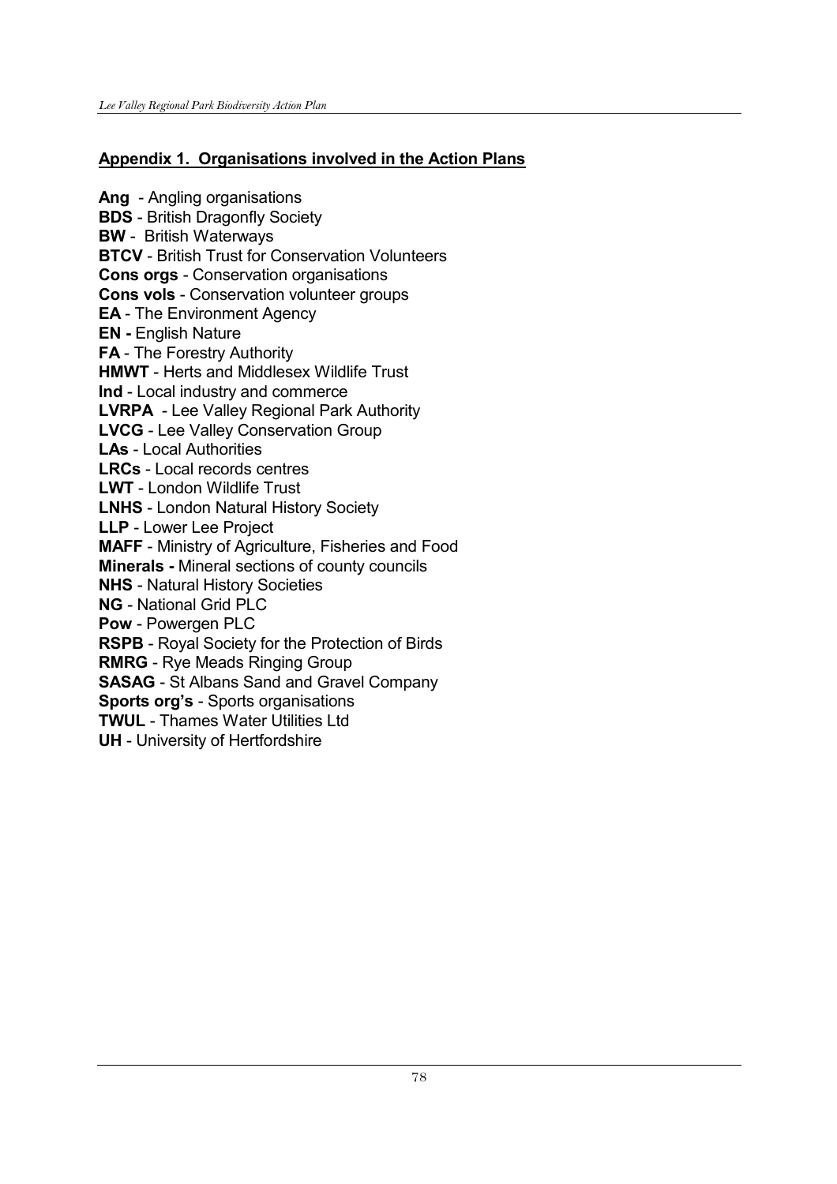## Appendix 1. Organisations involved in the Action Plans

**Ang** - Angling organisations
**BDS** - British Dragonfly Society
**BW** - British Waterways
**BTCV** - British Trust for Conservation Volunteers
**Cons orgs** - Conservation organisations
**Cons vols** - Conservation volunteer groups
**EA** - The Environment Agency
**EN -** English Nature
**FA** - The Forestry Authority
**HMWT** - Herts and Middlesex Wildlife Trust
**Ind** - Local industry and commerce
**LVRPA** - Lee Valley Regional Park Authority
**LVCG** - Lee Valley Conservation Group
**LAs** - Local Authorities
**LRCs** - Local records centres
**LWT** - London Wildlife Trust
**LNHS** - London Natural History Society
**LLP** - Lower Lee Project
**MAFF** - Ministry of Agriculture, Fisheries and Food
**Minerals -** Mineral sections of county councils
**NHS** - Natural History Societies
**NG** - National Grid PLC
**Pow** - Powergen PLC
**RSPB** - Royal Society for the Protection of Birds
**RMRG** - Rye Meads Ringing Group
**SASAG** - St Albans Sand and Gravel Company
**Sports org's** - Sports organisations
**TWUL** - Thames Water Utilities Ltd
**UH** - University of Hertfordshire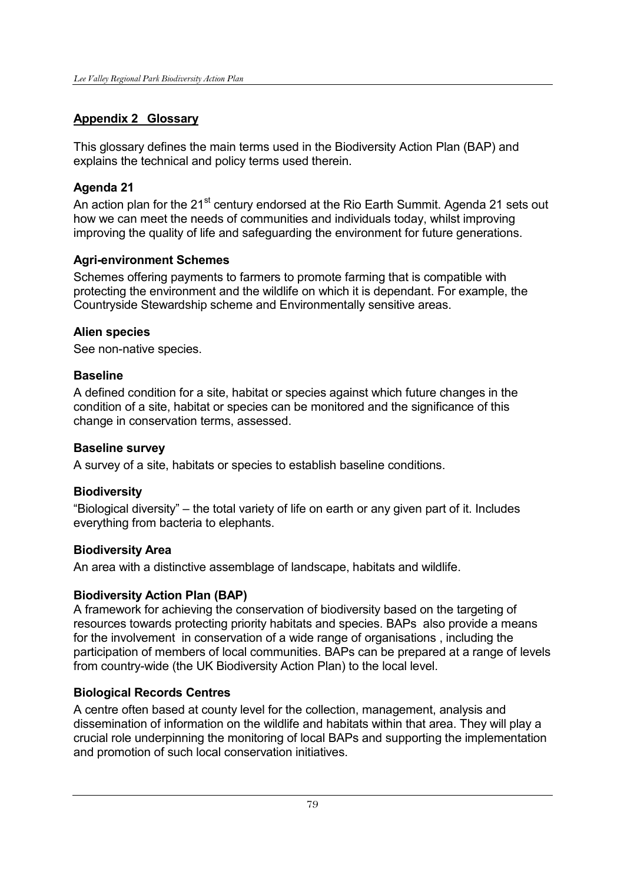## Appendix 2 Glossary

This glossary defines the main terms used in the Biodiversity Action Plan (BAP) and explains the technical and policy terms used therein.

### Agenda 21

An action plan for the 21st century endorsed at the Rio Earth Summit. Agenda 21 sets out how we can meet the needs of communities and individuals today, whilst improving improving the quality of life and safeguarding the environment for future generations.

### Agri-environment Schemes

Schemes offering payments to farmers to promote farming that is compatible with protecting the environment and the wildlife on which it is dependant. For example, the Countryside Stewardship scheme and Environmentally sensitive areas.

### Alien species

See non-native species.

### Baseline

A defined condition for a site, habitat or species against which future changes in the condition of a site, habitat or species can be monitored and the significance of this change in conservation terms, assessed.

### Baseline survey

A survey of a site, habitats or species to establish baseline conditions.

### Biodiversity

"Biological diversity" – the total variety of life on earth or any given part of it. Includes everything from bacteria to elephants.

### Biodiversity Area

An area with a distinctive assemblage of landscape, habitats and wildlife.

### Biodiversity Action Plan (BAP)

A framework for achieving the conservation of biodiversity based on the targeting of resources towards protecting priority habitats and species. BAPs also provide a means for the involvement in conservation of a wide range of organisations , including the participation of members of local communities. BAPs can be prepared at a range of levels from country-wide (the UK Biodiversity Action Plan) to the local level.

### Biological Records Centres

A centre often based at county level for the collection, management, analysis and dissemination of information on the wildlife and habitats within that area. They will play a crucial role underpinning the monitoring of local BAPs and supporting the implementation and promotion of such local conservation initiatives.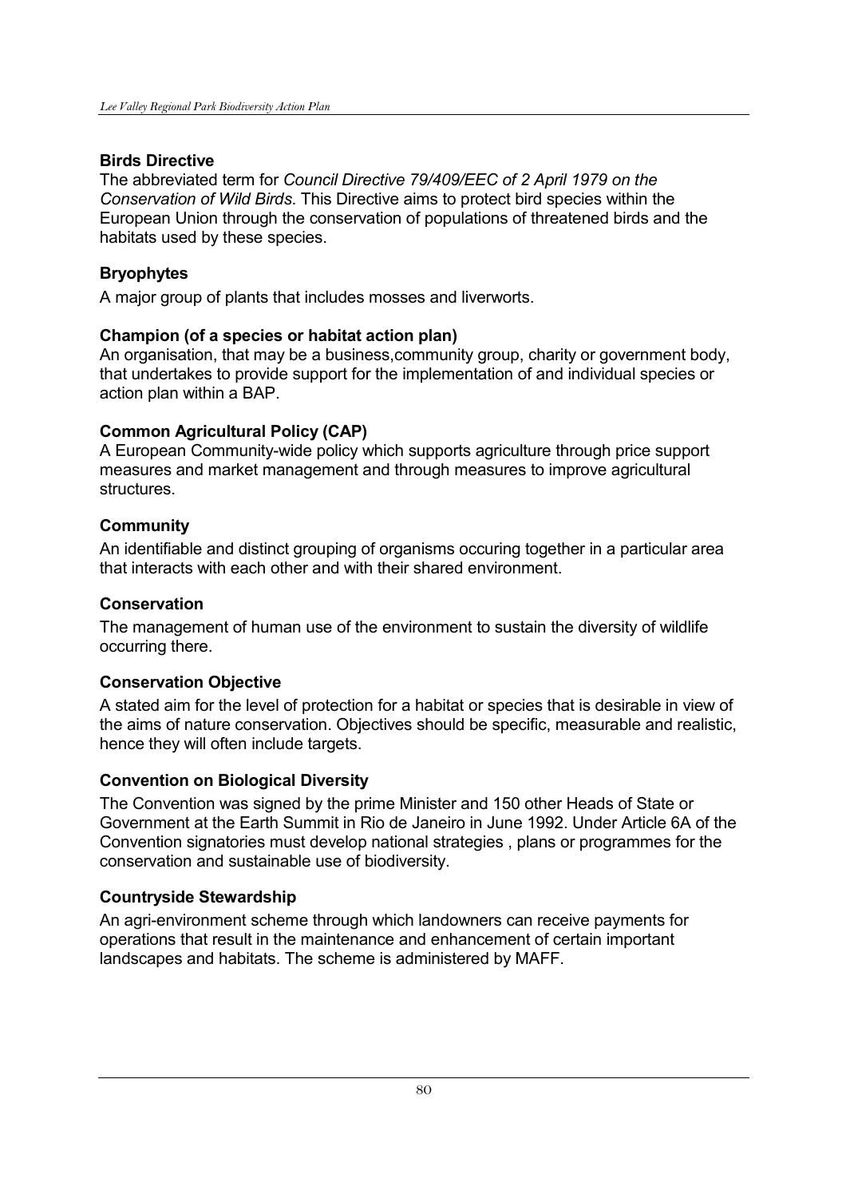**Birds Directive**

The abbreviated term for *Council Directive 79/409/EEC of 2 April 1979 on the Conservation of Wild Birds*. This Directive aims to protect bird species within the European Union through the conservation of populations of threatened birds and the habitats used by these species.

**Bryophytes**

A major group of plants that includes mosses and liverworts.

**Champion (of a species or habitat action plan)**

An organisation, that may be a business,community group, charity or government body, that undertakes to provide support for the implementation of and individual species or action plan within a BAP.

**Common Agricultural Policy (CAP)**

A European Community-wide policy which supports agriculture through price support measures and market management and through measures to improve agricultural structures.

**Community**

An identifiable and distinct grouping of organisms occuring together in a particular area that interacts with each other and with their shared environment.

**Conservation**

The management of human use of the environment to sustain the diversity of wildlife occurring there.

**Conservation Objective**

A stated aim for the level of protection for a habitat or species that is desirable in view of the aims of nature conservation. Objectives should be specific, measurable and realistic, hence they will often include targets.

**Convention on Biological Diversity**

The Convention was signed by the prime Minister and 150 other Heads of State or Government at the Earth Summit in Rio de Janeiro in June 1992. Under Article 6A of the Convention signatories must develop national strategies , plans or programmes for the conservation and sustainable use of biodiversity.

**Countryside Stewardship**

An agri-environment scheme through which landowners can receive payments for operations that result in the maintenance and enhancement of certain important landscapes and habitats. The scheme is administered by MAFF.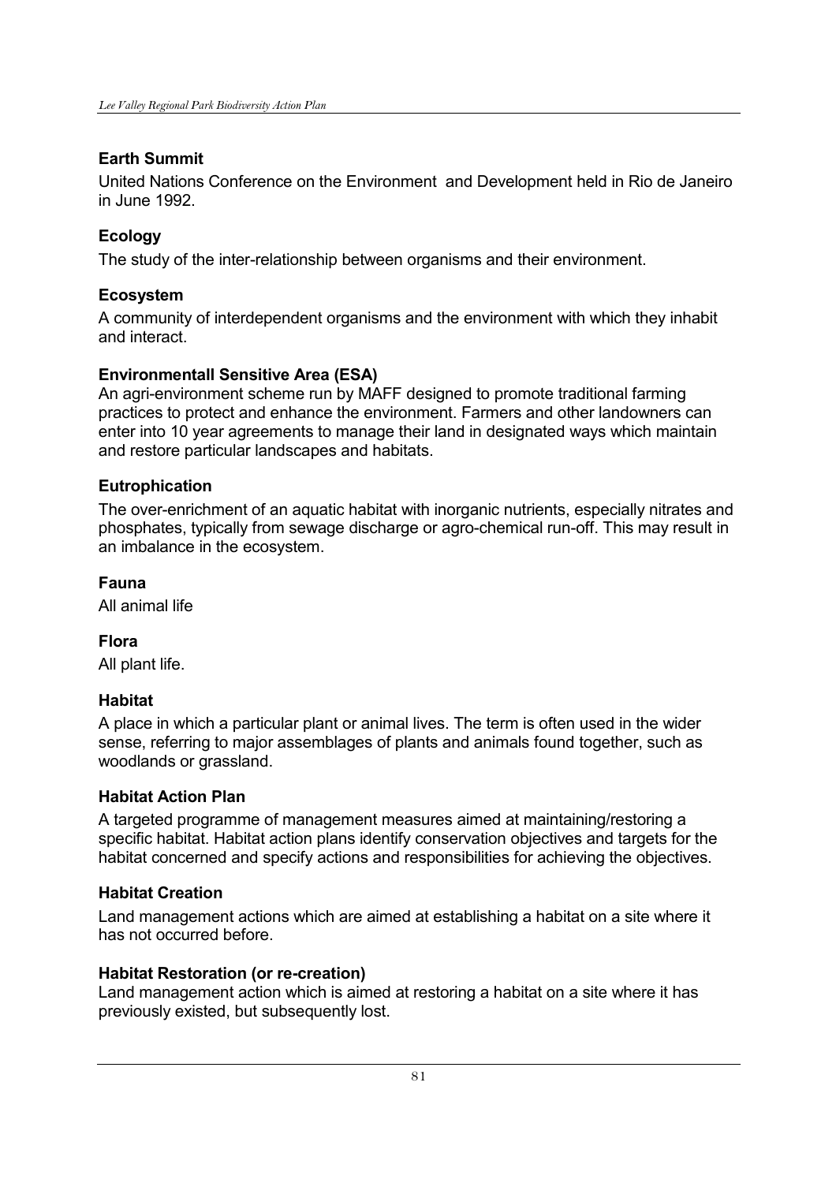**Earth Summit**

United Nations Conference on the Environment  and Development held in Rio de Janeiro in June 1992.

**Ecology**

The study of the inter-relationship between organisms and their environment.

**Ecosystem**

A community of interdependent organisms and the environment with which they inhabit and interact.

**Environmentall Sensitive Area (ESA)**

An agri-environment scheme run by MAFF designed to promote traditional farming practices to protect and enhance the environment. Farmers and other landowners can enter into 10 year agreements to manage their land in designated ways which maintain and restore particular landscapes and habitats.

**Eutrophication**

The over-enrichment of an aquatic habitat with inorganic nutrients, especially nitrates and phosphates, typically from sewage discharge or agro-chemical run-off. This may result in an imbalance in the ecosystem.

**Fauna**

All animal life

**Flora**

All plant life.

**Habitat**

A place in which a particular plant or animal lives. The term is often used in the wider sense, referring to major assemblages of plants and animals found together, such as woodlands or grassland.

**Habitat Action Plan**

A targeted programme of management measures aimed at maintaining/restoring a specific habitat. Habitat action plans identify conservation objectives and targets for the habitat concerned and specify actions and responsibilities for achieving the objectives.

**Habitat Creation**

Land management actions which are aimed at establishing a habitat on a site where it has not occurred before.

**Habitat Restoration (or re-creation)**

Land management action which is aimed at restoring a habitat on a site where it has previously existed, but subsequently lost.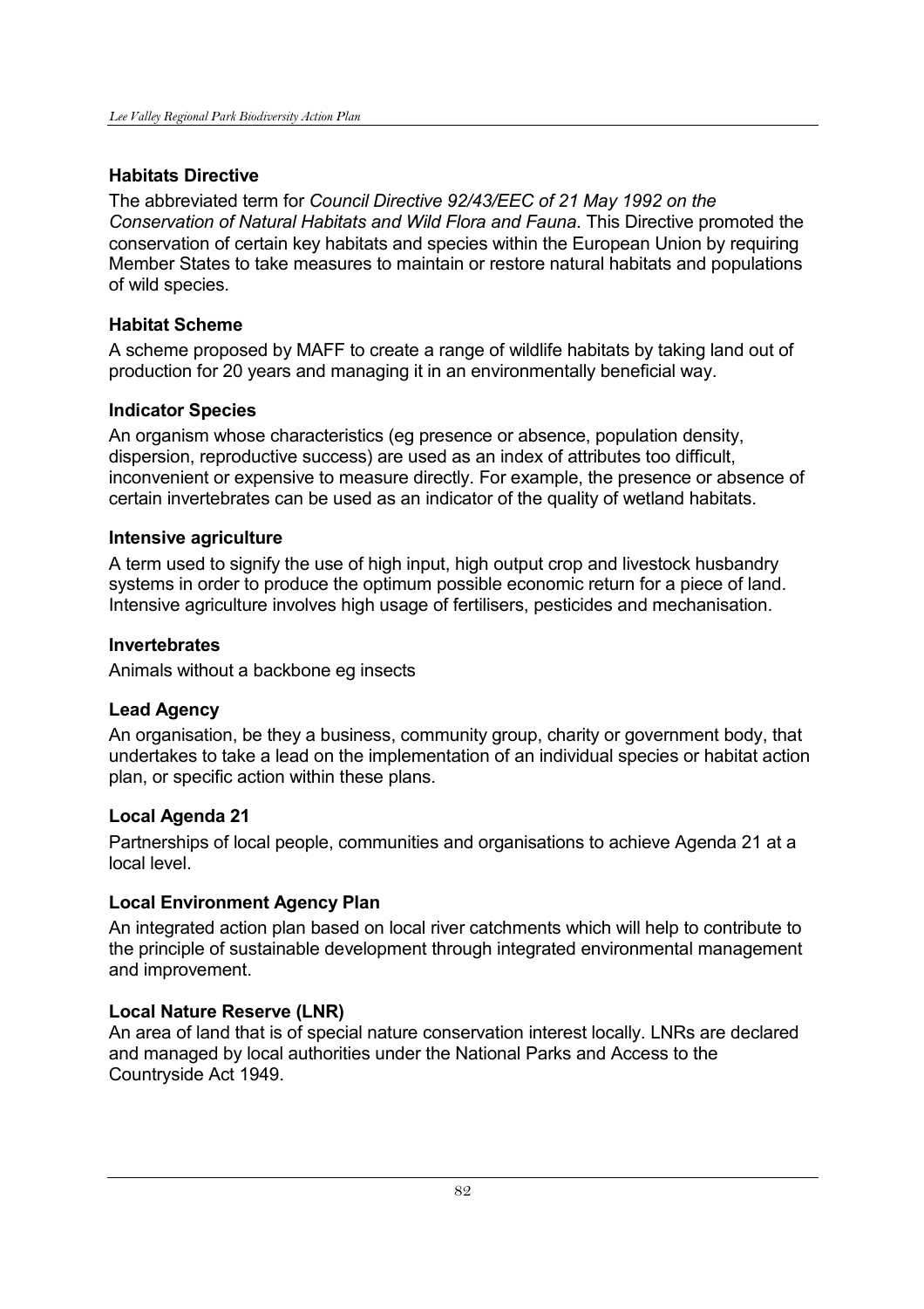**Habitats Directive**

The abbreviated term for *Council Directive 92/43/EEC of 21 May 1992 on the Conservation of Natural Habitats and Wild Flora and Fauna*. This Directive promoted the conservation of certain key habitats and species within the European Union by requiring Member States to take measures to maintain or restore natural habitats and populations of wild species.

**Habitat Scheme**

A scheme proposed by MAFF to create a range of wildlife habitats by taking land out of production for 20 years and managing it in an environmentally beneficial way.

**Indicator Species**

An organism whose characteristics (eg presence or absence, population density, dispersion, reproductive success) are used as an index of attributes too difficult, inconvenient or expensive to measure directly. For example, the presence or absence of certain invertebrates can be used as an indicator of the quality of wetland habitats.

**Intensive agriculture**

A term used to signify the use of high input, high output crop and livestock husbandry systems in order to produce the optimum possible economic return for a piece of land. Intensive agriculture involves high usage of fertilisers, pesticides and mechanisation.

**Invertebrates**

Animals without a backbone eg insects

**Lead Agency**

An organisation, be they a business, community group, charity or government body, that undertakes to take a lead on the implementation of an individual species or habitat action plan, or specific action within these plans.

**Local Agenda 21**

Partnerships of local people, communities and organisations to achieve Agenda 21 at a local level.

**Local Environment Agency Plan**

An integrated action plan based on local river catchments which will help to contribute to the principle of sustainable development through integrated environmental management and improvement.

**Local Nature Reserve (LNR)**

An area of land that is of special nature conservation interest locally. LNRs are declared and managed by local authorities under the National Parks and Access to the Countryside Act 1949.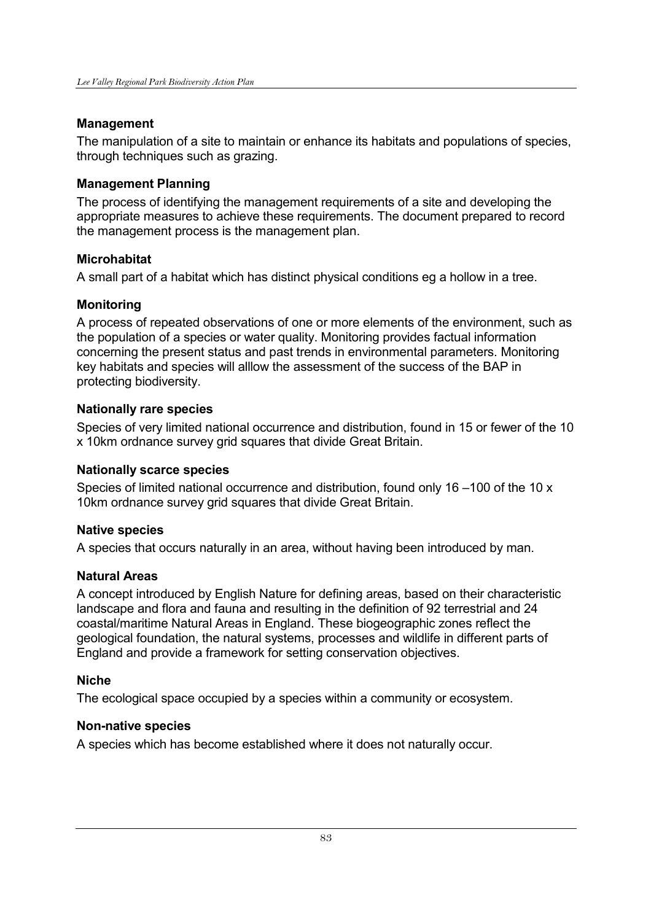**Management**

The manipulation of a site to maintain or enhance its habitats and populations of species, through techniques such as grazing.

**Management Planning**

The process of identifying the management requirements of a site and developing the appropriate measures to achieve these requirements. The document prepared to record the management process is the management plan.

**Microhabitat**

A small part of a habitat which has distinct physical conditions eg a hollow in a tree.

**Monitoring**

A process of repeated observations of one or more elements of the environment, such as the population of a species or water quality. Monitoring provides factual information concerning the present status and past trends in environmental parameters. Monitoring key habitats and species will alllow the assessment of the success of the BAP in protecting biodiversity.

**Nationally rare species**

Species of very limited national occurrence and distribution, found in 15 or fewer of the 10 x 10km ordnance survey grid squares that divide Great Britain.

**Nationally scarce species**

Species of limited national occurrence and distribution, found only 16 –100 of the 10 x 10km ordnance survey grid squares that divide Great Britain.

**Native species**

A species that occurs naturally in an area, without having been introduced by man.

**Natural Areas**

A concept introduced by English Nature for defining areas, based on their characteristic landscape and flora and fauna and resulting in the definition of 92 terrestrial and 24 coastal/maritime Natural Areas in England. These biogeographic zones reflect the geological foundation, the natural systems, processes and wildlife in different parts of England and provide a framework for setting conservation objectives.

**Niche**

The ecological space occupied by a species within a community or ecosystem.

**Non-native species**

A species which has become established where it does not naturally occur.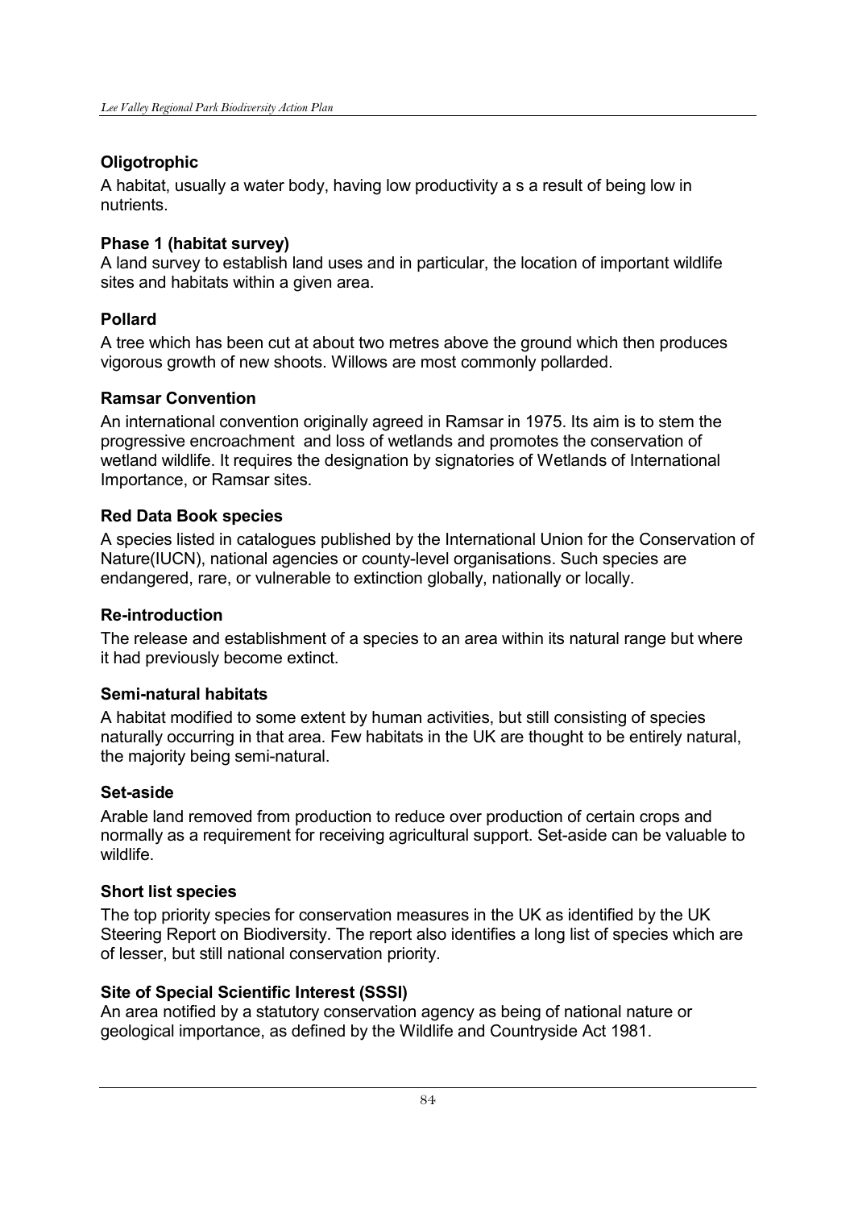**Oligotrophic**

A habitat, usually a water body, having low productivity a s a result of being low in nutrients.

**Phase 1 (habitat survey)**

A land survey to establish land uses and in particular, the location of important wildlife sites and habitats within a given area.

**Pollard**

A tree which has been cut at about two metres above the ground which then produces vigorous growth of new shoots. Willows are most commonly pollarded.

**Ramsar Convention**

An international convention originally agreed in Ramsar in 1975. Its aim is to stem the progressive encroachment and loss of wetlands and promotes the conservation of wetland wildlife. It requires the designation by signatories of Wetlands of International Importance, or Ramsar sites.

**Red Data Book species**

A species listed in catalogues published by the International Union for the Conservation of Nature(IUCN), national agencies or county-level organisations. Such species are endangered, rare, or vulnerable to extinction globally, nationally or locally.

**Re-introduction**

The release and establishment of a species to an area within its natural range but where it had previously become extinct.

**Semi-natural habitats**

A habitat modified to some extent by human activities, but still consisting of species naturally occurring in that area. Few habitats in the UK are thought to be entirely natural, the majority being semi-natural.

**Set-aside**

Arable land removed from production to reduce over production of certain crops and normally as a requirement for receiving agricultural support. Set-aside can be valuable to wildlife.

**Short list species**

The top priority species for conservation measures in the UK as identified by the UK Steering Report on Biodiversity. The report also identifies a long list of species which are of lesser, but still national conservation priority.

**Site of Special Scientific Interest (SSSI)**

An area notified by a statutory conservation agency as being of national nature or geological importance, as defined by the Wildlife and Countryside Act 1981.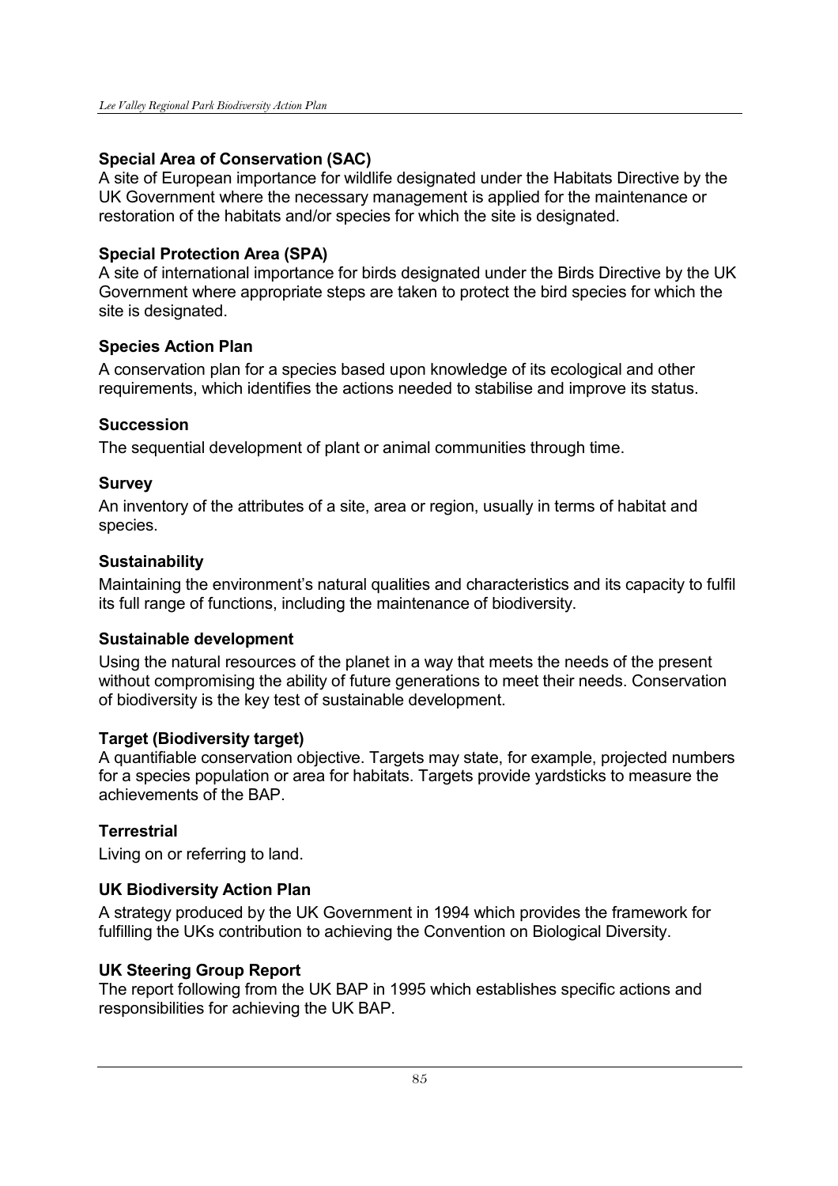**Special Area of Conservation (SAC)**
A site of European importance for wildlife designated under the Habitats Directive by the UK Government where the necessary management is applied for the maintenance or restoration of the habitats and/or species for which the site is designated.

**Special Protection Area (SPA)**
A site of international importance for birds designated under the Birds Directive by the UK Government where appropriate steps are taken to protect the bird species for which the site is designated.

**Species Action Plan**

A conservation plan for a species based upon knowledge of its ecological and other requirements, which identifies the actions needed to stabilise and improve its status.

**Succession**

The sequential development of plant or animal communities through time.

**Survey**

An inventory of the attributes of a site, area or region, usually in terms of habitat and species.

**Sustainability**

Maintaining the environment's natural qualities and characteristics and its capacity to fulfil its full range of functions, including the maintenance of biodiversity.

**Sustainable development**

Using the natural resources of the planet in a way that meets the needs of the present without compromising the ability of future generations to meet their needs. Conservation of biodiversity is the key test of sustainable development.

**Target (Biodiversity target)**
A quantifiable conservation objective. Targets may state, for example, projected numbers for a species population or area for habitats. Targets provide yardsticks to measure the achievements of the BAP.

**Terrestrial**

Living on or referring to land.

**UK Biodiversity Action Plan**

A strategy produced by the UK Government in 1994 which provides the framework for fulfilling the UKs contribution to achieving the Convention on Biological Diversity.

**UK Steering Group Report**
The report following from the UK BAP in 1995 which establishes specific actions and responsibilities for achieving the UK BAP.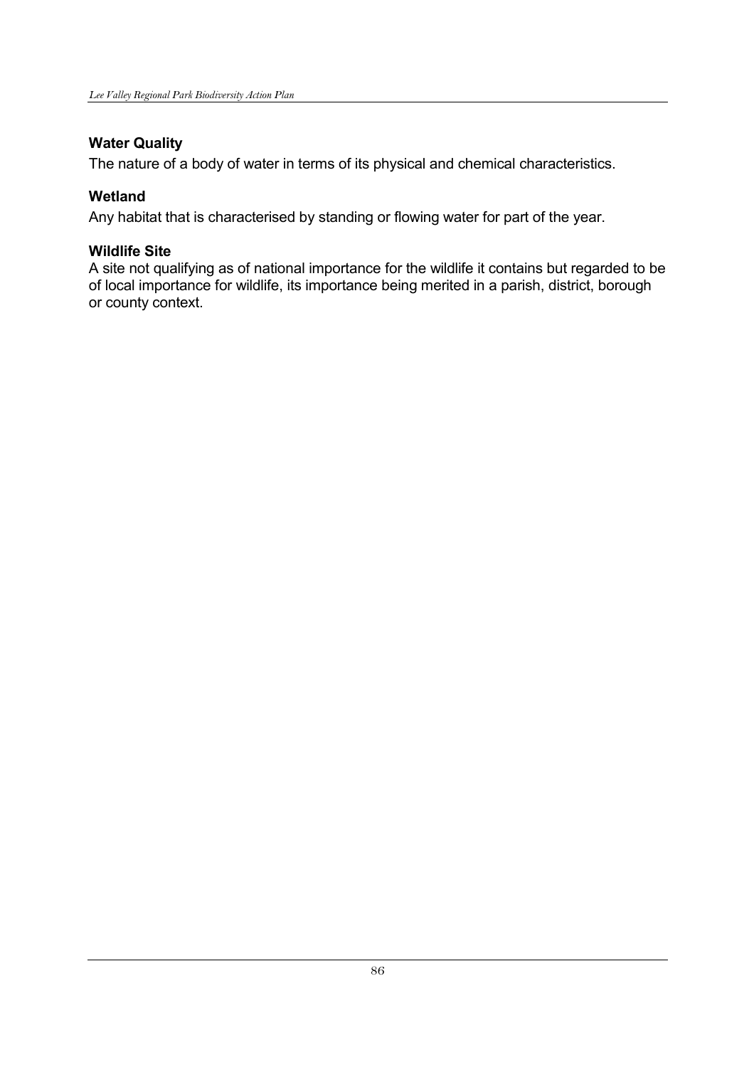**Water Quality**

The nature of a body of water in terms of its physical and chemical characteristics.

**Wetland**

Any habitat that is characterised by standing or flowing water for part of the year.

**Wildlife Site**

A site not qualifying as of national importance for the wildlife it contains but regarded to be of local importance for wildlife, its importance being merited in a parish, district, borough or county context.